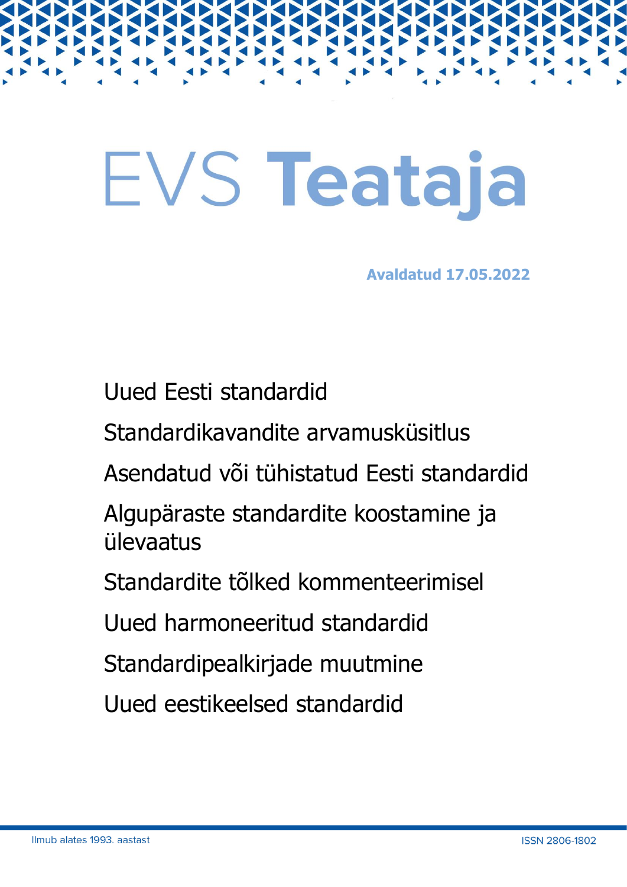# EVS Teataja

**Avaldatud 17.05.2022**

Uued Eesti standardid

Standardikavandite arvamusküsitlus

Asendatud või tühistatud Eesti standardid

Algupäraste standardite koostamine ja ülevaatus

Standardite tõlked kommenteerimisel

Uued harmoneeritud standardid

Standardipealkirjade muutmine

Uued eestikeelsed standardid

Ilmub alates 1993. aastast

ISSN 2806-1802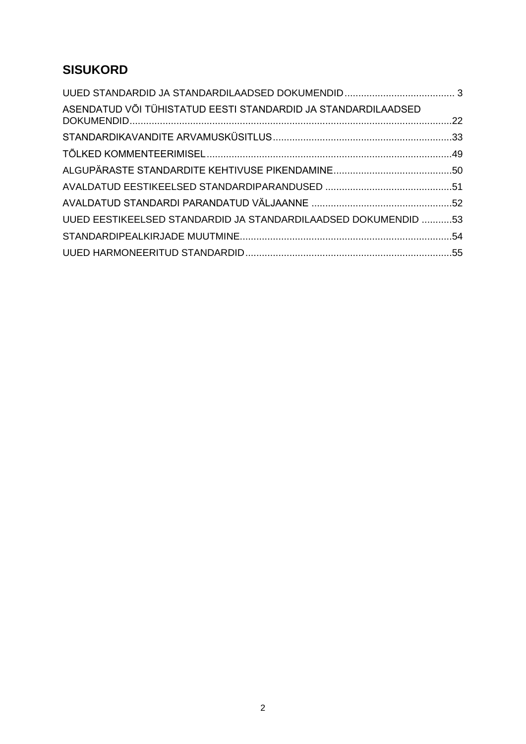# SISUKORD

UUED STANDARDID JA STANDARDILAADSED DOKUMENDID........................................ 3

ASENDATUD VÕI TÜHISTATUD EESTI STANDARDID JA STANDARDILAADSED DOKUMENDID.....................................................................................................................22

STANDARDIKAVANDITE ARVAMUSKÜSITLUS.................................................................33

TÕLKED KOMMENTEERIMISEL.........................................................................................49

ALGUPÄRASTE STANDARDITE KEHTIVUSE PIKENDAMINE...........................................50

AVALDATUD EESTIKEELSED STANDARDIPARANDUSED ..............................................51

AVALDATUD STANDARDI PARANDATUD VÄLJAANNE ...................................................52

UUED EESTIKEELSED STANDARDID JA STANDARDILAADSED DOKUMENDID ...........53

STANDARDIPEALKIRJADE MUUTMINE.............................................................................54

UUED HARMONEERITUD STANDARDID...........................................................................55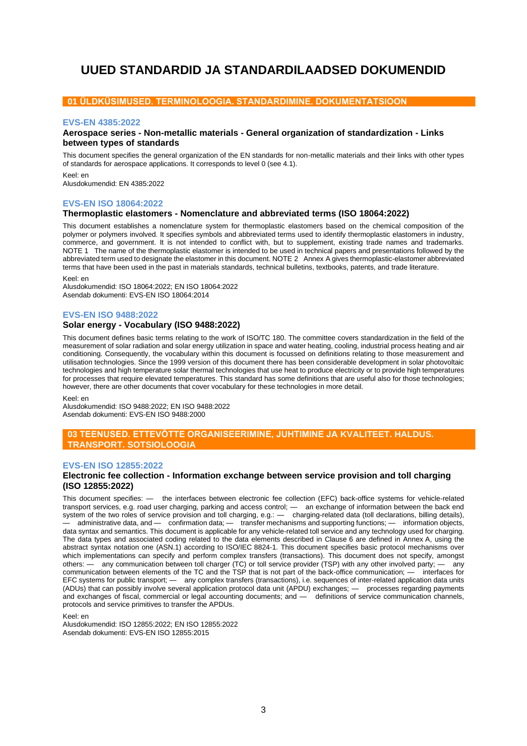# UUED STANDARDID JA STANDARDILAADSED DOKUMENDID

## 01 ÜLDKÜSIMUSED. TERMINOLOOGIA. STANDARDIMINE. DOKUMENTATSIOON

### EVS-EN 4385:2022

**Aerospace series - Non-metallic materials - General organization of standardization - Links between types of standards**

This document specifies the general organization of the EN standards for non-metallic materials and their links with other types of standards for aerospace applications. It corresponds to level 0 (see 4.1).

Keel: en
Alusdokumendid: EN 4385:2022

### EVS-EN ISO 18064:2022

**Thermoplastic elastomers - Nomenclature and abbreviated terms (ISO 18064:2022)**

This document establishes a nomenclature system for thermoplastic elastomers based on the chemical composition of the polymer or polymers involved. It specifies symbols and abbreviated terms used to identify thermoplastic elastomers in industry, commerce, and government. It is not intended to conflict with, but to supplement, existing trade names and trademarks. NOTE 1 The name of the thermoplastic elastomer is intended to be used in technical papers and presentations followed by the abbreviated term used to designate the elastomer in this document. NOTE 2 Annex A gives thermoplastic-elastomer abbreviated terms that have been used in the past in materials standards, technical bulletins, textbooks, patents, and trade literature.

Keel: en
Alusdokumendid: ISO 18064:2022; EN ISO 18064:2022
Asendab dokumenti: EVS-EN ISO 18064:2014

### EVS-EN ISO 9488:2022

**Solar energy - Vocabulary (ISO 9488:2022)**

This document defines basic terms relating to the work of ISO/TC 180. The committee covers standardization in the field of the measurement of solar radiation and solar energy utilization in space and water heating, cooling, industrial process heating and air conditioning. Consequently, the vocabulary within this document is focussed on definitions relating to those measurement and utilisation technologies. Since the 1999 version of this document there has been considerable development in solar photovoltaic technologies and high temperature solar thermal technologies that use heat to produce electricity or to provide high temperatures for processes that require elevated temperatures. This standard has some definitions that are useful also for those technologies; however, there are other documents that cover vocabulary for these technologies in more detail.

Keel: en
Alusdokumendid: ISO 9488:2022; EN ISO 9488:2022
Asendab dokumenti: EVS-EN ISO 9488:2000

## 03 TEENUSED. ETTEVÕTTE ORGANISEERIMINE, JUHTIMINE JA KVALITEET. HALDUS. TRANSPORT. SOTSIOLOOGIA

### EVS-EN ISO 12855:2022

**Electronic fee collection - Information exchange between service provision and toll charging (ISO 12855:2022)**

This document specifies: — the interfaces between electronic fee collection (EFC) back-office systems for vehicle-related transport services, e.g. road user charging, parking and access control; — an exchange of information between the back end system of the two roles of service provision and toll charging, e.g.: — charging-related data (toll declarations, billing details), — administrative data, and — confirmation data; — transfer mechanisms and supporting functions; — information objects, data syntax and semantics. This document is applicable for any vehicle-related toll service and any technology used for charging. The data types and associated coding related to the data elements described in Clause 6 are defined in Annex A, using the abstract syntax notation one (ASN.1) according to ISO/IEC 8824-1. This document specifies basic protocol mechanisms over which implementations can specify and perform complex transfers (transactions). This document does not specify, amongst others: — any communication between toll charger (TC) or toll service provider (TSP) with any other involved party; — any communication between elements of the TC and the TSP that is not part of the back-office communication; — interfaces for EFC systems for public transport; — any complex transfers (transactions), i.e. sequences of inter-related application data units (ADUs) that can possibly involve several application protocol data unit (APDU) exchanges; — processes regarding payments and exchanges of fiscal, commercial or legal accounting documents; and — definitions of service communication channels, protocols and service primitives to transfer the APDUs.

Keel: en
Alusdokumendid: ISO 12855:2022; EN ISO 12855:2022
Asendab dokumenti: EVS-EN ISO 12855:2015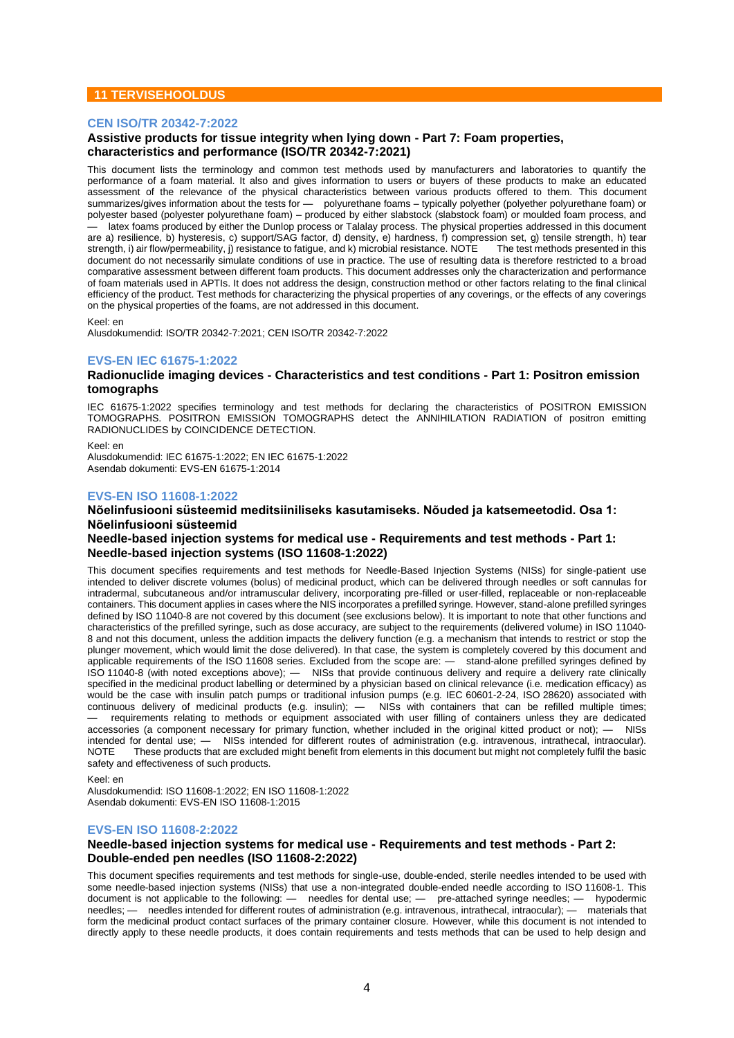## 11 TERVISEHOOLDUS

### CEN ISO/TR 20342-7:2022

**Assistive products for tissue integrity when lying down - Part 7: Foam properties, characteristics and performance (ISO/TR 20342-7:2021)**

This document lists the terminology and common test methods used by manufacturers and laboratories to quantify the performance of a foam material. It also and gives information to users or buyers of these products to make an educated assessment of the relevance of the physical characteristics between various products offered to them. This document summarizes/gives information about the tests for — polyurethane foams – typically polyether (polyether polyurethane foam) or polyester based (polyester polyurethane foam) – produced by either slabstock (slabstock foam) or moulded foam process, and — latex foams produced by either the Dunlop process or Talalay process. The physical properties addressed in this document are a) resilience, b) hysteresis, c) support/SAG factor, d) density, e) hardness, f) compression set, g) tensile strength, h) tear strength, i) air flow/permeability, j) resistance to fatigue, and k) microbial resistance. NOTE The test methods presented in this document do not necessarily simulate conditions of use in practice. The use of resulting data is therefore restricted to a broad comparative assessment between different foam products. This document addresses only the characterization and performance of foam materials used in APTIs. It does not address the design, construction method or other factors relating to the final clinical efficiency of the product. Test methods for characterizing the physical properties of any coverings, or the effects of any coverings on the physical properties of the foams, are not addressed in this document.

Keel: en
Alusdokumendid: ISO/TR 20342-7:2021; CEN ISO/TR 20342-7:2022

### EVS-EN IEC 61675-1:2022

**Radionuclide imaging devices - Characteristics and test conditions - Part 1: Positron emission tomographs**

IEC 61675-1:2022 specifies terminology and test methods for declaring the characteristics of POSITRON EMISSION TOMOGRAPHS. POSITRON EMISSION TOMOGRAPHS detect the ANNIHILATION RADIATION of positron emitting RADIONUCLIDES by COINCIDENCE DETECTION.

Keel: en
Alusdokumendid: IEC 61675-1:2022; EN IEC 61675-1:2022
Asendab dokumenti: EVS-EN 61675-1:2014

### EVS-EN ISO 11608-1:2022

**Nõelinfusiooni süsteemid meditsiiniliseks kasutamiseks. Nõuded ja katsemeetodid. Osa 1: Nõelinfusiooni süsteemid**

**Needle-based injection systems for medical use - Requirements and test methods - Part 1: Needle-based injection systems (ISO 11608-1:2022)**

This document specifies requirements and test methods for Needle-Based Injection Systems (NISs) for single-patient use intended to deliver discrete volumes (bolus) of medicinal product, which can be delivered through needles or soft cannulas for intradermal, subcutaneous and/or intramuscular delivery, incorporating pre-filled or user-filled, replaceable or non-replaceable containers. This document applies in cases where the NIS incorporates a prefilled syringe. However, stand-alone prefilled syringes defined by ISO 11040-8 are not covered by this document (see exclusions below). It is important to note that other functions and characteristics of the prefilled syringe, such as dose accuracy, are subject to the requirements (delivered volume) in ISO 11040-8 and not this document, unless the addition impacts the delivery function (e.g. a mechanism that intends to restrict or stop the plunger movement, which would limit the dose delivered). In that case, the system is completely covered by this document and applicable requirements of the ISO 11608 series. Excluded from the scope are: — stand-alone prefilled syringes defined by ISO 11040-8 (with noted exceptions above); — NISs that provide continuous delivery and require a delivery rate clinically specified in the medicinal product labelling or determined by a physician based on clinical relevance (i.e. medication efficacy) as would be the case with insulin patch pumps or traditional infusion pumps (e.g. IEC 60601-2-24, ISO 28620) associated with continuous delivery of medicinal products (e.g. insulin); — NISs with containers that can be refilled multiple times; — requirements relating to methods or equipment associated with user filling of containers unless they are dedicated accessories (a component necessary for primary function, whether included in the original kitted product or not); — NISs intended for dental use; — NISs intended for different routes of administration (e.g. intravenous, intrathecal, intraocular). NOTE These products that are excluded might benefit from elements in this document but might not completely fulfil the basic safety and effectiveness of such products.

Keel: en
Alusdokumendid: ISO 11608-1:2022; EN ISO 11608-1:2022
Asendab dokumenti: EVS-EN ISO 11608-1:2015

### EVS-EN ISO 11608-2:2022

**Needle-based injection systems for medical use - Requirements and test methods - Part 2: Double-ended pen needles (ISO 11608-2:2022)**

This document specifies requirements and test methods for single-use, double-ended, sterile needles intended to be used with some needle-based injection systems (NISs) that use a non-integrated double-ended needle according to ISO 11608-1. This document is not applicable to the following: — needles for dental use; — pre-attached syringe needles; — hypodermic needles; — needles intended for different routes of administration (e.g. intravenous, intrathecal, intraocular); — materials that form the medicinal product contact surfaces of the primary container closure. However, while this document is not intended to directly apply to these needle products, it does contain requirements and tests methods that can be used to help design and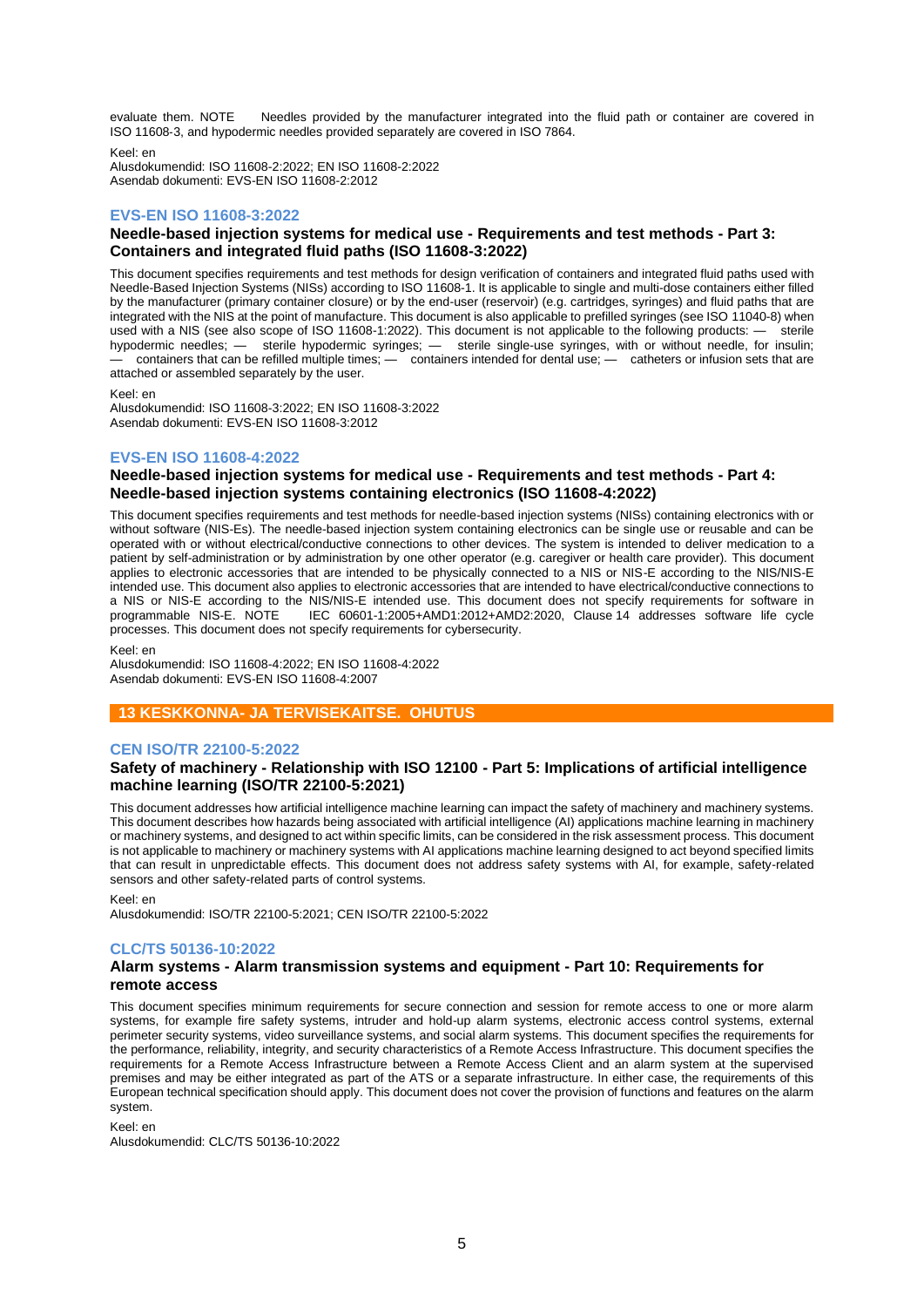evaluate them. NOTE Needles provided by the manufacturer integrated into the fluid path or container are covered in ISO 11608-3, and hypodermic needles provided separately are covered in ISO 7864.

Keel: en
Alusdokumendid: ISO 11608-2:2022; EN ISO 11608-2:2022
Asendab dokumenti: EVS-EN ISO 11608-2:2012

### EVS-EN ISO 11608-3:2022

**Needle-based injection systems for medical use - Requirements and test methods - Part 3: Containers and integrated fluid paths (ISO 11608-3:2022)**

This document specifies requirements and test methods for design verification of containers and integrated fluid paths used with Needle-Based Injection Systems (NISs) according to ISO 11608-1. It is applicable to single and multi-dose containers either filled by the manufacturer (primary container closure) or by the end-user (reservoir) (e.g. cartridges, syringes) and fluid paths that are integrated with the NIS at the point of manufacture. This document is also applicable to prefilled syringes (see ISO 11040-8) when used with a NIS (see also scope of ISO 11608-1:2022). This document is not applicable to the following products: — sterile hypodermic needles; — sterile hypodermic syringes; — sterile single-use syringes, with or without needle, for insulin; — containers that can be refilled multiple times; — containers intended for dental use; — catheters or infusion sets that are attached or assembled separately by the user.

Keel: en
Alusdokumendid: ISO 11608-3:2022; EN ISO 11608-3:2022
Asendab dokumenti: EVS-EN ISO 11608-3:2012

### EVS-EN ISO 11608-4:2022

**Needle-based injection systems for medical use - Requirements and test methods - Part 4: Needle-based injection systems containing electronics (ISO 11608-4:2022)**

This document specifies requirements and test methods for needle-based injection systems (NISs) containing electronics with or without software (NIS-Es). The needle-based injection system containing electronics can be single use or reusable and can be operated with or without electrical/conductive connections to other devices. The system is intended to deliver medication to a patient by self-administration or by administration by one other operator (e.g. caregiver or health care provider). This document applies to electronic accessories that are intended to be physically connected to a NIS or NIS-E according to the NIS/NIS-E intended use. This document also applies to electronic accessories that are intended to have electrical/conductive connections to a NIS or NIS-E according to the NIS/NIS-E intended use. This document does not specify requirements for software in programmable NIS-E. NOTE IEC 60601-1:2005+AMD1:2012+AMD2:2020, Clause 14 addresses software life cycle processes. This document does not specify requirements for cybersecurity.

Keel: en
Alusdokumendid: ISO 11608-4:2022; EN ISO 11608-4:2022
Asendab dokumenti: EVS-EN ISO 11608-4:2007

## 13 KESKKONNA- JA TERVISEKAITSE. OHUTUS

### CEN ISO/TR 22100-5:2022

**Safety of machinery - Relationship with ISO 12100 - Part 5: Implications of artificial intelligence machine learning (ISO/TR 22100-5:2021)**

This document addresses how artificial intelligence machine learning can impact the safety of machinery and machinery systems. This document describes how hazards being associated with artificial intelligence (AI) applications machine learning in machinery or machinery systems, and designed to act within specific limits, can be considered in the risk assessment process. This document is not applicable to machinery or machinery systems with AI applications machine learning designed to act beyond specified limits that can result in unpredictable effects. This document does not address safety systems with AI, for example, safety-related sensors and other safety-related parts of control systems.

Keel: en
Alusdokumendid: ISO/TR 22100-5:2021; CEN ISO/TR 22100-5:2022

### CLC/TS 50136-10:2022

**Alarm systems - Alarm transmission systems and equipment - Part 10: Requirements for remote access**

This document specifies minimum requirements for secure connection and session for remote access to one or more alarm systems, for example fire safety systems, intruder and hold-up alarm systems, electronic access control systems, external perimeter security systems, video surveillance systems, and social alarm systems. This document specifies the requirements for the performance, reliability, integrity, and security characteristics of a Remote Access Infrastructure. This document specifies the requirements for a Remote Access Infrastructure between a Remote Access Client and an alarm system at the supervised premises and may be either integrated as part of the ATS or a separate infrastructure. In either case, the requirements of this European technical specification should apply. This document does not cover the provision of functions and features on the alarm system.

Keel: en
Alusdokumendid: CLC/TS 50136-10:2022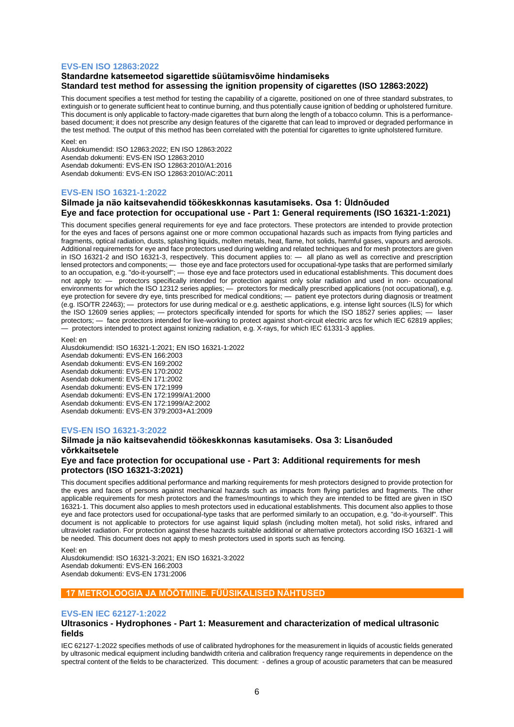### EVS-EN ISO 12863:2022

**Standardne katsemeetod sigarettide süütamisvõime hindamiseks**
**Standard test method for assessing the ignition propensity of cigarettes (ISO 12863:2022)**

This document specifies a test method for testing the capability of a cigarette, positioned on one of three standard substrates, to extinguish or to generate sufficient heat to continue burning, and thus potentially cause ignition of bedding or upholstered furniture. This document is only applicable to factory-made cigarettes that burn along the length of a tobacco column. This is a performance-based document; it does not prescribe any design features of the cigarette that can lead to improved or degraded performance in the test method. The output of this method has been correlated with the potential for cigarettes to ignite upholstered furniture.

Keel: en
Alusdokumendid: ISO 12863:2022; EN ISO 12863:2022
Asendab dokumenti: EVS-EN ISO 12863:2010
Asendab dokumenti: EVS-EN ISO 12863:2010/A1:2016
Asendab dokumenti: EVS-EN ISO 12863:2010/AC:2011

### EVS-EN ISO 16321-1:2022

**Silmade ja näo kaitsevahendid töökeskkonnas kasutamiseks. Osa 1: Üldnõuded**
**Eye and face protection for occupational use - Part 1: General requirements (ISO 16321-1:2021)**

This document specifies general requirements for eye and face protectors. These protectors are intended to provide protection for the eyes and faces of persons against one or more common occupational hazards such as impacts from flying particles and fragments, optical radiation, dusts, splashing liquids, molten metals, heat, flame, hot solids, harmful gases, vapours and aerosols. Additional requirements for eye and face protectors used during welding and related techniques and for mesh protectors are given in ISO 16321-2 and ISO 16321-3, respectively. This document applies to: — all plano as well as corrective and prescription lensed protectors and components; — those eye and face protectors used for occupational-type tasks that are performed similarly to an occupation, e.g. "do-it-yourself"; — those eye and face protectors used in educational establishments. This document does not apply to: — protectors specifically intended for protection against only solar radiation and used in non- occupational environments for which the ISO 12312 series applies; — protectors for medically prescribed applications (not occupational), e.g. eye protection for severe dry eye, tints prescribed for medical conditions; — patient eye protectors during diagnosis or treatment (e.g. ISO/TR 22463); — protectors for use during medical or e.g. aesthetic applications, e.g. intense light sources (ILS) for which the ISO 12609 series applies; — protectors specifically intended for sports for which the ISO 18527 series applies; — laser protectors; — face protectors intended for live-working to protect against short-circuit electric arcs for which IEC 62819 applies; — protectors intended to protect against ionizing radiation, e.g. X-rays, for which IEC 61331-3 applies.

Keel: en
Alusdokumendid: ISO 16321-1:2021; EN ISO 16321-1:2022
Asendab dokumenti: EVS-EN 166:2003
Asendab dokumenti: EVS-EN 169:2002
Asendab dokumenti: EVS-EN 170:2002
Asendab dokumenti: EVS-EN 171:2002
Asendab dokumenti: EVS-EN 172:1999
Asendab dokumenti: EVS-EN 172:1999/A1:2000
Asendab dokumenti: EVS-EN 172:1999/A2:2002
Asendab dokumenti: EVS-EN 379:2003+A1:2009

### EVS-EN ISO 16321-3:2022

**Silmade ja näo kaitsevahendid töökeskkonnas kasutamiseks. Osa 3: Lisanõuded võrkkaitsetele**
**Eye and face protection for occupational use - Part 3: Additional requirements for mesh protectors (ISO 16321-3:2021)**

This document specifies additional performance and marking requirements for mesh protectors designed to provide protection for the eyes and faces of persons against mechanical hazards such as impacts from flying particles and fragments. The other applicable requirements for mesh protectors and the frames/mountings to which they are intended to be fitted are given in ISO 16321-1. This document also applies to mesh protectors used in educational establishments. This document also applies to those eye and face protectors used for occupational-type tasks that are performed similarly to an occupation, e.g. "do-it-yourself". This document is not applicable to protectors for use against liquid splash (including molten metal), hot solid risks, infrared and ultraviolet radiation. For protection against these hazards suitable additional or alternative protectors according ISO 16321-1 will be needed. This document does not apply to mesh protectors used in sports such as fencing.

Keel: en
Alusdokumendid: ISO 16321-3:2021; EN ISO 16321-3:2022
Asendab dokumenti: EVS-EN 166:2003
Asendab dokumenti: EVS-EN 1731:2006

## 17 METROLOOGIA JA MÕÕTMINE. FÜÜSIKALISED NÄHTUSED

### EVS-EN IEC 62127-1:2022

**Ultrasonics - Hydrophones - Part 1: Measurement and characterization of medical ultrasonic fields**

IEC 62127-1:2022 specifies methods of use of calibrated hydrophones for the measurement in liquids of acoustic fields generated by ultrasonic medical equipment including bandwidth criteria and calibration frequency range requirements in dependence on the spectral content of the fields to be characterized. This document: - defines a group of acoustic parameters that can be measured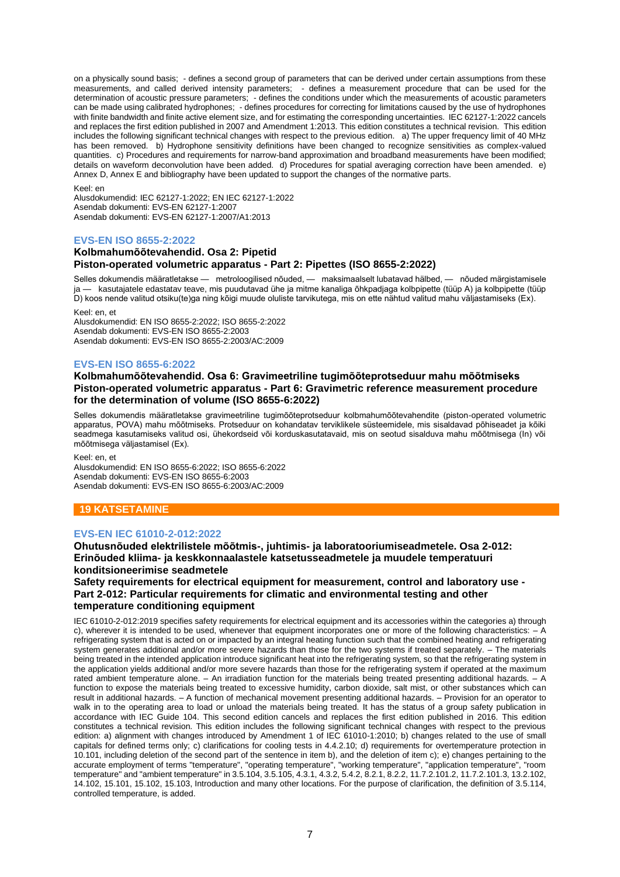on a physically sound basis; - defines a second group of parameters that can be derived under certain assumptions from these measurements, and called derived intensity parameters; - defines a measurement procedure that can be used for the determination of acoustic pressure parameters; - defines the conditions under which the measurements of acoustic parameters can be made using calibrated hydrophones; - defines procedures for correcting for limitations caused by the use of hydrophones with finite bandwidth and finite active element size, and for estimating the corresponding uncertainties. IEC 62127-1:2022 cancels and replaces the first edition published in 2007 and Amendment 1:2013. This edition constitutes a technical revision. This edition includes the following significant technical changes with respect to the previous edition. a) The upper frequency limit of 40 MHz has been removed. b) Hydrophone sensitivity definitions have been changed to recognize sensitivities as complex-valued quantities. c) Procedures and requirements for narrow-band approximation and broadband measurements have been modified; details on waveform deconvolution have been added. d) Procedures for spatial averaging correction have been amended. e) Annex D, Annex E and bibliography have been updated to support the changes of the normative parts.

Keel: en
Alusdokumendid: IEC 62127-1:2022; EN IEC 62127-1:2022
Asendab dokumenti: EVS-EN 62127-1:2007
Asendab dokumenti: EVS-EN 62127-1:2007/A1:2013

### EVS-EN ISO 8655-2:2022

**Kolbmahumõõtevahendid. Osa 2: Pipetid**
**Piston-operated volumetric apparatus - Part 2: Pipettes (ISO 8655-2:2022)**

Selles dokumendis määratletakse — metroloogilised nõuded, — maksimaalselt lubatavad hälbed, — nõuded märgistamisele ja — kasutajatele edastatav teave, mis puudutavad ühe ja mitme kanaliga õhkpadjaga kolbpipette (tüüp A) ja kolbpipette (tüüp D) koos nende valitud otsiku(te)ga ning kõigi muude oluliste tarvikutega, mis on ette nähtud valitud mahu väljastamiseks (Ex).

Keel: en, et
Alusdokumendid: EN ISO 8655-2:2022; ISO 8655-2:2022
Asendab dokumenti: EVS-EN ISO 8655-2:2003
Asendab dokumenti: EVS-EN ISO 8655-2:2003/AC:2009

### EVS-EN ISO 8655-6:2022

**Kolbmahumõõtevahendid. Osa 6: Gravimeetriline tugimõõteprotseduur mahu mõõtmiseks**
**Piston-operated volumetric apparatus - Part 6: Gravimetric reference measurement procedure for the determination of volume (ISO 8655-6:2022)**

Selles dokumendis määratletakse gravimeetriline tugimõõteprotseduur kolbmahumõõtevahendite (piston-operated volumetric apparatus, POVA) mahu mõõtmiseks. Protseduur on kohandatav terviklikele süsteemidele, mis sisaldavad põhiseadet ja kõiki seadmega kasutamiseks valitud osi, ühekordseid või korduskasutatavaid, mis on seotud sisalduva mahu mõõtmisega (In) või mõõtmisega väljastamisel (Ex).

Keel: en, et
Alusdokumendid: EN ISO 8655-6:2022; ISO 8655-6:2022
Asendab dokumenti: EVS-EN ISO 8655-6:2003
Asendab dokumenti: EVS-EN ISO 8655-6:2003/AC:2009

## 19 KATSETAMINE

### EVS-EN IEC 61010-2-012:2022

**Ohutusnõuded elektrilistele mõõtmis-, juhtimis- ja laboratooriumiseadmetele. Osa 2-012: Erinõuded kliima- ja keskkonnaalastele katsetusseadmetele ja muudele temperatuuri konditsioneerimise seadmetele**
**Safety requirements for electrical equipment for measurement, control and laboratory use - Part 2-012: Particular requirements for climatic and environmental testing and other temperature conditioning equipment**

IEC 61010-2-012:2019 specifies safety requirements for electrical equipment and its accessories within the categories a) through c), wherever it is intended to be used, whenever that equipment incorporates one or more of the following characteristics: – A refrigerating system that is acted on or impacted by an integral heating function such that the combined heating and refrigerating system generates additional and/or more severe hazards than those for the two systems if treated separately. – The materials being treated in the intended application introduce significant heat into the refrigerating system, so that the refrigerating system in the application yields additional and/or more severe hazards than those for the refrigerating system if operated at the maximum rated ambient temperature alone. – An irradiation function for the materials being treated presenting additional hazards. – A function to expose the materials being treated to excessive humidity, carbon dioxide, salt mist, or other substances which can result in additional hazards. – A function of mechanical movement presenting additional hazards. – Provision for an operator to walk in to the operating area to load or unload the materials being treated. It has the status of a group safety publication in accordance with IEC Guide 104. This second edition cancels and replaces the first edition published in 2016. This edition constitutes a technical revision. This edition includes the following significant technical changes with respect to the previous edition: a) alignment with changes introduced by Amendment 1 of IEC 61010-1:2010; b) changes related to the use of small capitals for defined terms only; c) clarifications for cooling tests in 4.4.2.10; d) requirements for overtemperature protection in 10.101, including deletion of the second part of the sentence in item b), and the deletion of item c); e) changes pertaining to the accurate employment of terms "temperature", "operating temperature", "working temperature", "application temperature", "room temperature" and "ambient temperature" in 3.5.104, 3.5.105, 4.3.1, 4.3.2, 5.4.2, 8.2.1, 8.2.2, 11.7.2.101.2, 11.7.2.101.3, 13.2.102, 14.102, 15.101, 15.102, 15.103, Introduction and many other locations. For the purpose of clarification, the definition of 3.5.114, controlled temperature, is added.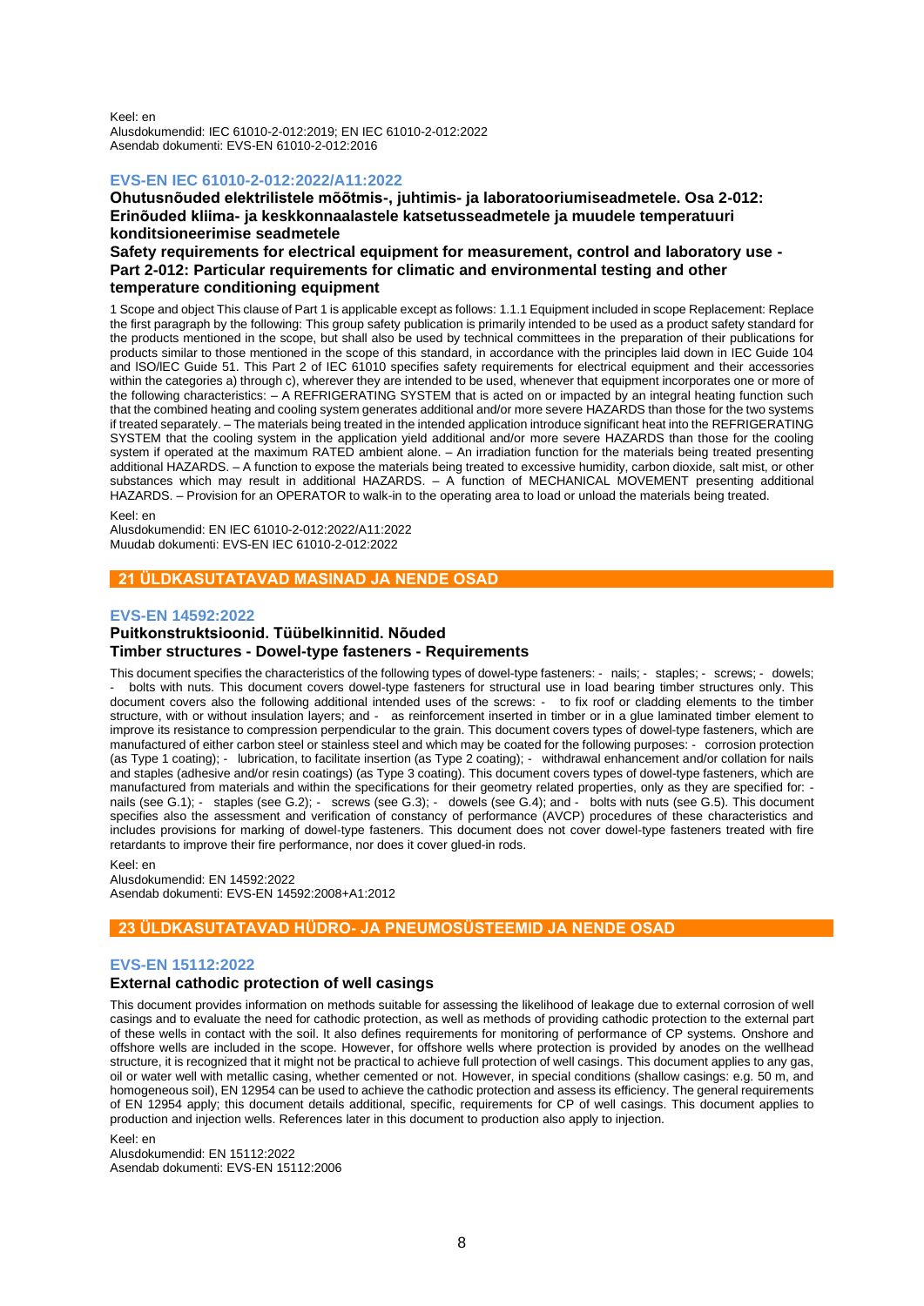Keel: en
Alusdokumendid: IEC 61010-2-012:2019; EN IEC 61010-2-012:2022
Asendab dokumenti: EVS-EN 61010-2-012:2016

### EVS-EN IEC 61010-2-012:2022/A11:2022

**Ohutusnõuded elektrilistele mõõtmis-, juhtimis- ja laboratooriumiseadmetele. Osa 2-012: Erinõuded kliima- ja keskkonnaalastele katsetusseadmetele ja muudele temperatuuri konditsioneerimise seadmetele**

**Safety requirements for electrical equipment for measurement, control and laboratory use - Part 2-012: Particular requirements for climatic and environmental testing and other temperature conditioning equipment**

1 Scope and object This clause of Part 1 is applicable except as follows: 1.1.1 Equipment included in scope Replacement: Replace the first paragraph by the following: This group safety publication is primarily intended to be used as a product safety standard for the products mentioned in the scope, but shall also be used by technical committees in the preparation of their publications for products similar to those mentioned in the scope of this standard, in accordance with the principles laid down in IEC Guide 104 and ISO/IEC Guide 51. This Part 2 of IEC 61010 specifies safety requirements for electrical equipment and their accessories within the categories a) through c), wherever they are intended to be used, whenever that equipment incorporates one or more of the following characteristics: – A REFRIGERATING SYSTEM that is acted on or impacted by an integral heating function such that the combined heating and cooling system generates additional and/or more severe HAZARDS than those for the two systems if treated separately. – The materials being treated in the intended application introduce significant heat into the REFRIGERATING SYSTEM that the cooling system in the application yield additional and/or more severe HAZARDS than those for the cooling system if operated at the maximum RATED ambient alone. – An irradiation function for the materials being treated presenting additional HAZARDS. – A function to expose the materials being treated to excessive humidity, carbon dioxide, salt mist, or other substances which may result in additional HAZARDS. – A function of MECHANICAL MOVEMENT presenting additional HAZARDS. – Provision for an OPERATOR to walk-in to the operating area to load or unload the materials being treated.

Keel: en
Alusdokumendid: EN IEC 61010-2-012:2022/A11:2022
Muudab dokumenti: EVS-EN IEC 61010-2-012:2022

## 21 ÜLDKASUTATAVAD MASINAD JA NENDE OSAD

### EVS-EN 14592:2022

**Puitkonstruktsioonid. Tüübelkinnitid. Nõuded**
**Timber structures - Dowel-type fasteners - Requirements**

This document specifies the characteristics of the following types of dowel-type fasteners: - nails; - staples; - screws; - dowels; - bolts with nuts. This document covers dowel-type fasteners for structural use in load bearing timber structures only. This document covers also the following additional intended uses of the screws: - to fix roof or cladding elements to the timber structure, with or without insulation layers; and - as reinforcement inserted in timber or in a glue laminated timber element to improve its resistance to compression perpendicular to the grain. This document covers types of dowel-type fasteners, which are manufactured of either carbon steel or stainless steel and which may be coated for the following purposes: - corrosion protection (as Type 1 coating); - lubrication, to facilitate insertion (as Type 2 coating); - withdrawal enhancement and/or collation for nails and staples (adhesive and/or resin coatings) (as Type 3 coating). This document covers types of dowel-type fasteners, which are manufactured from materials and within the specifications for their geometry related properties, only as they are specified for: - nails (see G.1); - staples (see G.2); - screws (see G.3); - dowels (see G.4); and - bolts with nuts (see G.5). This document specifies also the assessment and verification of constancy of performance (AVCP) procedures of these characteristics and includes provisions for marking of dowel-type fasteners. This document does not cover dowel-type fasteners treated with fire retardants to improve their fire performance, nor does it cover glued-in rods.

Keel: en
Alusdokumendid: EN 14592:2022
Asendab dokumenti: EVS-EN 14592:2008+A1:2012

## 23 ÜLDKASUTATAVAD HÜDRO- JA PNEUMOSÜSTEEMID JA NENDE OSAD

### EVS-EN 15112:2022

**External cathodic protection of well casings**

This document provides information on methods suitable for assessing the likelihood of leakage due to external corrosion of well casings and to evaluate the need for cathodic protection, as well as methods of providing cathodic protection to the external part of these wells in contact with the soil. It also defines requirements for monitoring of performance of CP systems. Onshore and offshore wells are included in the scope. However, for offshore wells where protection is provided by anodes on the wellhead structure, it is recognized that it might not be practical to achieve full protection of well casings. This document applies to any gas, oil or water well with metallic casing, whether cemented or not. However, in special conditions (shallow casings: e.g. 50 m, and homogeneous soil), EN 12954 can be used to achieve the cathodic protection and assess its efficiency. The general requirements of EN 12954 apply; this document details additional, specific, requirements for CP of well casings. This document applies to production and injection wells. References later in this document to production also apply to injection.

Keel: en
Alusdokumendid: EN 15112:2022
Asendab dokumenti: EVS-EN 15112:2006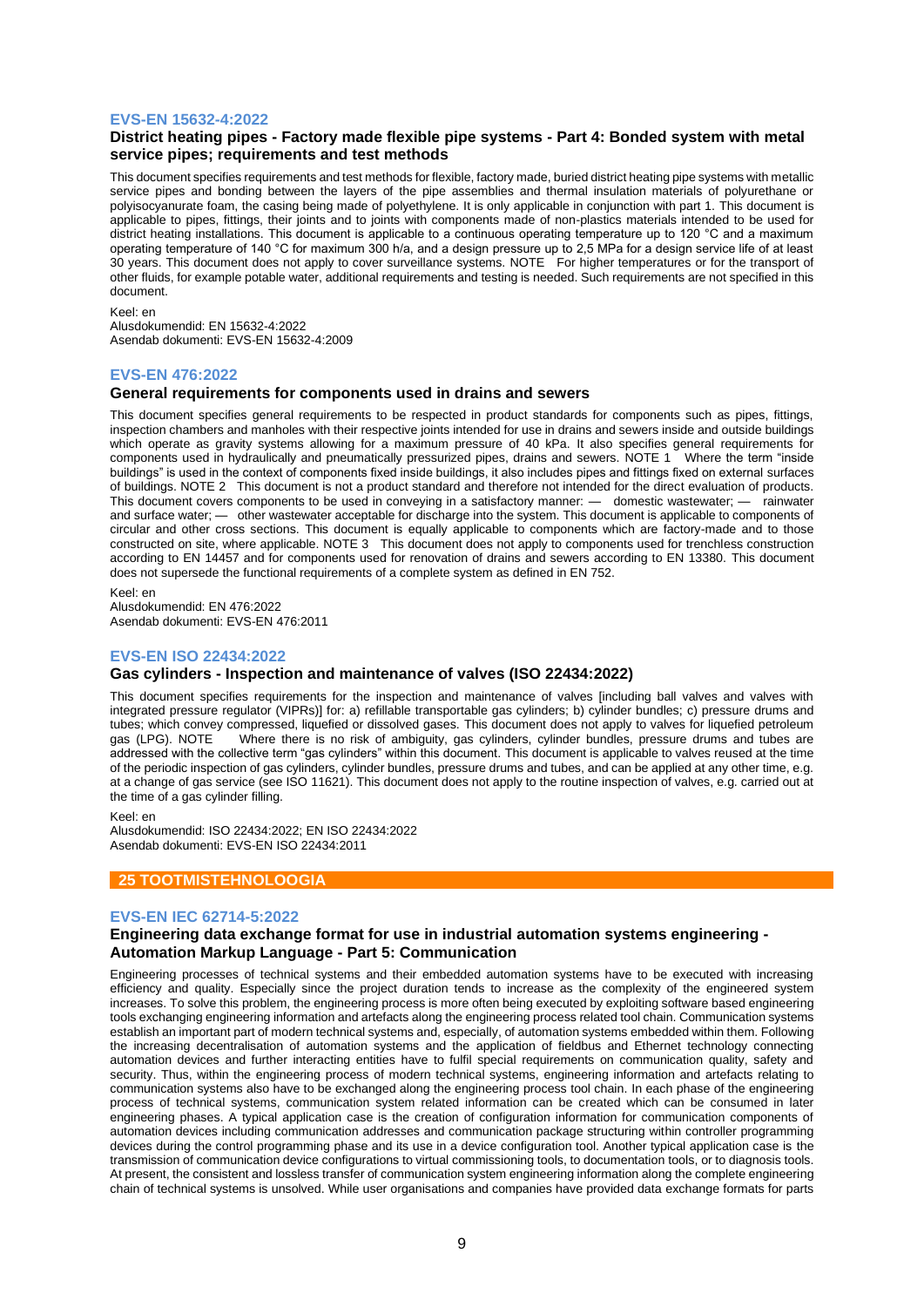### EVS-EN 15632-4:2022

**District heating pipes - Factory made flexible pipe systems - Part 4: Bonded system with metal service pipes; requirements and test methods**

This document specifies requirements and test methods for flexible, factory made, buried district heating pipe systems with metallic service pipes and bonding between the layers of the pipe assemblies and thermal insulation materials of polyurethane or polyisocyanurate foam, the casing being made of polyethylene. It is only applicable in conjunction with part 1. This document is applicable to pipes, fittings, their joints and to joints with components made of non-plastics materials intended to be used for district heating installations. This document is applicable to a continuous operating temperature up to 120 °C and a maximum operating temperature of 140 °C for maximum 300 h/a, and a design pressure up to 2,5 MPa for a design service life of at least 30 years. This document does not apply to cover surveillance systems. NOTE For higher temperatures or for the transport of other fluids, for example potable water, additional requirements and testing is needed. Such requirements are not specified in this document.

Keel: en
Alusdokumendid: EN 15632-4:2022
Asendab dokumenti: EVS-EN 15632-4:2009

### EVS-EN 476:2022

**General requirements for components used in drains and sewers**

This document specifies general requirements to be respected in product standards for components such as pipes, fittings, inspection chambers and manholes with their respective joints intended for use in drains and sewers inside and outside buildings which operate as gravity systems allowing for a maximum pressure of 40 kPa. It also specifies general requirements for components used in hydraulically and pneumatically pressurized pipes, drains and sewers. NOTE 1 Where the term "inside buildings" is used in the context of components fixed inside buildings, it also includes pipes and fittings fixed on external surfaces of buildings. NOTE 2 This document is not a product standard and therefore not intended for the direct evaluation of products. This document covers components to be used in conveying in a satisfactory manner: — domestic wastewater; — rainwater and surface water; — other wastewater acceptable for discharge into the system. This document is applicable to components of circular and other cross sections. This document is equally applicable to components which are factory-made and to those constructed on site, where applicable. NOTE 3 This document does not apply to components used for trenchless construction according to EN 14457 and for components used for renovation of drains and sewers according to EN 13380. This document does not supersede the functional requirements of a complete system as defined in EN 752.

Keel: en
Alusdokumendid: EN 476:2022
Asendab dokumenti: EVS-EN 476:2011

### EVS-EN ISO 22434:2022

**Gas cylinders - Inspection and maintenance of valves (ISO 22434:2022)**

This document specifies requirements for the inspection and maintenance of valves [including ball valves and valves with integrated pressure regulator (VIPRs)] for: a) refillable transportable gas cylinders; b) cylinder bundles; c) pressure drums and tubes; which convey compressed, liquefied or dissolved gases. This document does not apply to valves for liquefied petroleum gas (LPG). NOTE Where there is no risk of ambiguity, gas cylinders, cylinder bundles, pressure drums and tubes are addressed with the collective term "gas cylinders" within this document. This document is applicable to valves reused at the time of the periodic inspection of gas cylinders, cylinder bundles, pressure drums and tubes, and can be applied at any other time, e.g. at a change of gas service (see ISO 11621). This document does not apply to the routine inspection of valves, e.g. carried out at the time of a gas cylinder filling.

Keel: en
Alusdokumendid: ISO 22434:2022; EN ISO 22434:2022
Asendab dokumenti: EVS-EN ISO 22434:2011

## 25 TOOTMISTEHNOLOOGIA

### EVS-EN IEC 62714-5:2022

**Engineering data exchange format for use in industrial automation systems engineering - Automation Markup Language - Part 5: Communication**

Engineering processes of technical systems and their embedded automation systems have to be executed with increasing efficiency and quality. Especially since the project duration tends to increase as the complexity of the engineered system increases. To solve this problem, the engineering process is more often being executed by exploiting software based engineering tools exchanging engineering information and artefacts along the engineering process related tool chain. Communication systems establish an important part of modern technical systems and, especially, of automation systems embedded within them. Following the increasing decentralisation of automation systems and the application of fieldbus and Ethernet technology connecting automation devices and further interacting entities have to fulfil special requirements on communication quality, safety and security. Thus, within the engineering process of modern technical systems, engineering information and artefacts relating to communication systems also have to be exchanged along the engineering process tool chain. In each phase of the engineering process of technical systems, communication system related information can be created which can be consumed in later engineering phases. A typical application case is the creation of configuration information for communication components of automation devices including communication addresses and communication package structuring within controller programming devices during the control programming phase and its use in a device configuration tool. Another typical application case is the transmission of communication device configurations to virtual commissioning tools, to documentation tools, or to diagnosis tools. At present, the consistent and lossless transfer of communication system engineering information along the complete engineering chain of technical systems is unsolved. While user organisations and companies have provided data exchange formats for parts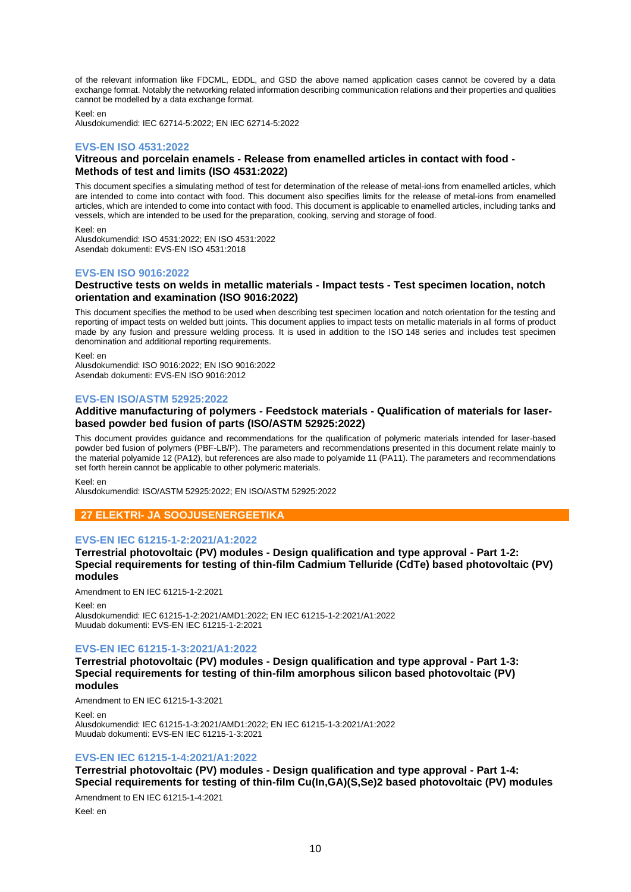of the relevant information like FDCML, EDDL, and GSD the above named application cases cannot be covered by a data exchange format. Notably the networking related information describing communication relations and their properties and qualities cannot be modelled by a data exchange format.

Keel: en
Alusdokumendid: IEC 62714-5:2022; EN IEC 62714-5:2022

### EVS-EN ISO 4531:2022

**Vitreous and porcelain enamels - Release from enamelled articles in contact with food - Methods of test and limits (ISO 4531:2022)**

This document specifies a simulating method of test for determination of the release of metal-ions from enamelled articles, which are intended to come into contact with food. This document also specifies limits for the release of metal-ions from enamelled articles, which are intended to come into contact with food. This document is applicable to enamelled articles, including tanks and vessels, which are intended to be used for the preparation, cooking, serving and storage of food.

Keel: en
Alusdokumendid: ISO 4531:2022; EN ISO 4531:2022
Asendab dokumenti: EVS-EN ISO 4531:2018

### EVS-EN ISO 9016:2022

**Destructive tests on welds in metallic materials - Impact tests - Test specimen location, notch orientation and examination (ISO 9016:2022)**

This document specifies the method to be used when describing test specimen location and notch orientation for the testing and reporting of impact tests on welded butt joints. This document applies to impact tests on metallic materials in all forms of product made by any fusion and pressure welding process. It is used in addition to the ISO 148 series and includes test specimen denomination and additional reporting requirements.

Keel: en
Alusdokumendid: ISO 9016:2022; EN ISO 9016:2022
Asendab dokumenti: EVS-EN ISO 9016:2012

### EVS-EN ISO/ASTM 52925:2022

**Additive manufacturing of polymers - Feedstock materials - Qualification of materials for laser-based powder bed fusion of parts (ISO/ASTM 52925:2022)**

This document provides guidance and recommendations for the qualification of polymeric materials intended for laser-based powder bed fusion of polymers (PBF-LB/P). The parameters and recommendations presented in this document relate mainly to the material polyamide 12 (PA12), but references are also made to polyamide 11 (PA11). The parameters and recommendations set forth herein cannot be applicable to other polymeric materials.

Keel: en
Alusdokumendid: ISO/ASTM 52925:2022; EN ISO/ASTM 52925:2022

## 27 ELEKTRI- JA SOOJUSENERGEETIKA

### EVS-EN IEC 61215-1-2:2021/A1:2022

**Terrestrial photovoltaic (PV) modules - Design qualification and type approval - Part 1-2: Special requirements for testing of thin-film Cadmium Telluride (CdTe) based photovoltaic (PV) modules**

Amendment to EN IEC 61215-1-2:2021

Keel: en
Alusdokumendid: IEC 61215-1-2:2021/AMD1:2022; EN IEC 61215-1-2:2021/A1:2022
Muudab dokumenti: EVS-EN IEC 61215-1-2:2021

### EVS-EN IEC 61215-1-3:2021/A1:2022

**Terrestrial photovoltaic (PV) modules - Design qualification and type approval - Part 1-3: Special requirements for testing of thin-film amorphous silicon based photovoltaic (PV) modules**

Amendment to EN IEC 61215-1-3:2021

Keel: en
Alusdokumendid: IEC 61215-1-3:2021/AMD1:2022; EN IEC 61215-1-3:2021/A1:2022
Muudab dokumenti: EVS-EN IEC 61215-1-3:2021

### EVS-EN IEC 61215-1-4:2021/A1:2022

**Terrestrial photovoltaic (PV) modules - Design qualification and type approval - Part 1-4: Special requirements for testing of thin-film Cu(In,GA)(S,Se)2 based photovoltaic (PV) modules**

Amendment to EN IEC 61215-1-4:2021

Keel: en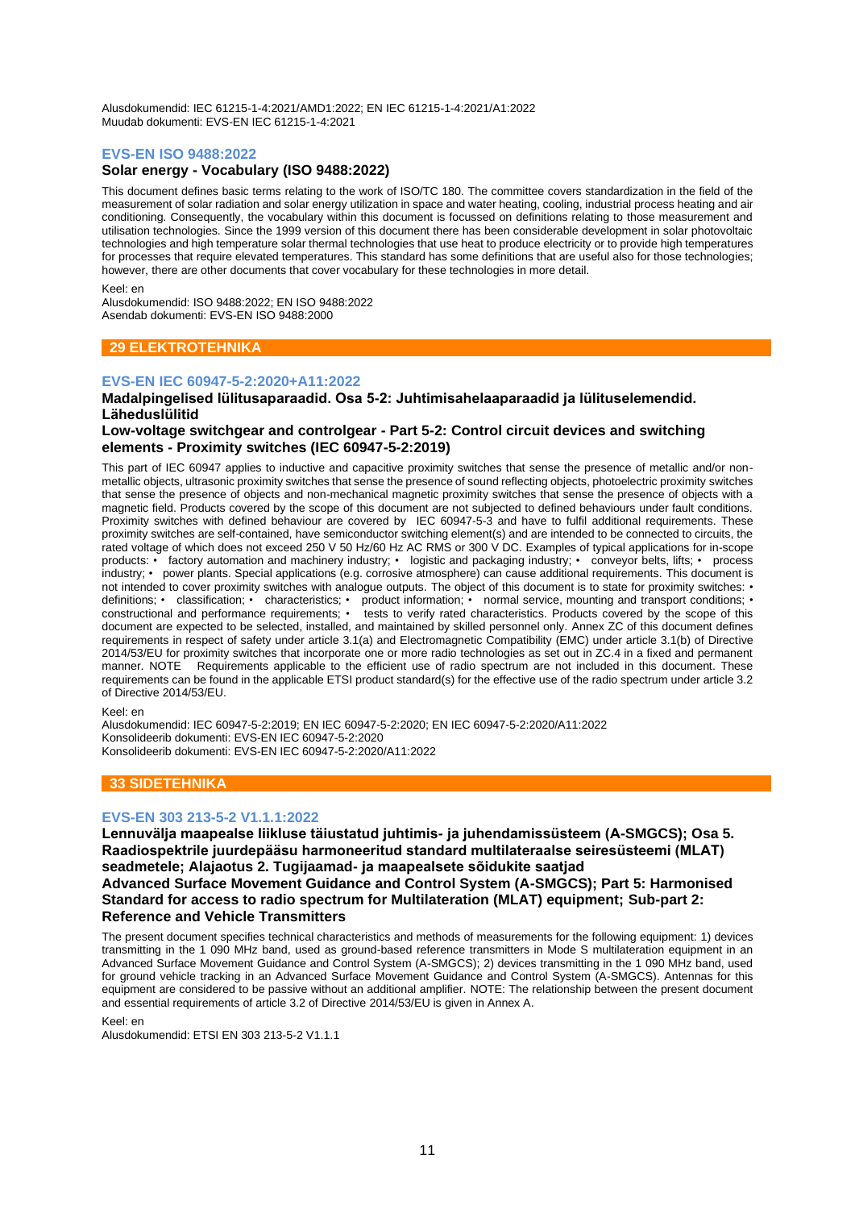Alusdokumendid: IEC 61215-1-4:2021/AMD1:2022; EN IEC 61215-1-4:2021/A1:2022
Muudab dokumenti: EVS-EN IEC 61215-1-4:2021

### EVS-EN ISO 9488:2022

**Solar energy - Vocabulary (ISO 9488:2022)**

This document defines basic terms relating to the work of ISO/TC 180. The committee covers standardization in the field of the measurement of solar radiation and solar energy utilization in space and water heating, cooling, industrial process heating and air conditioning. Consequently, the vocabulary within this document is focussed on definitions relating to those measurement and utilisation technologies. Since the 1999 version of this document there has been considerable development in solar photovoltaic technologies and high temperature solar thermal technologies that use heat to produce electricity or to provide high temperatures for processes that require elevated temperatures. This standard has some definitions that are useful also for those technologies; however, there are other documents that cover vocabulary for these technologies in more detail.

Keel: en
Alusdokumendid: ISO 9488:2022; EN ISO 9488:2022
Asendab dokumenti: EVS-EN ISO 9488:2000

## 29 ELEKTROTEHNIKA

### EVS-EN IEC 60947-5-2:2020+A11:2022

**Madalpingelised lülitusaparaadid. Osa 5-2: Juhtimisahelaaparaadid ja lülituselemendid. Lähedusülitid**

**Low-voltage switchgear and controlgear - Part 5-2: Control circuit devices and switching elements - Proximity switches (IEC 60947-5-2:2019)**

This part of IEC 60947 applies to inductive and capacitive proximity switches that sense the presence of metallic and/or non-metallic objects, ultrasonic proximity switches that sense the presence of sound reflecting objects, photoelectric proximity switches that sense the presence of objects and non-mechanical magnetic proximity switches that sense the presence of objects with a magnetic field. Products covered by the scope of this document are not subjected to defined behaviours under fault conditions. Proximity switches with defined behaviour are covered by IEC 60947-5-3 and have to fulfil additional requirements. These proximity switches are self-contained, have semiconductor switching element(s) and are intended to be connected to circuits, the rated voltage of which does not exceed 250 V 50 Hz/60 Hz AC RMS or 300 V DC. Examples of typical applications for in-scope products: • factory automation and machinery industry; • logistic and packaging industry; • conveyor belts, lifts; • process industry; • power plants. Special applications (e.g. corrosive atmosphere) can cause additional requirements. This document is not intended to cover proximity switches with analogue outputs. The object of this document is to state for proximity switches: • definitions; • classification; • characteristics; • product information; • normal service, mounting and transport conditions; • constructional and performance requirements; • tests to verify rated characteristics. Products covered by the scope of this document are expected to be selected, installed, and maintained by skilled personnel only. Annex ZC of this document defines requirements in respect of safety under article 3.1(a) and Electromagnetic Compatibility (EMC) under article 3.1(b) of Directive 2014/53/EU for proximity switches that incorporate one or more radio technologies as set out in ZC.4 in a fixed and permanent manner. NOTE Requirements applicable to the efficient use of radio spectrum are not included in this document. These requirements can be found in the applicable ETSI product standard(s) for the effective use of the radio spectrum under article 3.2 of Directive 2014/53/EU.

Keel: en
Alusdokumendid: IEC 60947-5-2:2019; EN IEC 60947-5-2:2020; EN IEC 60947-5-2:2020/A11:2022
Konsolideerib dokumenti: EVS-EN IEC 60947-5-2:2020
Konsolideerib dokumenti: EVS-EN IEC 60947-5-2:2020/A11:2022

## 33 SIDETEHNIKA

### EVS-EN 303 213-5-2 V1.1.1:2022

**Lennuvälja maapealse liikluse täiustatud juhtimis- ja juhendamissüsteem (A-SMGCS); Osa 5. Raadiospektrile juurdepääsu harmoneeritud standard multilateraalse seiresüsteemi (MLAT) seadmetele; Alajaotus 2. Tugijaamad- ja maapealsete sõidukite saatjad**
**Advanced Surface Movement Guidance and Control System (A-SMGCS); Part 5: Harmonised Standard for access to radio spectrum for Multilateration (MLAT) equipment; Sub-part 2: Reference and Vehicle Transmitters**

The present document specifies technical characteristics and methods of measurements for the following equipment: 1) devices transmitting in the 1 090 MHz band, used as ground-based reference transmitters in Mode S multilateration equipment in an Advanced Surface Movement Guidance and Control System (A-SMGCS); 2) devices transmitting in the 1 090 MHz band, used for ground vehicle tracking in an Advanced Surface Movement Guidance and Control System (A-SMGCS). Antennas for this equipment are considered to be passive without an additional amplifier. NOTE: The relationship between the present document and essential requirements of article 3.2 of Directive 2014/53/EU is given in Annex A.

Keel: en
Alusdokumendid: ETSI EN 303 213-5-2 V1.1.1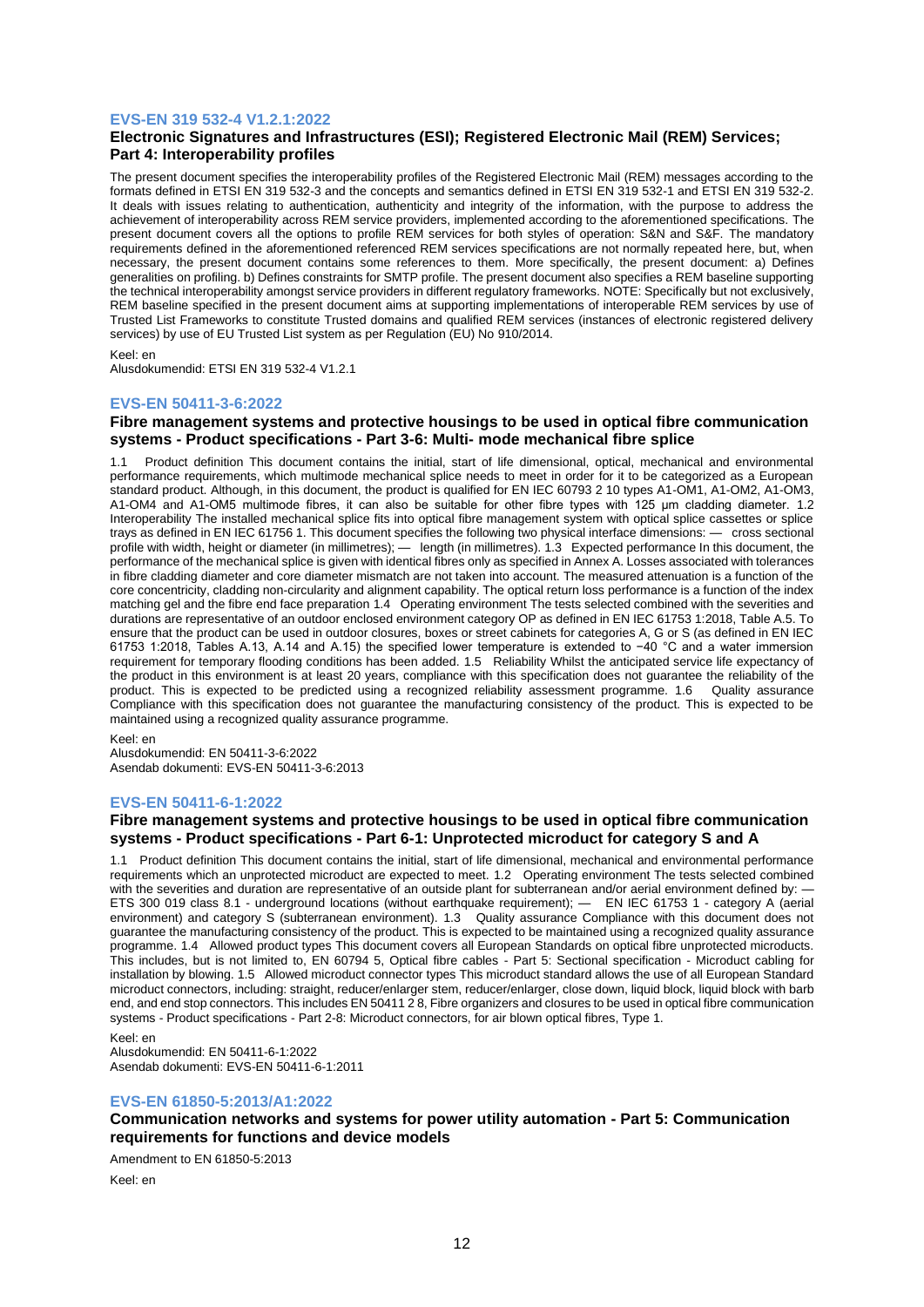### EVS-EN 319 532-4 V1.2.1:2022

**Electronic Signatures and Infrastructures (ESI); Registered Electronic Mail (REM) Services; Part 4: Interoperability profiles**

The present document specifies the interoperability profiles of the Registered Electronic Mail (REM) messages according to the formats defined in ETSI EN 319 532-3 and the concepts and semantics defined in ETSI EN 319 532-1 and ETSI EN 319 532-2. It deals with issues relating to authentication, authenticity and integrity of the information, with the purpose to address the achievement of interoperability across REM service providers, implemented according to the aforementioned specifications. The present document covers all the options to profile REM services for both styles of operation: S&N and S&F. The mandatory requirements defined in the aforementioned referenced REM services specifications are not normally repeated here, but, when necessary, the present document contains some references to them. More specifically, the present document: a) Defines generalities on profiling. b) Defines constraints for SMTP profile. The present document also specifies a REM baseline supporting the technical interoperability amongst service providers in different regulatory frameworks. NOTE: Specifically but not exclusively, REM baseline specified in the present document aims at supporting implementations of interoperable REM services by use of Trusted List Frameworks to constitute Trusted domains and qualified REM services (instances of electronic registered delivery services) by use of EU Trusted List system as per Regulation (EU) No 910/2014.

Keel: en
Alusdokumendid: ETSI EN 319 532-4 V1.2.1

### EVS-EN 50411-3-6:2022

**Fibre management systems and protective housings to be used in optical fibre communication systems - Product specifications - Part 3-6: Multi- mode mechanical fibre splice**

1.1 Product definition This document contains the initial, start of life dimensional, optical, mechanical and environmental performance requirements, which multimode mechanical splice needs to meet in order for it to be categorized as a European standard product. Although, in this document, the product is qualified for EN IEC 60793 2 10 types A1-OM1, A1-OM2, A1-OM3, A1-OM4 and A1-OM5 multimode fibres, it can also be suitable for other fibre types with 125 µm cladding diameter. 1.2 Interoperability The installed mechanical splice fits into optical fibre management system with optical splice cassettes or splice trays as defined in EN IEC 61756 1. This document specifies the following two physical interface dimensions: — cross sectional profile with width, height or diameter (in millimetres); — length (in millimetres). 1.3 Expected performance In this document, the performance of the mechanical splice is given with identical fibres only as specified in Annex A. Losses associated with tolerances in fibre cladding diameter and core diameter mismatch are not taken into account. The measured attenuation is a function of the core concentricity, cladding non-circularity and alignment capability. The optical return loss performance is a function of the index matching gel and the fibre end face preparation 1.4 Operating environment The tests selected combined with the severities and durations are representative of an outdoor enclosed environment category OP as defined in EN IEC 61753 1:2018, Table A.5. To ensure that the product can be used in outdoor closures, boxes or street cabinets for categories A, G or S (as defined in EN IEC 61753 1:2018, Tables A.13, A.14 and A.15) the specified lower temperature is extended to −40 °C and a water immersion requirement for temporary flooding conditions has been added. 1.5 Reliability Whilst the anticipated service life expectancy of the product in this environment is at least 20 years, compliance with this specification does not guarantee the reliability of the product. This is expected to be predicted using a recognized reliability assessment programme. 1.6 Quality assurance Compliance with this specification does not guarantee the manufacturing consistency of the product. This is expected to be maintained using a recognized quality assurance programme.

Keel: en
Alusdokumendid: EN 50411-3-6:2022
Asendab dokumenti: EVS-EN 50411-3-6:2013

### EVS-EN 50411-6-1:2022

**Fibre management systems and protective housings to be used in optical fibre communication systems - Product specifications - Part 6-1: Unprotected microduct for category S and A**

1.1 Product definition This document contains the initial, start of life dimensional, mechanical and environmental performance requirements which an unprotected microduct are expected to meet. 1.2 Operating environment The tests selected combined with the severities and duration are representative of an outside plant for subterranean and/or aerial environment defined by: — ETS 300 019 class 8.1 - underground locations (without earthquake requirement); — EN IEC 61753 1 - category A (aerial environment) and category S (subterranean environment). 1.3 Quality assurance Compliance with this document does not guarantee the manufacturing consistency of the product. This is expected to be maintained using a recognized quality assurance programme. 1.4 Allowed product types This document covers all European Standards on optical fibre unprotected microducts. This includes, but is not limited to, EN 60794 5, Optical fibre cables - Part 5: Sectional specification - Microduct cabling for installation by blowing. 1.5 Allowed microduct connector types This microduct standard allows the use of all European Standard microduct connectors, including: straight, reducer/enlarger stem, reducer/enlarger, close down, liquid block, liquid block with barb end, and end stop connectors. This includes EN 50411 2 8, Fibre organizers and closures to be used in optical fibre communication systems - Product specifications - Part 2-8: Microduct connectors, for air blown optical fibres, Type 1.

Keel: en
Alusdokumendid: EN 50411-6-1:2022
Asendab dokumenti: EVS-EN 50411-6-1:2011

### EVS-EN 61850-5:2013/A1:2022

**Communication networks and systems for power utility automation - Part 5: Communication requirements for functions and device models**

Amendment to EN 61850-5:2013

Keel: en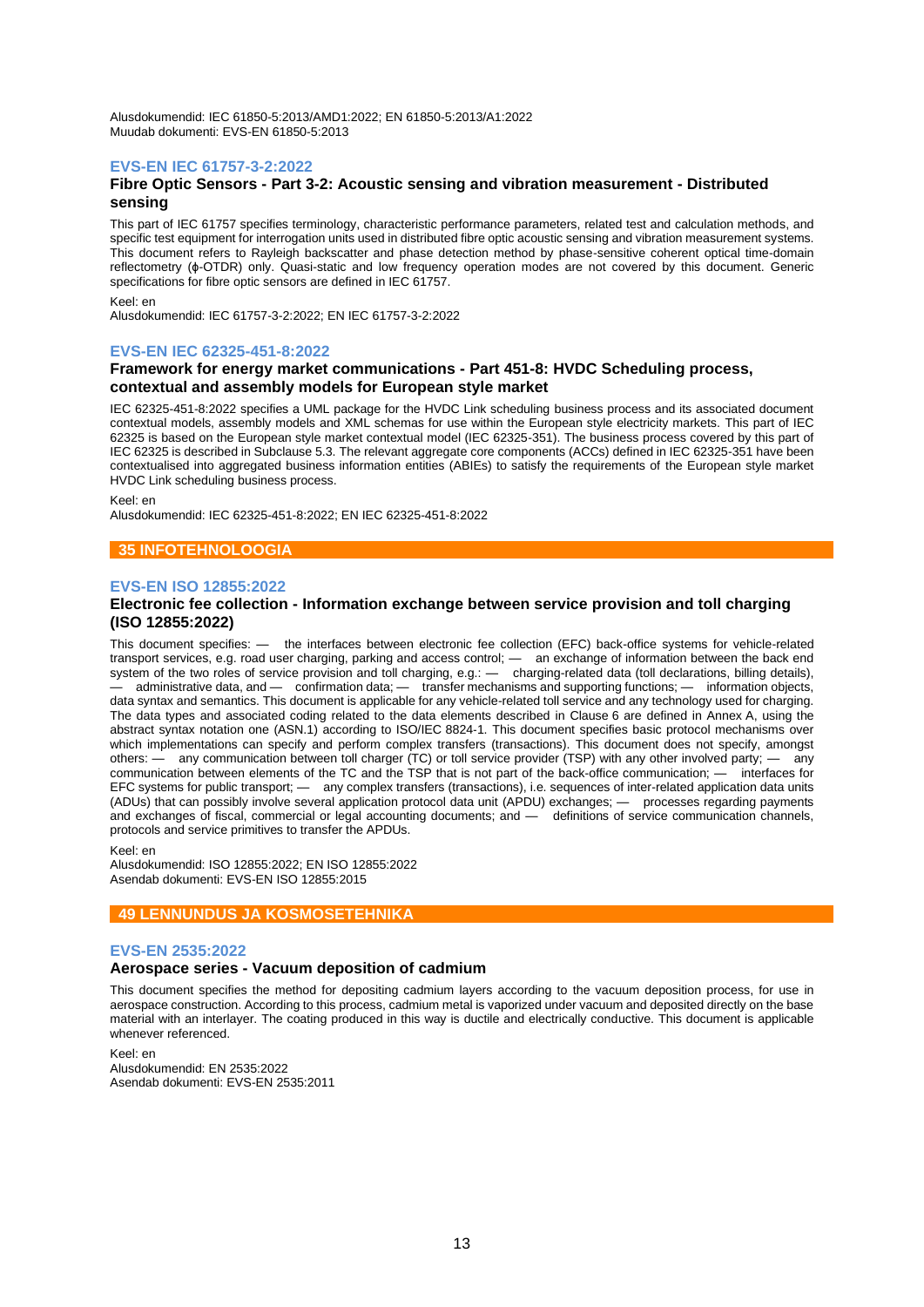Alusdokumendid: IEC 61850-5:2013/AMD1:2022; EN 61850-5:2013/A1:2022
Muudab dokumenti: EVS-EN 61850-5:2013

### EVS-EN IEC 61757-3-2:2022

**Fibre Optic Sensors - Part 3-2: Acoustic sensing and vibration measurement - Distributed sensing**

This part of IEC 61757 specifies terminology, characteristic performance parameters, related test and calculation methods, and specific test equipment for interrogation units used in distributed fibre optic acoustic sensing and vibration measurement systems. This document refers to Rayleigh backscatter and phase detection method by phase-sensitive coherent optical time-domain reflectometry (ϕ-OTDR) only. Quasi-static and low frequency operation modes are not covered by this document. Generic specifications for fibre optic sensors are defined in IEC 61757.

Keel: en
Alusdokumendid: IEC 61757-3-2:2022; EN IEC 61757-3-2:2022

### EVS-EN IEC 62325-451-8:2022

**Framework for energy market communications - Part 451-8: HVDC Scheduling process, contextual and assembly models for European style market**

IEC 62325-451-8:2022 specifies a UML package for the HVDC Link scheduling business process and its associated document contextual models, assembly models and XML schemas for use within the European style electricity markets. This part of IEC 62325 is based on the European style market contextual model (IEC 62325-351). The business process covered by this part of IEC 62325 is described in Subclause 5.3. The relevant aggregate core components (ACCs) defined in IEC 62325-351 have been contextualised into aggregated business information entities (ABIEs) to satisfy the requirements of the European style market HVDC Link scheduling business process.

Keel: en
Alusdokumendid: IEC 62325-451-8:2022; EN IEC 62325-451-8:2022

## 35 INFOTEHNOLOOGIA

### EVS-EN ISO 12855:2022

**Electronic fee collection - Information exchange between service provision and toll charging (ISO 12855:2022)**

This document specifies: — the interfaces between electronic fee collection (EFC) back-office systems for vehicle-related transport services, e.g. road user charging, parking and access control; — an exchange of information between the back end system of the two roles of service provision and toll charging, e.g.: — charging-related data (toll declarations, billing details), — administrative data, and — confirmation data; — transfer mechanisms and supporting functions; — information objects, data syntax and semantics. This document is applicable for any vehicle-related toll service and any technology used for charging. The data types and associated coding related to the data elements described in Clause 6 are defined in Annex A, using the abstract syntax notation one (ASN.1) according to ISO/IEC 8824-1. This document specifies basic protocol mechanisms over which implementations can specify and perform complex transfers (transactions). This document does not specify, amongst others: — any communication between toll charger (TC) or toll service provider (TSP) with any other involved party; — any communication between elements of the TC and the TSP that is not part of the back-office communication; — interfaces for EFC systems for public transport; — any complex transfers (transactions), i.e. sequences of inter-related application data units (ADUs) that can possibly involve several application protocol data unit (APDU) exchanges; — processes regarding payments and exchanges of fiscal, commercial or legal accounting documents; and — definitions of service communication channels, protocols and service primitives to transfer the APDUs.

Keel: en
Alusdokumendid: ISO 12855:2022; EN ISO 12855:2022
Asendab dokumenti: EVS-EN ISO 12855:2015

## 49 LENNUNDUS JA KOSMOSETEHNIKA

### EVS-EN 2535:2022

**Aerospace series - Vacuum deposition of cadmium**

This document specifies the method for depositing cadmium layers according to the vacuum deposition process, for use in aerospace construction. According to this process, cadmium metal is vaporized under vacuum and deposited directly on the base material with an interlayer. The coating produced in this way is ductile and electrically conductive. This document is applicable whenever referenced.

Keel: en
Alusdokumendid: EN 2535:2022
Asendab dokumenti: EVS-EN 2535:2011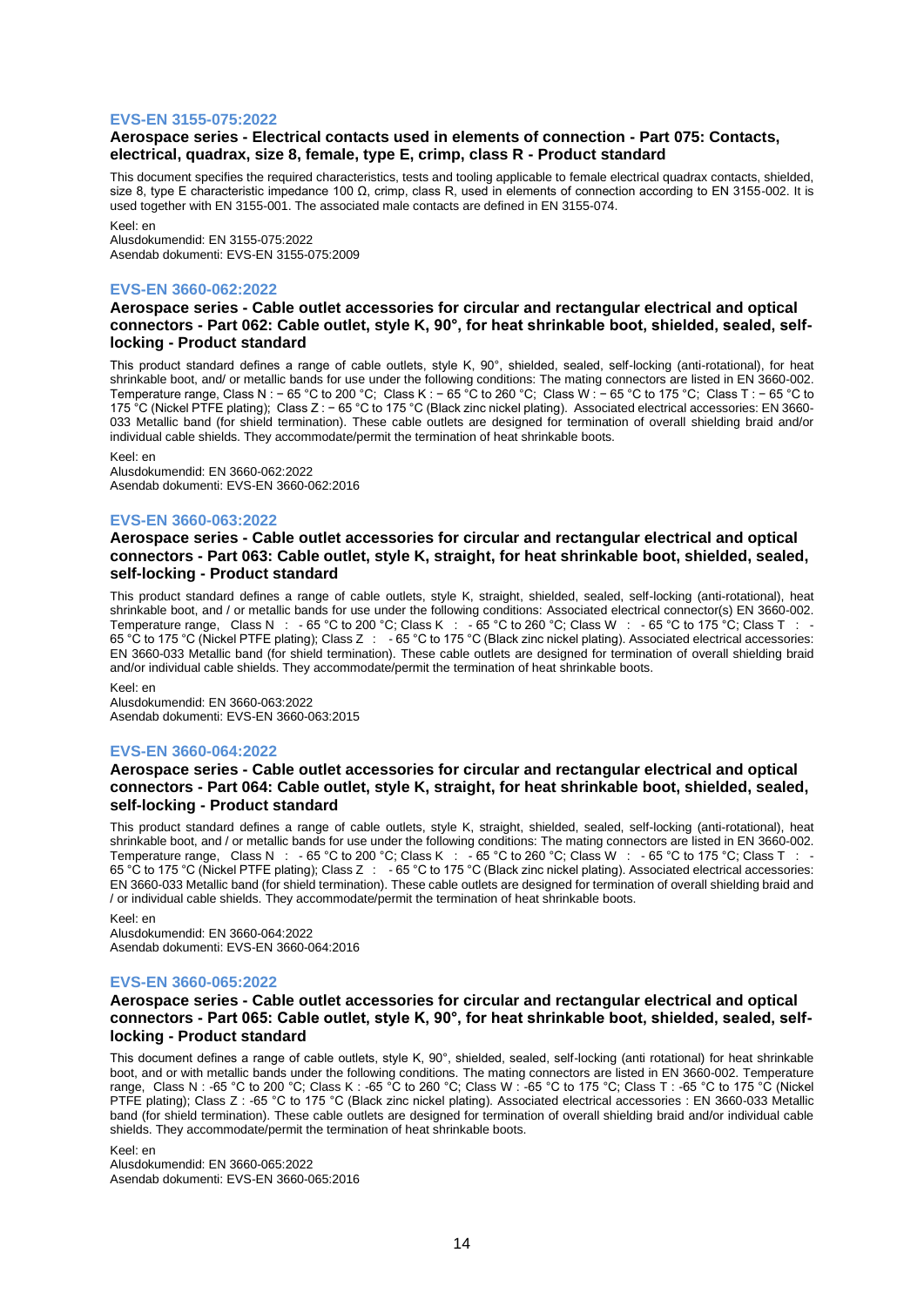### EVS-EN 3155-075:2022

**Aerospace series - Electrical contacts used in elements of connection - Part 075: Contacts, electrical, quadrax, size 8, female, type E, crimp, class R - Product standard**

This document specifies the required characteristics, tests and tooling applicable to female electrical quadrax contacts, shielded, size 8, type E characteristic impedance 100 Ω, crimp, class R, used in elements of connection according to EN 3155-002. It is used together with EN 3155-001. The associated male contacts are defined in EN 3155-074.

Keel: en
Alusdokumendid: EN 3155-075:2022
Asendab dokumenti: EVS-EN 3155-075:2009

### EVS-EN 3660-062:2022

**Aerospace series - Cable outlet accessories for circular and rectangular electrical and optical connectors - Part 062: Cable outlet, style K, 90°, for heat shrinkable boot, shielded, sealed, self-locking - Product standard**

This product standard defines a range of cable outlets, style K, 90°, shielded, sealed, self-locking (anti-rotational), for heat shrinkable boot, and/ or metallic bands for use under the following conditions: The mating connectors are listed in EN 3660-002. Temperature range, Class N : − 65 °C to 200 °C; Class K : − 65 °C to 260 °C; Class W : − 65 °C to 175 °C; Class T : − 65 °C to 175 °C (Nickel PTFE plating); Class Z : − 65 °C to 175 °C (Black zinc nickel plating). Associated electrical accessories: EN 3660-033 Metallic band (for shield termination). These cable outlets are designed for termination of overall shielding braid and/or individual cable shields. They accommodate/permit the termination of heat shrinkable boots.

Keel: en
Alusdokumendid: EN 3660-062:2022
Asendab dokumenti: EVS-EN 3660-062:2016

### EVS-EN 3660-063:2022

**Aerospace series - Cable outlet accessories for circular and rectangular electrical and optical connectors - Part 063: Cable outlet, style K, straight, for heat shrinkable boot, shielded, sealed, self-locking - Product standard**

This product standard defines a range of cable outlets, style K, straight, shielded, sealed, self-locking (anti-rotational), heat shrinkable boot, and / or metallic bands for use under the following conditions: Associated electrical connector(s) EN 3660-002. Temperature range, Class N : - 65 °C to 200 °C; Class K : - 65 °C to 260 °C; Class W : - 65 °C to 175 °C; Class T : - 65 °C to 175 °C (Nickel PTFE plating); Class Z : - 65 °C to 175 °C (Black zinc nickel plating). Associated electrical accessories: EN 3660-033 Metallic band (for shield termination). These cable outlets are designed for termination of overall shielding braid and/or individual cable shields. They accommodate/permit the termination of heat shrinkable boots.

Keel: en
Alusdokumendid: EN 3660-063:2022
Asendab dokumenti: EVS-EN 3660-063:2015

### EVS-EN 3660-064:2022

**Aerospace series - Cable outlet accessories for circular and rectangular electrical and optical connectors - Part 064: Cable outlet, style K, straight, for heat shrinkable boot, shielded, sealed, self-locking - Product standard**

This product standard defines a range of cable outlets, style K, straight, shielded, sealed, self-locking (anti-rotational), heat shrinkable boot, and / or metallic bands for use under the following conditions: The mating connectors are listed in EN 3660-002. Temperature range, Class N : - 65 °C to 200 °C; Class K : - 65 °C to 260 °C; Class W : - 65 °C to 175 °C; Class T : - 65 °C to 175 °C (Nickel PTFE plating); Class Z : - 65 °C to 175 °C (Black zinc nickel plating). Associated electrical accessories: EN 3660-033 Metallic band (for shield termination). These cable outlets are designed for termination of overall shielding braid and / or individual cable shields. They accommodate/permit the termination of heat shrinkable boots.

Keel: en
Alusdokumendid: EN 3660-064:2022
Asendab dokumenti: EVS-EN 3660-064:2016

### EVS-EN 3660-065:2022

**Aerospace series - Cable outlet accessories for circular and rectangular electrical and optical connectors - Part 065: Cable outlet, style K, 90°, for heat shrinkable boot, shielded, sealed, self-locking - Product standard**

This document defines a range of cable outlets, style K, 90°, shielded, sealed, self-locking (anti rotational) for heat shrinkable boot, and or with metallic bands under the following conditions. The mating connectors are listed in EN 3660-002. Temperature range, Class N : -65 °C to 200 °C; Class K : -65 °C to 260 °C; Class W : -65 °C to 175 °C; Class T : -65 °C to 175 °C (Nickel PTFE plating); Class Z : -65 °C to 175 °C (Black zinc nickel plating). Associated electrical accessories : EN 3660-033 Metallic band (for shield termination). These cable outlets are designed for termination of overall shielding braid and/or individual cable shields. They accommodate/permit the termination of heat shrinkable boots.

Keel: en
Alusdokumendid: EN 3660-065:2022
Asendab dokumenti: EVS-EN 3660-065:2016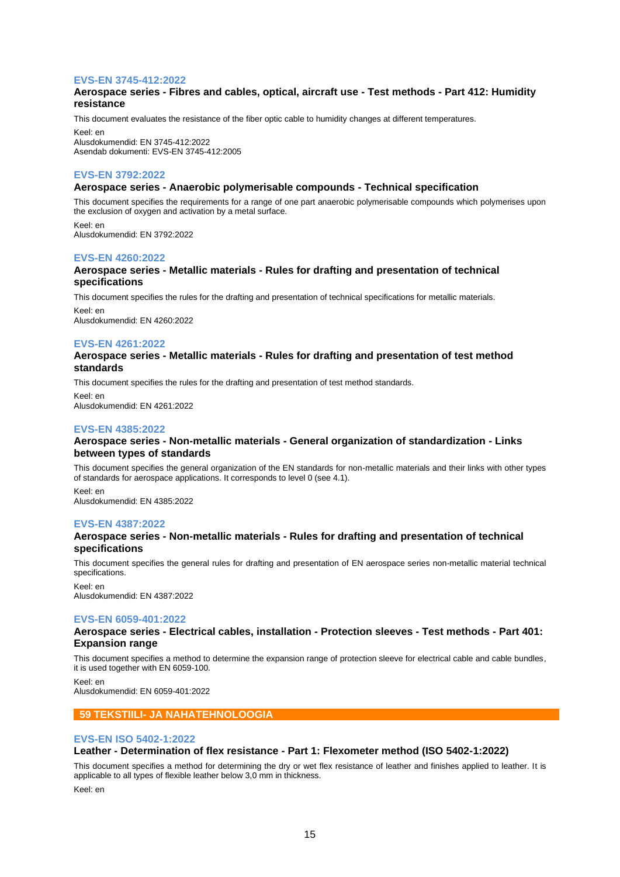### EVS-EN 3745-412:2022

**Aerospace series - Fibres and cables, optical, aircraft use - Test methods - Part 412: Humidity resistance**

This document evaluates the resistance of the fiber optic cable to humidity changes at different temperatures.

Keel: en
Alusdokumendid: EN 3745-412:2022
Asendab dokumenti: EVS-EN 3745-412:2005

### EVS-EN 3792:2022

**Aerospace series - Anaerobic polymerisable compounds - Technical specification**

This document specifies the requirements for a range of one part anaerobic polymerisable compounds which polymerises upon the exclusion of oxygen and activation by a metal surface.

Keel: en
Alusdokumendid: EN 3792:2022

### EVS-EN 4260:2022

**Aerospace series - Metallic materials - Rules for drafting and presentation of technical specifications**

This document specifies the rules for the drafting and presentation of technical specifications for metallic materials.

Keel: en
Alusdokumendid: EN 4260:2022

### EVS-EN 4261:2022

**Aerospace series - Metallic materials - Rules for drafting and presentation of test method standards**

This document specifies the rules for the drafting and presentation of test method standards.

Keel: en
Alusdokumendid: EN 4261:2022

### EVS-EN 4385:2022

**Aerospace series - Non-metallic materials - General organization of standardization - Links between types of standards**

This document specifies the general organization of the EN standards for non-metallic materials and their links with other types of standards for aerospace applications. It corresponds to level 0 (see 4.1).

Keel: en
Alusdokumendid: EN 4385:2022

### EVS-EN 4387:2022

**Aerospace series - Non-metallic materials - Rules for drafting and presentation of technical specifications**

This document specifies the general rules for drafting and presentation of EN aerospace series non-metallic material technical specifications.

Keel: en
Alusdokumendid: EN 4387:2022

### EVS-EN 6059-401:2022

**Aerospace series - Electrical cables, installation - Protection sleeves - Test methods - Part 401: Expansion range**

This document specifies a method to determine the expansion range of protection sleeve for electrical cable and cable bundles, it is used together with EN 6059-100.

Keel: en
Alusdokumendid: EN 6059-401:2022

## 59 TEKSTIILI- JA NAHATEHNOLOOGIA

### EVS-EN ISO 5402-1:2022

**Leather - Determination of flex resistance - Part 1: Flexometer method (ISO 5402-1:2022)**

This document specifies a method for determining the dry or wet flex resistance of leather and finishes applied to leather. It is applicable to all types of flexible leather below 3,0 mm in thickness.

Keel: en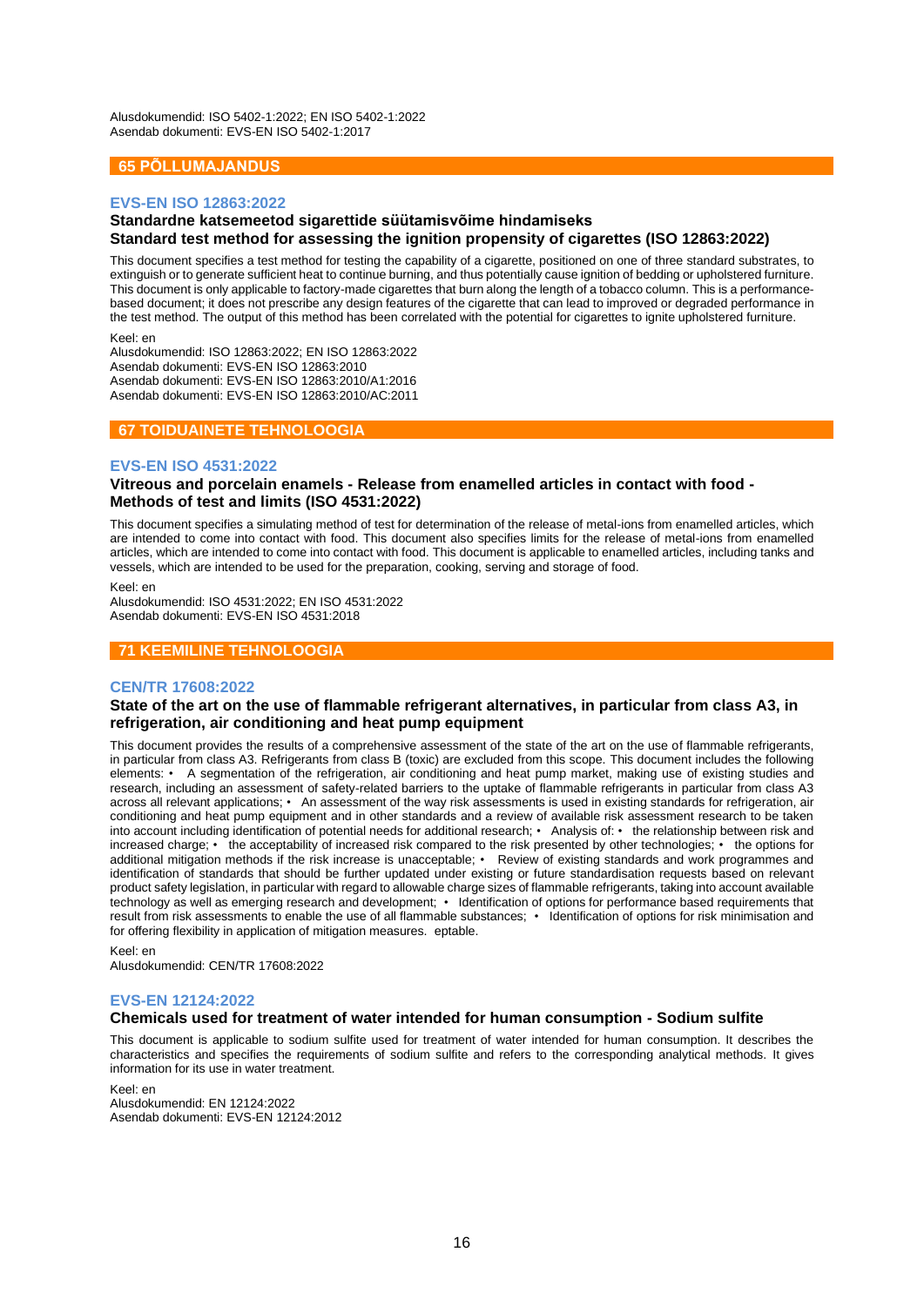Alusdokumendid: ISO 5402-1:2022; EN ISO 5402-1:2022
Asendab dokumenti: EVS-EN ISO 5402-1:2017

## 65 PÕLLUMAJANDUS

### EVS-EN ISO 12863:2022

**Standardne katsemeetod sigarettide süütamisvõime hindamiseks**
**Standard test method for assessing the ignition propensity of cigarettes (ISO 12863:2022)**

This document specifies a test method for testing the capability of a cigarette, positioned on one of three standard substrates, to extinguish or to generate sufficient heat to continue burning, and thus potentially cause ignition of bedding or upholstered furniture. This document is only applicable to factory-made cigarettes that burn along the length of a tobacco column. This is a performance-based document; it does not prescribe any design features of the cigarette that can lead to improved or degraded performance in the test method. The output of this method has been correlated with the potential for cigarettes to ignite upholstered furniture.

Keel: en
Alusdokumendid: ISO 12863:2022; EN ISO 12863:2022
Asendab dokumenti: EVS-EN ISO 12863:2010
Asendab dokumenti: EVS-EN ISO 12863:2010/A1:2016
Asendab dokumenti: EVS-EN ISO 12863:2010/AC:2011

## 67 TOIDUAINETE TEHNOLOOGIA

### EVS-EN ISO 4531:2022

**Vitreous and porcelain enamels - Release from enamelled articles in contact with food - Methods of test and limits (ISO 4531:2022)**

This document specifies a simulating method of test for determination of the release of metal-ions from enamelled articles, which are intended to come into contact with food. This document also specifies limits for the release of metal-ions from enamelled articles, which are intended to come into contact with food. This document is applicable to enamelled articles, including tanks and vessels, which are intended to be used for the preparation, cooking, serving and storage of food.

Keel: en
Alusdokumendid: ISO 4531:2022; EN ISO 4531:2022
Asendab dokumenti: EVS-EN ISO 4531:2018

## 71 KEEMILINE TEHNOLOOGIA

### CEN/TR 17608:2022

**State of the art on the use of flammable refrigerant alternatives, in particular from class A3, in refrigeration, air conditioning and heat pump equipment**

This document provides the results of a comprehensive assessment of the state of the art on the use of flammable refrigerants, in particular from class A3. Refrigerants from class B (toxic) are excluded from this scope. This document includes the following elements: • A segmentation of the refrigeration, air conditioning and heat pump market, making use of existing studies and research, including an assessment of safety-related barriers to the uptake of flammable refrigerants in particular from class A3 across all relevant applications; • An assessment of the way risk assessments is used in existing standards for refrigeration, air conditioning and heat pump equipment and in other standards and a review of available risk assessment research to be taken into account including identification of potential needs for additional research; • Analysis of: • the relationship between risk and increased charge; • the acceptability of increased risk compared to the risk presented by other technologies; • the options for additional mitigation methods if the risk increase is unacceptable; • Review of existing standards and work programmes and identification of standards that should be further updated under existing or future standardisation requests based on relevant product safety legislation, in particular with regard to allowable charge sizes of flammable refrigerants, taking into account available technology as well as emerging research and development; • Identification of options for performance based requirements that result from risk assessments to enable the use of all flammable substances; • Identification of options for risk minimisation and for offering flexibility in application of mitigation measures. eptable.

Keel: en
Alusdokumendid: CEN/TR 17608:2022

### EVS-EN 12124:2022

**Chemicals used for treatment of water intended for human consumption - Sodium sulfite**

This document is applicable to sodium sulfite used for treatment of water intended for human consumption. It describes the characteristics and specifies the requirements of sodium sulfite and refers to the corresponding analytical methods. It gives information for its use in water treatment.

Keel: en
Alusdokumendid: EN 12124:2022
Asendab dokumenti: EVS-EN 12124:2012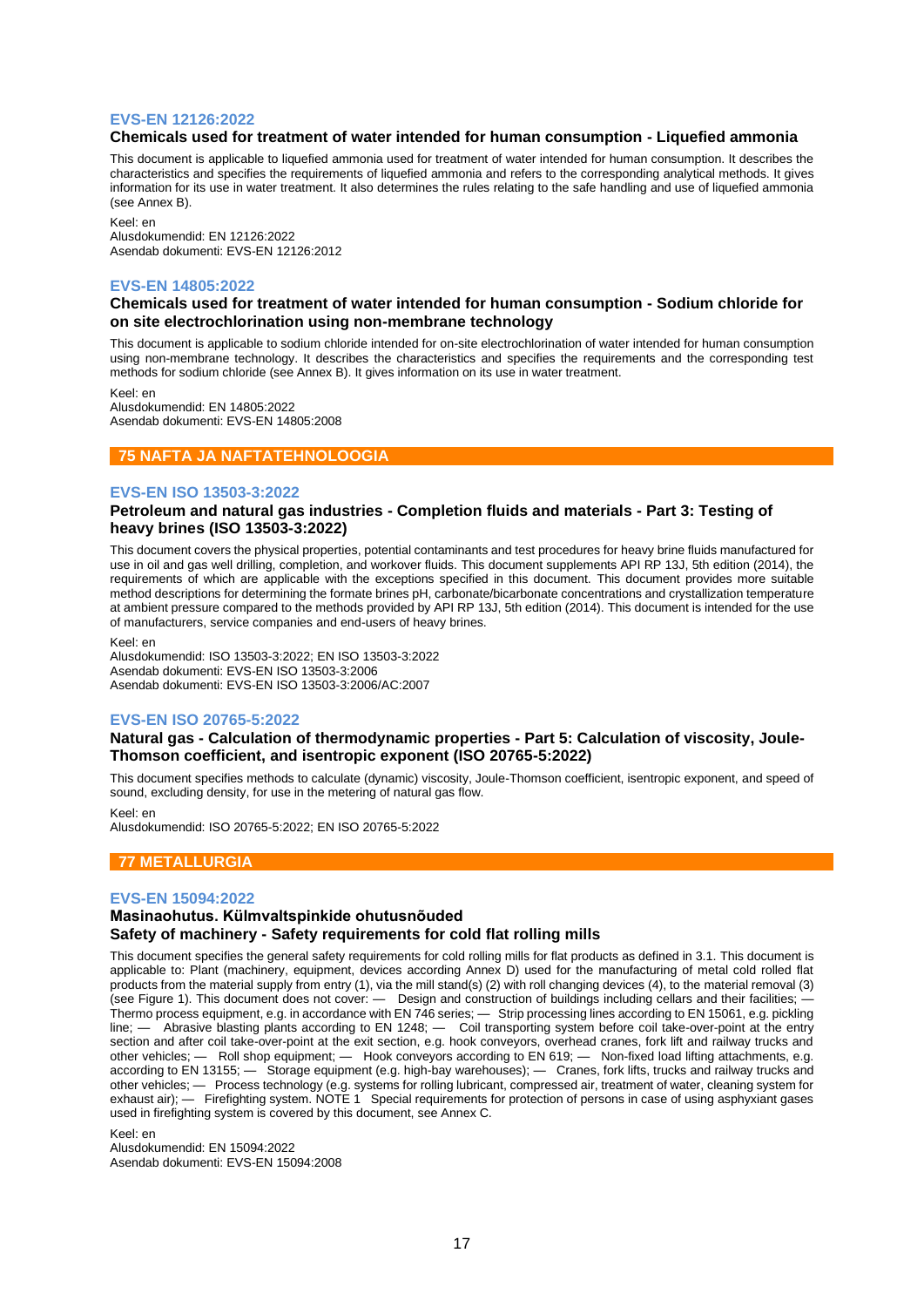### EVS-EN 12126:2022

**Chemicals used for treatment of water intended for human consumption - Liquefied ammonia**

This document is applicable to liquefied ammonia used for treatment of water intended for human consumption. It describes the characteristics and specifies the requirements of liquefied ammonia and refers to the corresponding analytical methods. It gives information for its use in water treatment. It also determines the rules relating to the safe handling and use of liquefied ammonia (see Annex B).

Keel: en
Alusdokumendid: EN 12126:2022
Asendab dokumenti: EVS-EN 12126:2012

### EVS-EN 14805:2022

**Chemicals used for treatment of water intended for human consumption - Sodium chloride for on site electrochlorination using non-membrane technology**

This document is applicable to sodium chloride intended for on-site electrochlorination of water intended for human consumption using non-membrane technology. It describes the characteristics and specifies the requirements and the corresponding test methods for sodium chloride (see Annex B). It gives information on its use in water treatment.

Keel: en
Alusdokumendid: EN 14805:2022
Asendab dokumenti: EVS-EN 14805:2008

## 75 NAFTA JA NAFTATEHNOLOOGIA

### EVS-EN ISO 13503-3:2022

**Petroleum and natural gas industries - Completion fluids and materials - Part 3: Testing of heavy brines (ISO 13503-3:2022)**

This document covers the physical properties, potential contaminants and test procedures for heavy brine fluids manufactured for use in oil and gas well drilling, completion, and workover fluids. This document supplements API RP 13J, 5th edition (2014), the requirements of which are applicable with the exceptions specified in this document. This document provides more suitable method descriptions for determining the formate brines pH, carbonate/bicarbonate concentrations and crystallization temperature at ambient pressure compared to the methods provided by API RP 13J, 5th edition (2014). This document is intended for the use of manufacturers, service companies and end-users of heavy brines.

Keel: en
Alusdokumendid: ISO 13503-3:2022; EN ISO 13503-3:2022
Asendab dokumenti: EVS-EN ISO 13503-3:2006
Asendab dokumenti: EVS-EN ISO 13503-3:2006/AC:2007

### EVS-EN ISO 20765-5:2022

**Natural gas - Calculation of thermodynamic properties - Part 5: Calculation of viscosity, Joule-Thomson coefficient, and isentropic exponent (ISO 20765-5:2022)**

This document specifies methods to calculate (dynamic) viscosity, Joule-Thomson coefficient, isentropic exponent, and speed of sound, excluding density, for use in the metering of natural gas flow.

Keel: en
Alusdokumendid: ISO 20765-5:2022; EN ISO 20765-5:2022

## 77 METALLURGIA

### EVS-EN 15094:2022

**Masinaohutus. Külmvaltspinkide ohutusnõuded**
**Safety of machinery - Safety requirements for cold flat rolling mills**

This document specifies the general safety requirements for cold rolling mills for flat products as defined in 3.1. This document is applicable to: Plant (machinery, equipment, devices according Annex D) used for the manufacturing of metal cold rolled flat products from the material supply from entry (1), via the mill stand(s) (2) with roll changing devices (4), to the material removal (3) (see Figure 1). This document does not cover: — Design and construction of buildings including cellars and their facilities; — Thermo process equipment, e.g. in accordance with EN 746 series; — Strip processing lines according to EN 15061, e.g. pickling line; — Abrasive blasting plants according to EN 1248; — Coil transporting system before coil take-over-point at the entry section and after coil take-over-point at the exit section, e.g. hook conveyors, overhead cranes, fork lift and railway trucks and other vehicles; — Roll shop equipment; — Hook conveyors according to EN 619; — Non-fixed load lifting attachments, e.g. according to EN 13155; — Storage equipment (e.g. high-bay warehouses); — Cranes, fork lifts, trucks and railway trucks and other vehicles; — Process technology (e.g. systems for rolling lubricant, compressed air, treatment of water, cleaning system for exhaust air); — Firefighting system. NOTE 1 Special requirements for protection of persons in case of using asphyxiant gases used in firefighting system is covered by this document, see Annex C.

Keel: en
Alusdokumendid: EN 15094:2022
Asendab dokumenti: EVS-EN 15094:2008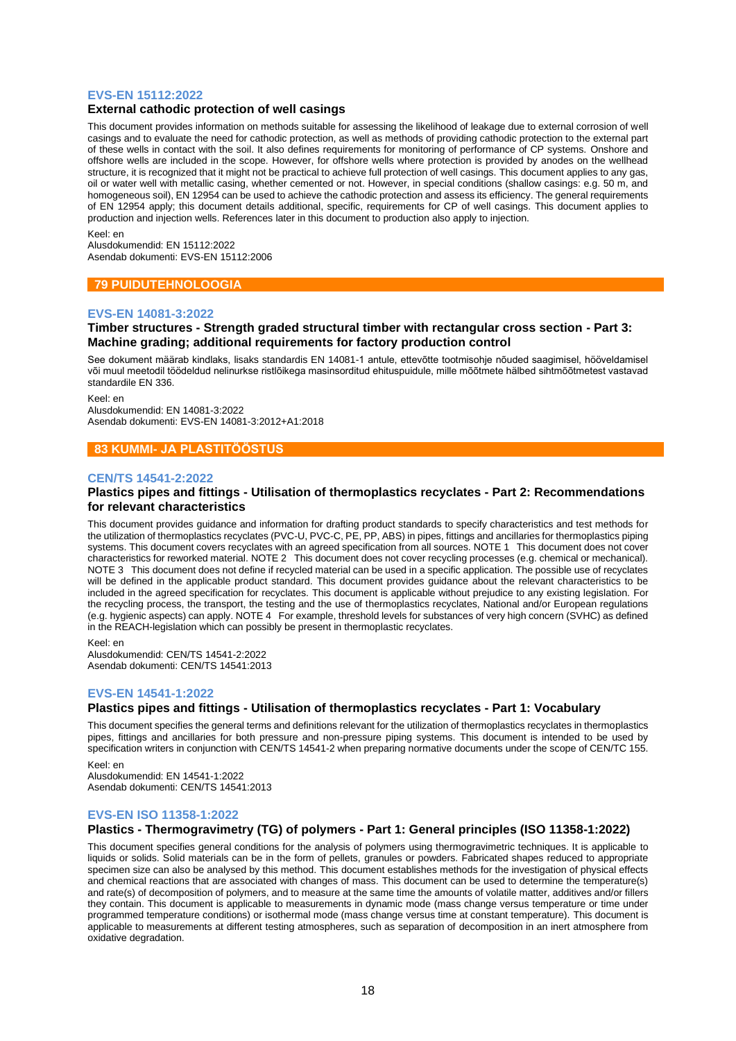### EVS-EN 15112:2022

#### External cathodic protection of well casings

This document provides information on methods suitable for assessing the likelihood of leakage due to external corrosion of well casings and to evaluate the need for cathodic protection, as well as methods of providing cathodic protection to the external part of these wells in contact with the soil. It also defines requirements for monitoring of performance of CP systems. Onshore and offshore wells are included in the scope. However, for offshore wells where protection is provided by anodes on the wellhead structure, it is recognized that it might not be practical to achieve full protection of well casings. This document applies to any gas, oil or water well with metallic casing, whether cemented or not. However, in special conditions (shallow casings: e.g. 50 m, and homogeneous soil), EN 12954 can be used to achieve the cathodic protection and assess its efficiency. The general requirements of EN 12954 apply; this document details additional, specific, requirements for CP of well casings. This document applies to production and injection wells. References later in this document to production also apply to injection.

Keel: en
Alusdokumendid: EN 15112:2022
Asendab dokumenti: EVS-EN 15112:2006

## 79 PUIDUTEHNOLOOGIA

### EVS-EN 14081-3:2022

#### Timber structures - Strength graded structural timber with rectangular cross section - Part 3: Machine grading; additional requirements for factory production control

See dokument määrab kindlaks, lisaks standardis EN 14081-1 antule, ettevõtte tootmisohje nõuded saagimisel, hööveldamisel või muul meetodil töödeldud nelinurkse ristlõikega masinsorditud ehituspuidule, mille mõõtmete hälbed sihtmõõtmetest vastavad standardile EN 336.

Keel: en
Alusdokumendid: EN 14081-3:2022
Asendab dokumenti: EVS-EN 14081-3:2012+A1:2018

## 83 KUMMI- JA PLASTITÖÖSTUS

### CEN/TS 14541-2:2022

#### Plastics pipes and fittings - Utilisation of thermoplastics recyclates - Part 2: Recommendations for relevant characteristics

This document provides guidance and information for drafting product standards to specify characteristics and test methods for the utilization of thermoplastics recyclates (PVC-U, PVC-C, PE, PP, ABS) in pipes, fittings and ancillaries for thermoplastics piping systems. This document covers recyclates with an agreed specification from all sources. NOTE 1 This document does not cover characteristics for reworked material. NOTE 2 This document does not cover recycling processes (e.g. chemical or mechanical). NOTE 3 This document does not define if recycled material can be used in a specific application. The possible use of recyclates will be defined in the applicable product standard. This document provides guidance about the relevant characteristics to be included in the agreed specification for recyclates. This document is applicable without prejudice to any existing legislation. For the recycling process, the transport, the testing and the use of thermoplastics recyclates, National and/or European regulations (e.g. hygienic aspects) can apply. NOTE 4 For example, threshold levels for substances of very high concern (SVHC) as defined in the REACH-legislation which can possibly be present in thermoplastic recyclates.

Keel: en
Alusdokumendid: CEN/TS 14541-2:2022
Asendab dokumenti: CEN/TS 14541:2013

### EVS-EN 14541-1:2022

#### Plastics pipes and fittings - Utilisation of thermoplastics recyclates - Part 1: Vocabulary

This document specifies the general terms and definitions relevant for the utilization of thermoplastics recyclates in thermoplastics pipes, fittings and ancillaries for both pressure and non-pressure piping systems. This document is intended to be used by specification writers in conjunction with CEN/TS 14541-2 when preparing normative documents under the scope of CEN/TC 155.

Keel: en
Alusdokumendid: EN 14541-1:2022
Asendab dokumenti: CEN/TS 14541:2013

### EVS-EN ISO 11358-1:2022

#### Plastics - Thermogravimetry (TG) of polymers - Part 1: General principles (ISO 11358-1:2022)

This document specifies general conditions for the analysis of polymers using thermogravimetric techniques. It is applicable to liquids or solids. Solid materials can be in the form of pellets, granules or powders. Fabricated shapes reduced to appropriate specimen size can also be analysed by this method. This document establishes methods for the investigation of physical effects and chemical reactions that are associated with changes of mass. This document can be used to determine the temperature(s) and rate(s) of decomposition of polymers, and to measure at the same time the amounts of volatile matter, additives and/or fillers they contain. This document is applicable to measurements in dynamic mode (mass change versus temperature or time under programmed temperature conditions) or isothermal mode (mass change versus time at constant temperature). This document is applicable to measurements at different testing atmospheres, such as separation of decomposition in an inert atmosphere from oxidative degradation.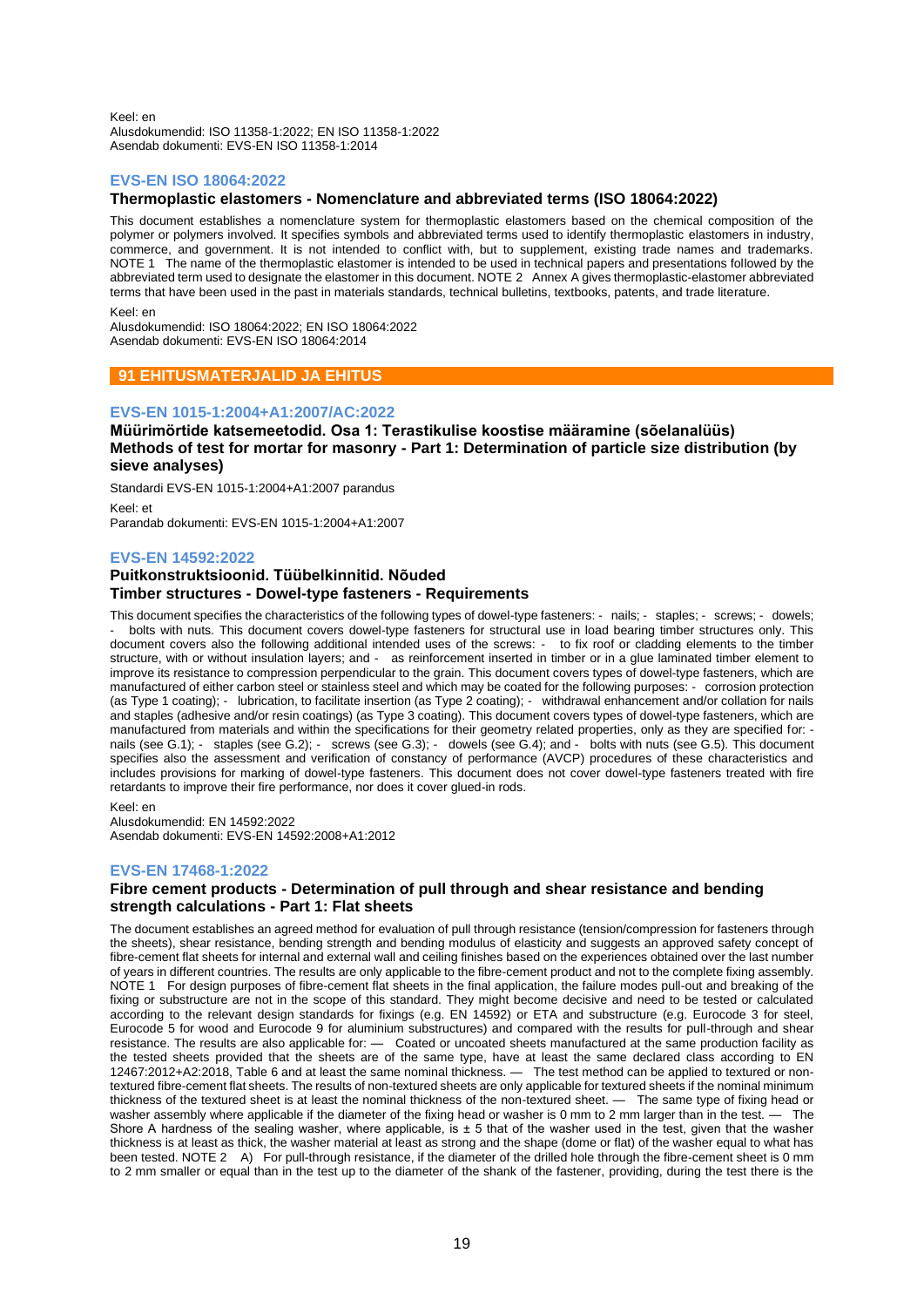Keel: en
Alusdokumendid: ISO 11358-1:2022; EN ISO 11358-1:2022
Asendab dokumenti: EVS-EN ISO 11358-1:2014

### EVS-EN ISO 18064:2022

**Thermoplastic elastomers - Nomenclature and abbreviated terms (ISO 18064:2022)**

This document establishes a nomenclature system for thermoplastic elastomers based on the chemical composition of the polymer or polymers involved. It specifies symbols and abbreviated terms used to identify thermoplastic elastomers in industry, commerce, and government. It is not intended to conflict with, but to supplement, existing trade names and trademarks. NOTE 1 The name of the thermoplastic elastomer is intended to be used in technical papers and presentations followed by the abbreviated term used to designate the elastomer in this document. NOTE 2 Annex A gives thermoplastic-elastomer abbreviated terms that have been used in the past in materials standards, technical bulletins, textbooks, patents, and trade literature.

Keel: en
Alusdokumendid: ISO 18064:2022; EN ISO 18064:2022
Asendab dokumenti: EVS-EN ISO 18064:2014

## 91 EHITUSMATERJALID JA EHITUS

### EVS-EN 1015-1:2004+A1:2007/AC:2022

**Müürimörtide katsemeetodid. Osa 1: Terastikulise koostise määramine (sõelanalüüs)**
**Methods of test for mortar for masonry - Part 1: Determination of particle size distribution (by sieve analyses)**

Standardi EVS-EN 1015-1:2004+A1:2007 parandus

Keel: et
Parandab dokumenti: EVS-EN 1015-1:2004+A1:2007

### EVS-EN 14592:2022

**Puitkonstruktsioonid. Tüübelkinnitid. Nõuded**
**Timber structures - Dowel-type fasteners - Requirements**

This document specifies the characteristics of the following types of dowel-type fasteners: - nails; - staples; - screws; - dowels; - bolts with nuts. This document covers dowel-type fasteners for structural use in load bearing timber structures only. This document covers also the following additional intended uses of the screws: - to fix roof or cladding elements to the timber structure, with or without insulation layers; and - as reinforcement inserted in timber or in a glue laminated timber element to improve its resistance to compression perpendicular to the grain. This document covers types of dowel-type fasteners, which are manufactured of either carbon steel or stainless steel and which may be coated for the following purposes: - corrosion protection (as Type 1 coating); - lubrication, to facilitate insertion (as Type 2 coating); - withdrawal enhancement and/or collation for nails and staples (adhesive and/or resin coatings) (as Type 3 coating). This document covers types of dowel-type fasteners, which are manufactured from materials and within the specifications for their geometry related properties, only as they are specified for: - nails (see G.1); - staples (see G.2); - screws (see G.3); - dowels (see G.4); and - bolts with nuts (see G.5). This document specifies also the assessment and verification of constancy of performance (AVCP) procedures of these characteristics and includes provisions for marking of dowel-type fasteners. This document does not cover dowel-type fasteners treated with fire retardants to improve their fire performance, nor does it cover glued-in rods.

Keel: en
Alusdokumendid: EN 14592:2022
Asendab dokumenti: EVS-EN 14592:2008+A1:2012

### EVS-EN 17468-1:2022

**Fibre cement products - Determination of pull through and shear resistance and bending strength calculations - Part 1: Flat sheets**

The document establishes an agreed method for evaluation of pull through resistance (tension/compression for fasteners through the sheets), shear resistance, bending strength and bending modulus of elasticity and suggests an approved safety concept of fibre-cement flat sheets for internal and external wall and ceiling finishes based on the experiences obtained over the last number of years in different countries. The results are only applicable to the fibre-cement product and not to the complete fixing assembly. NOTE 1 For design purposes of fibre-cement flat sheets in the final application, the failure modes pull-out and breaking of the fixing or substructure are not in the scope of this standard. They might become decisive and need to be tested or calculated according to the relevant design standards for fixings (e.g. EN 14592) or ETA and substructure (e.g. Eurocode 3 for steel, Eurocode 5 for wood and Eurocode 9 for aluminium substructures) and compared with the results for pull-through and shear resistance. The results are also applicable for: — Coated or uncoated sheets manufactured at the same production facility as the tested sheets provided that the sheets are of the same type, have at least the same declared class according to EN 12467:2012+A2:2018, Table 6 and at least the same nominal thickness. — The test method can be applied to textured or non-textured fibre-cement flat sheets. The results of non-textured sheets are only applicable for textured sheets if the nominal minimum thickness of the textured sheet is at least the nominal thickness of the non-textured sheet. — The same type of fixing head or washer assembly where applicable if the diameter of the fixing head or washer is 0 mm to 2 mm larger than in the test. — The Shore A hardness of the sealing washer, where applicable, is ± 5 that of the washer used in the test, given that the washer thickness is at least as thick, the washer material at least as strong and the shape (dome or flat) of the washer equal to what has been tested. NOTE 2 A) For pull-through resistance, if the diameter of the drilled hole through the fibre-cement sheet is 0 mm to 2 mm smaller or equal than in the test up to the diameter of the shank of the fastener, providing, during the test there is the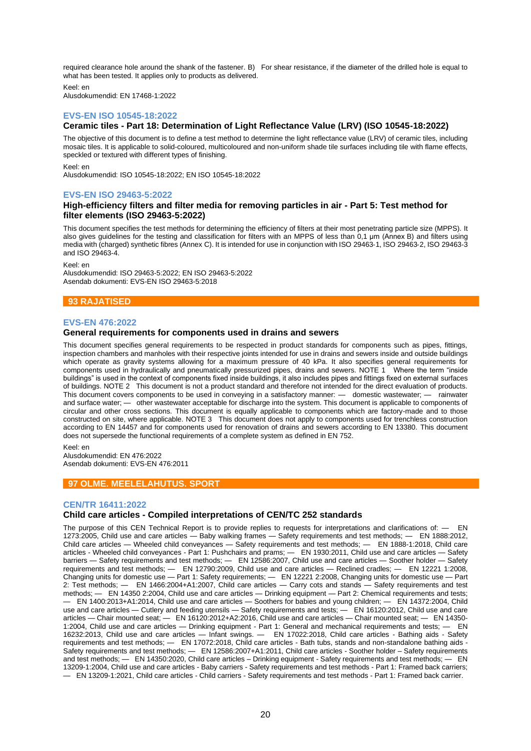required clearance hole around the shank of the fastener. B) For shear resistance, if the diameter of the drilled hole is equal to what has been tested. It applies only to products as delivered.

Keel: en
Alusdokumendid: EN 17468-1:2022

### EVS-EN ISO 10545-18:2022

**Ceramic tiles - Part 18: Determination of Light Reflectance Value (LRV) (ISO 10545-18:2022)**

The objective of this document is to define a test method to determine the light reflectance value (LRV) of ceramic tiles, including mosaic tiles. It is applicable to solid-coloured, multicoloured and non-uniform shade tile surfaces including tile with flame effects, speckled or textured with different types of finishing.

Keel: en
Alusdokumendid: ISO 10545-18:2022; EN ISO 10545-18:2022

### EVS-EN ISO 29463-5:2022

**High-efficiency filters and filter media for removing particles in air - Part 5: Test method for filter elements (ISO 29463-5:2022)**

This document specifies the test methods for determining the efficiency of filters at their most penetrating particle size (MPPS). It also gives guidelines for the testing and classification for filters with an MPPS of less than 0,1 µm (Annex B) and filters using media with (charged) synthetic fibres (Annex C). It is intended for use in conjunction with ISO 29463-1, ISO 29463-2, ISO 29463-3 and ISO 29463-4.

Keel: en
Alusdokumendid: ISO 29463-5:2022; EN ISO 29463-5:2022
Asendab dokumenti: EVS-EN ISO 29463-5:2018

## 93 RAJATISED

### EVS-EN 476:2022

**General requirements for components used in drains and sewers**

This document specifies general requirements to be respected in product standards for components such as pipes, fittings, inspection chambers and manholes with their respective joints intended for use in drains and sewers inside and outside buildings which operate as gravity systems allowing for a maximum pressure of 40 kPa. It also specifies general requirements for components used in hydraulically and pneumatically pressurized pipes, drains and sewers. NOTE 1 Where the term "inside buildings" is used in the context of components fixed inside buildings, it also includes pipes and fittings fixed on external surfaces of buildings. NOTE 2 This document is not a product standard and therefore not intended for the direct evaluation of products. This document covers components to be used in conveying in a satisfactory manner: — domestic wastewater; — rainwater and surface water; — other wastewater acceptable for discharge into the system. This document is applicable to components of circular and other cross sections. This document is equally applicable to components which are factory-made and to those constructed on site, where applicable. NOTE 3 This document does not apply to components used for trenchless construction according to EN 14457 and for components used for renovation of drains and sewers according to EN 13380. This document does not supersede the functional requirements of a complete system as defined in EN 752.

Keel: en
Alusdokumendid: EN 476:2022
Asendab dokumenti: EVS-EN 476:2011

## 97 OLME. MEELELAHUTUS. SPORT

### CEN/TR 16411:2022

**Child care articles - Compiled interpretations of CEN/TC 252 standards**

The purpose of this CEN Technical Report is to provide replies to requests for interpretations and clarifications of: — EN 1273:2005, Child use and care articles — Baby walking frames — Safety requirements and test methods; — EN 1888:2012, Child care articles — Wheeled child conveyances — Safety requirements and test methods; — EN 1888-1:2018, Child care articles - Wheeled child conveyances - Part 1: Pushchairs and prams; — EN 1930:2011, Child use and care articles — Safety barriers — Safety requirements and test methods; — EN 12586:2007, Child use and care articles — Soother holder — Safety requirements and test methods; — EN 12790:2009, Child use and care articles — Reclined cradles; — EN 12221 1:2008, Changing units for domestic use — Part 1: Safety requirements; — EN 12221 2:2008, Changing units for domestic use — Part 2: Test methods; — EN 1466:2004+A1:2007, Child care articles — Carry cots and stands — Safety requirements and test methods; — EN 14350 2:2004, Child use and care articles — Drinking equipment — Part 2: Chemical requirements and tests; — EN 1400:2013+A1:2014, Child use and care articles — Soothers for babies and young children; — EN 14372:2004, Child use and care articles — Cutlery and feeding utensils — Safety requirements and tests; — EN 16120:2012, Child use and care articles — Chair mounted seat; — EN 16120:2012+A2:2016, Child use and care articles — Chair mounted seat; — EN 14350-1:2004, Child use and care articles — Drinking equipment - Part 1: General and mechanical requirements and tests; — EN 16232:2013, Child use and care articles — Infant swings. — EN 17022:2018, Child care articles - Bathing aids - Safety requirements and test methods; — EN 17072:2018, Child care articles - Bath tubs, stands and non-standalone bathing aids - Safety requirements and test methods; — EN 12586:2007+A1:2011, Child care articles - Soother holder – Safety requirements and test methods; — EN 14350:2020, Child care articles – Drinking equipment - Safety requirements and test methods; — EN 13209-1:2004, Child use and care articles - Baby carriers – Safety requirements and test methods - Part 1: Framed back carriers; — EN 13209-1:2021, Child care articles - Child carriers - Safety requirements and test methods - Part 1: Framed back carrier.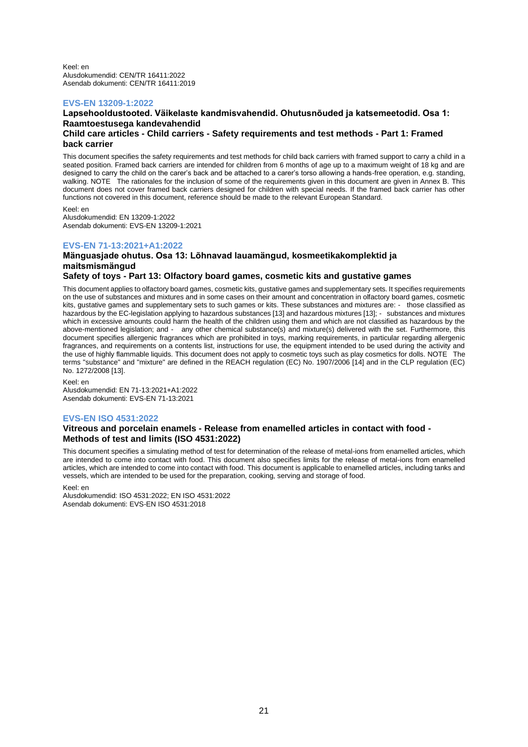Keel: en
Alusdokumendid: CEN/TR 16411:2022
Asendab dokumenti: CEN/TR 16411:2019

### EVS-EN 13209-1:2022

**Lapsehooldustooted. Väikelaste kandmisvahendid. Ohutusnõuded ja katsemeetodid. Osa 1: Raamtoestusega kandevahendid**

**Child care articles - Child carriers - Safety requirements and test methods - Part 1: Framed back carrier**

This document specifies the safety requirements and test methods for child back carriers with framed support to carry a child in a seated position. Framed back carriers are intended for children from 6 months of age up to a maximum weight of 18 kg and are designed to carry the child on the carer's back and be attached to a carer's torso allowing a hands-free operation, e.g. standing, walking. NOTE The rationales for the inclusion of some of the requirements given in this document are given in Annex B. This document does not cover framed back carriers designed for children with special needs. If the framed back carrier has other functions not covered in this document, reference should be made to the relevant European Standard.

Keel: en
Alusdokumendid: EN 13209-1:2022
Asendab dokumenti: EVS-EN 13209-1:2021

### EVS-EN 71-13:2021+A1:2022

**Mänguasjade ohutus. Osa 13: Lõhnavad lauamängud, kosmeetikakomplektid ja maitsmismängud**

**Safety of toys - Part 13: Olfactory board games, cosmetic kits and gustative games**

This document applies to olfactory board games, cosmetic kits, gustative games and supplementary sets. It specifies requirements on the use of substances and mixtures and in some cases on their amount and concentration in olfactory board games, cosmetic kits, gustative games and supplementary sets to such games or kits. These substances and mixtures are: - those classified as hazardous by the EC-legislation applying to hazardous substances [13] and hazardous mixtures [13]; - substances and mixtures which in excessive amounts could harm the health of the children using them and which are not classified as hazardous by the above-mentioned legislation; and - any other chemical substance(s) and mixture(s) delivered with the set. Furthermore, this document specifies allergenic fragrances which are prohibited in toys, marking requirements, in particular regarding allergenic fragrances, and requirements on a contents list, instructions for use, the equipment intended to be used during the activity and the use of highly flammable liquids. This document does not apply to cosmetic toys such as play cosmetics for dolls. NOTE The terms "substance" and "mixture" are defined in the REACH regulation (EC) No. 1907/2006 [14] and in the CLP regulation (EC) No. 1272/2008 [13].

Keel: en
Alusdokumendid: EN 71-13:2021+A1:2022
Asendab dokumenti: EVS-EN 71-13:2021

### EVS-EN ISO 4531:2022

**Vitreous and porcelain enamels - Release from enamelled articles in contact with food - Methods of test and limits (ISO 4531:2022)**

This document specifies a simulating method of test for determination of the release of metal-ions from enamelled articles, which are intended to come into contact with food. This document also specifies limits for the release of metal-ions from enamelled articles, which are intended to come into contact with food. This document is applicable to enamelled articles, including tanks and vessels, which are intended to be used for the preparation, cooking, serving and storage of food.

Keel: en
Alusdokumendid: ISO 4531:2022; EN ISO 4531:2022
Asendab dokumenti: EVS-EN ISO 4531:2018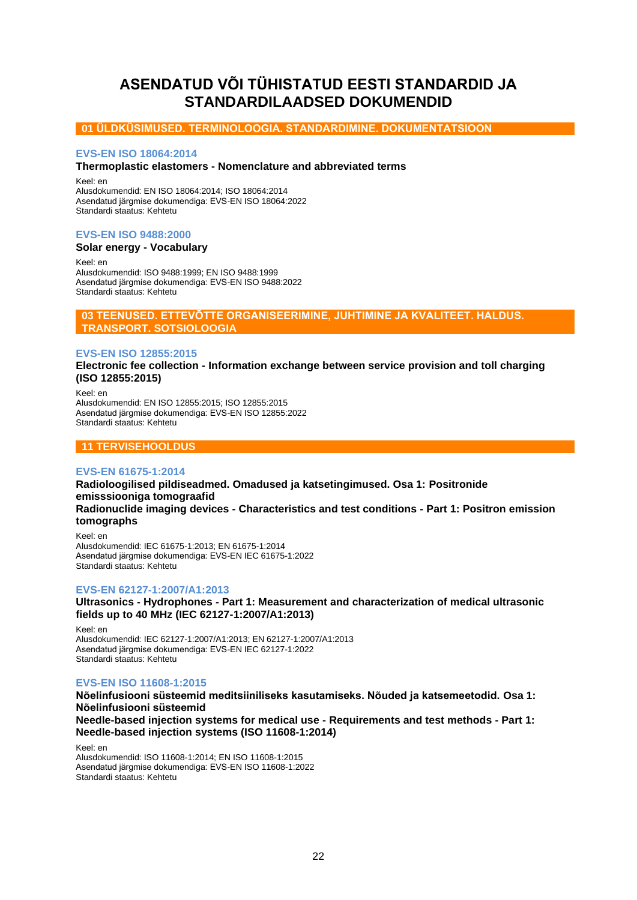# ASENDATUD VÕI TÜHISTATUD EESTI STANDARDID JA STANDARDILAADSED DOKUMENDID

## 01 ÜLDKÜSIMUSED. TERMINOLOOGIA. STANDARDIMINE. DOKUMENTATSIOON

### EVS-EN ISO 18064:2014

**Thermoplastic elastomers - Nomenclature and abbreviated terms**

Keel: en
Alusdokumendid: EN ISO 18064:2014; ISO 18064:2014
Asendatud järgmise dokumendiga: EVS-EN ISO 18064:2022
Standardi staatus: Kehtetu

### EVS-EN ISO 9488:2000

**Solar energy - Vocabulary**

Keel: en
Alusdokumendid: ISO 9488:1999; EN ISO 9488:1999
Asendatud järgmise dokumendiga: EVS-EN ISO 9488:2022
Standardi staatus: Kehtetu

## 03 TEENUSED. ETTEVÕTTE ORGANISEERIMINE, JUHTIMINE JA KVALITEET. HALDUS. TRANSPORT. SOTSIOLOOGIA

### EVS-EN ISO 12855:2015

**Electronic fee collection - Information exchange between service provision and toll charging (ISO 12855:2015)**

Keel: en
Alusdokumendid: EN ISO 12855:2015; ISO 12855:2015
Asendatud järgmise dokumendiga: EVS-EN ISO 12855:2022
Standardi staatus: Kehtetu

## 11 TERVISEHOOLDUS

### EVS-EN 61675-1:2014

**Radioloogilised pildiseadmed. Omadused ja katsetingimused. Osa 1: Positronide emisssiooniga tomograafid**

**Radionuclide imaging devices - Characteristics and test conditions - Part 1: Positron emission tomographs**

Keel: en
Alusdokumendid: IEC 61675-1:2013; EN 61675-1:2014
Asendatud järgmise dokumendiga: EVS-EN IEC 61675-1:2022
Standardi staatus: Kehtetu

### EVS-EN 62127-1:2007/A1:2013

**Ultrasonics - Hydrophones - Part 1: Measurement and characterization of medical ultrasonic fields up to 40 MHz (IEC 62127-1:2007/A1:2013)**

Keel: en
Alusdokumendid: IEC 62127-1:2007/A1:2013; EN 62127-1:2007/A1:2013
Asendatud järgmise dokumendiga: EVS-EN IEC 62127-1:2022
Standardi staatus: Kehtetu

### EVS-EN ISO 11608-1:2015

**Nõelinfusiooni süsteemid meditsiiniliseks kasutamiseks. Nõuded ja katsemeetodid. Osa 1: Nõelinfusiooni süsteemid**

**Needle-based injection systems for medical use - Requirements and test methods - Part 1: Needle-based injection systems (ISO 11608-1:2014)**

Keel: en
Alusdokumendid: ISO 11608-1:2014; EN ISO 11608-1:2015
Asendatud järgmise dokumendiga: EVS-EN ISO 11608-1:2022
Standardi staatus: Kehtetu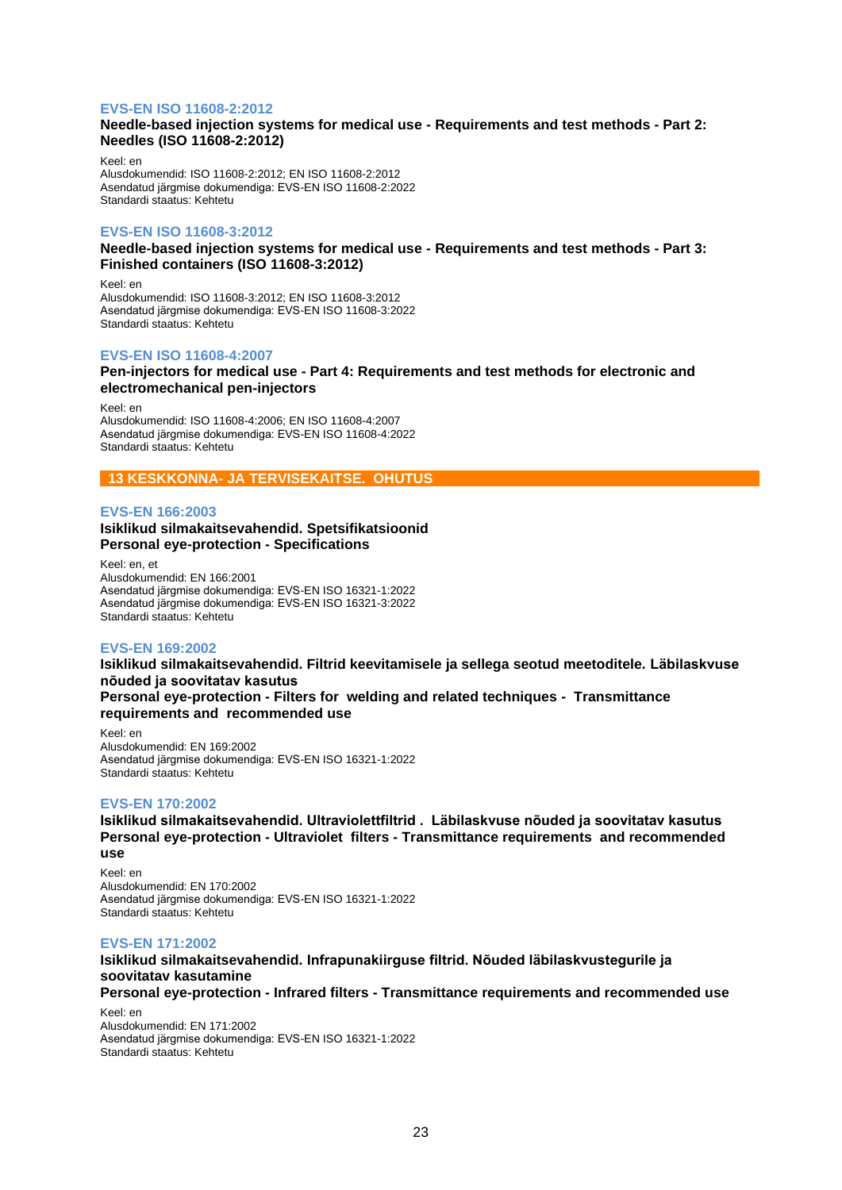### EVS-EN ISO 11608-2:2012

**Needle-based injection systems for medical use - Requirements and test methods - Part 2: Needles (ISO 11608-2:2012)**

Keel: en
Alusdokumendid: ISO 11608-2:2012; EN ISO 11608-2:2012
Asendatud järgmise dokumendiga: EVS-EN ISO 11608-2:2022
Standardi staatus: Kehtetu

### EVS-EN ISO 11608-3:2012

**Needle-based injection systems for medical use - Requirements and test methods - Part 3: Finished containers (ISO 11608-3:2012)**

Keel: en
Alusdokumendid: ISO 11608-3:2012; EN ISO 11608-3:2012
Asendatud järgmise dokumendiga: EVS-EN ISO 11608-3:2022
Standardi staatus: Kehtetu

### EVS-EN ISO 11608-4:2007

**Pen-injectors for medical use - Part 4: Requirements and test methods for electronic and electromechanical pen-injectors**

Keel: en
Alusdokumendid: ISO 11608-4:2006; EN ISO 11608-4:2007
Asendatud järgmise dokumendiga: EVS-EN ISO 11608-4:2022
Standardi staatus: Kehtetu

## 13 KESKKONNA- JA TERVISEKAITSE. OHUTUS

### EVS-EN 166:2003

**Isiklikud silmakaitsevahendid. Spetsifikatsioonid**
**Personal eye-protection - Specifications**

Keel: en, et
Alusdokumendid: EN 166:2001
Asendatud järgmise dokumendiga: EVS-EN ISO 16321-1:2022
Asendatud järgmise dokumendiga: EVS-EN ISO 16321-3:2022
Standardi staatus: Kehtetu

### EVS-EN 169:2002

**Isiklikud silmakaitsevahendid. Filtrid keevitamisele ja sellega seotud meetoditele. Läbilaskvuse nõuded ja soovitatav kasutus**
**Personal eye-protection - Filters for welding and related techniques - Transmittance requirements and recommended use**

Keel: en
Alusdokumendid: EN 169:2002
Asendatud järgmise dokumendiga: EVS-EN ISO 16321-1:2022
Standardi staatus: Kehtetu

### EVS-EN 170:2002

**Isiklikud silmakaitsevahendid. Ultraviolettfiltrid . Läbilaskvuse nõuded ja soovitatav kasutus**
**Personal eye-protection - Ultraviolet filters - Transmittance requirements and recommended use**

Keel: en
Alusdokumendid: EN 170:2002
Asendatud järgmise dokumendiga: EVS-EN ISO 16321-1:2022
Standardi staatus: Kehtetu

### EVS-EN 171:2002

**Isiklikud silmakaitsevahendid. Infrapunakiirguse filtrid. Nõuded läbilaskvustegurile ja soovitatav kasutamine**
**Personal eye-protection - Infrared filters - Transmittance requirements and recommended use**

Keel: en
Alusdokumendid: EN 171:2002
Asendatud järgmise dokumendiga: EVS-EN ISO 16321-1:2022
Standardi staatus: Kehtetu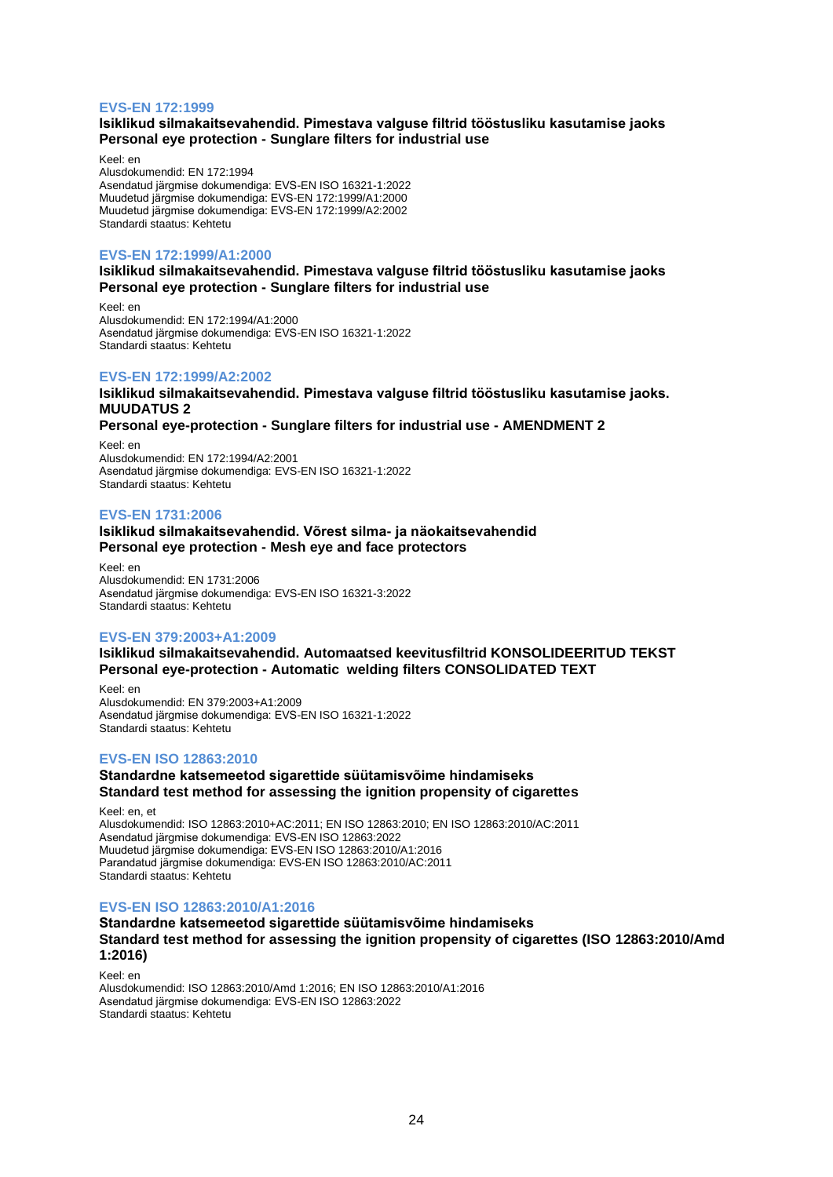### EVS-EN 172:1999

**Isiklikud silmakaitsevahendid. Pimestava valguse filtrid tööstusliku kasutamise jaoks**
**Personal eye protection - Sunglare filters for industrial use**

Keel: en
Alusdokumendid: EN 172:1994
Asendatud järgmise dokumendiga: EVS-EN ISO 16321-1:2022
Muudetud järgmise dokumendiga: EVS-EN 172:1999/A1:2000
Muudetud järgmise dokumendiga: EVS-EN 172:1999/A2:2002
Standardi staatus: Kehtetu

### EVS-EN 172:1999/A1:2000

**Isiklikud silmakaitsevahendid. Pimestava valguse filtrid tööstusliku kasutamise jaoks**
**Personal eye protection - Sunglare filters for industrial use**

Keel: en
Alusdokumendid: EN 172:1994/A1:2000
Asendatud järgmise dokumendiga: EVS-EN ISO 16321-1:2022
Standardi staatus: Kehtetu

### EVS-EN 172:1999/A2:2002

**Isiklikud silmakaitsevahendid. Pimestava valguse filtrid tööstusliku kasutamise jaoks. MUUDATUS 2**
**Personal eye-protection - Sunglare filters for industrial use - AMENDMENT 2**

Keel: en
Alusdokumendid: EN 172:1994/A2:2001
Asendatud järgmise dokumendiga: EVS-EN ISO 16321-1:2022
Standardi staatus: Kehtetu

### EVS-EN 1731:2006

**Isiklikud silmakaitsevahendid. Võrest silma- ja näokaitsevahendid**
**Personal eye protection - Mesh eye and face protectors**

Keel: en
Alusdokumendid: EN 1731:2006
Asendatud järgmise dokumendiga: EVS-EN ISO 16321-3:2022
Standardi staatus: Kehtetu

### EVS-EN 379:2003+A1:2009

**Isiklikud silmakaitsevahendid. Automaatsed keevitusfiltrid KONSOLIDEERITUD TEKST**
**Personal eye-protection - Automatic welding filters CONSOLIDATED TEXT**

Keel: en
Alusdokumendid: EN 379:2003+A1:2009
Asendatud järgmise dokumendiga: EVS-EN ISO 16321-1:2022
Standardi staatus: Kehtetu

### EVS-EN ISO 12863:2010

**Standardne katsemeetod sigarettide süütamisvõime hindamiseks**
**Standard test method for assessing the ignition propensity of cigarettes**

Keel: en, et
Alusdokumendid: ISO 12863:2010+AC:2011; EN ISO 12863:2010; EN ISO 12863:2010/AC:2011
Asendatud järgmise dokumendiga: EVS-EN ISO 12863:2022
Muudetud järgmise dokumendiga: EVS-EN ISO 12863:2010/A1:2016
Parandatud järgmise dokumendiga: EVS-EN ISO 12863:2010/AC:2011
Standardi staatus: Kehtetu

### EVS-EN ISO 12863:2010/A1:2016

**Standardne katsemeetod sigarettide süütamisvõime hindamiseks**
**Standard test method for assessing the ignition propensity of cigarettes (ISO 12863:2010/Amd 1:2016)**

Keel: en
Alusdokumendid: ISO 12863:2010/Amd 1:2016; EN ISO 12863:2010/A1:2016
Asendatud järgmise dokumendiga: EVS-EN ISO 12863:2022
Standardi staatus: Kehtetu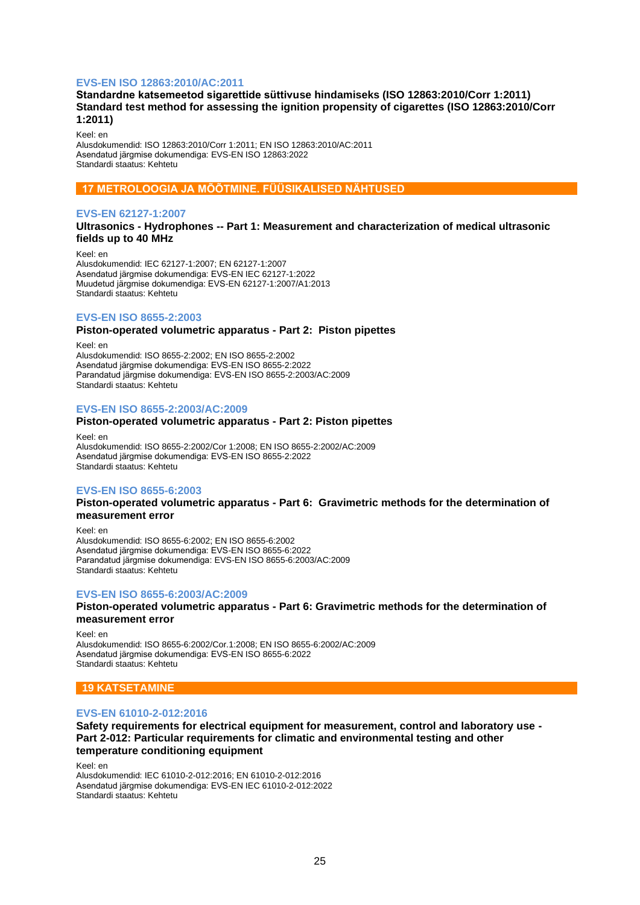### EVS-EN ISO 12863:2010/AC:2011

**Standardne katsemeetod sigarettide süttivuse hindamiseks (ISO 12863:2010/Corr 1:2011)**
**Standard test method for assessing the ignition propensity of cigarettes (ISO 12863:2010/Corr 1:2011)**

Keel: en
Alusdokumendid: ISO 12863:2010/Corr 1:2011; EN ISO 12863:2010/AC:2011
Asendatud järgmise dokumendiga: EVS-EN ISO 12863:2022
Standardi staatus: Kehtetu

## 17 METROLOOGIA JA MÕÕTMINE. FÜÜSIKALISED NÄHTUSED

### EVS-EN 62127-1:2007

**Ultrasonics - Hydrophones -- Part 1: Measurement and characterization of medical ultrasonic fields up to 40 MHz**

Keel: en
Alusdokumendid: IEC 62127-1:2007; EN 62127-1:2007
Asendatud järgmise dokumendiga: EVS-EN IEC 62127-1:2022
Muudetud järgmise dokumendiga: EVS-EN 62127-1:2007/A1:2013
Standardi staatus: Kehtetu

### EVS-EN ISO 8655-2:2003

**Piston-operated volumetric apparatus - Part 2: Piston pipettes**

Keel: en
Alusdokumendid: ISO 8655-2:2002; EN ISO 8655-2:2002
Asendatud järgmise dokumendiga: EVS-EN ISO 8655-2:2022
Parandatud järgmise dokumendiga: EVS-EN ISO 8655-2:2003/AC:2009
Standardi staatus: Kehtetu

### EVS-EN ISO 8655-2:2003/AC:2009

**Piston-operated volumetric apparatus - Part 2: Piston pipettes**

Keel: en
Alusdokumendid: ISO 8655-2:2002/Cor 1:2008; EN ISO 8655-2:2002/AC:2009
Asendatud järgmise dokumendiga: EVS-EN ISO 8655-2:2022
Standardi staatus: Kehtetu

### EVS-EN ISO 8655-6:2003

**Piston-operated volumetric apparatus - Part 6: Gravimetric methods for the determination of measurement error**

Keel: en
Alusdokumendid: ISO 8655-6:2002; EN ISO 8655-6:2002
Asendatud järgmise dokumendiga: EVS-EN ISO 8655-6:2022
Parandatud järgmise dokumendiga: EVS-EN ISO 8655-6:2003/AC:2009
Standardi staatus: Kehtetu

### EVS-EN ISO 8655-6:2003/AC:2009

**Piston-operated volumetric apparatus - Part 6: Gravimetric methods for the determination of measurement error**

Keel: en
Alusdokumendid: ISO 8655-6:2002/Cor.1:2008; EN ISO 8655-6:2002/AC:2009
Asendatud järgmise dokumendiga: EVS-EN ISO 8655-6:2022
Standardi staatus: Kehtetu

## 19 KATSETAMINE

### EVS-EN 61010-2-012:2016

**Safety requirements for electrical equipment for measurement, control and laboratory use - Part 2-012: Particular requirements for climatic and environmental testing and other temperature conditioning equipment**

Keel: en
Alusdokumendid: IEC 61010-2-012:2016; EN 61010-2-012:2016
Asendatud järgmise dokumendiga: EVS-EN IEC 61010-2-012:2022
Standardi staatus: Kehtetu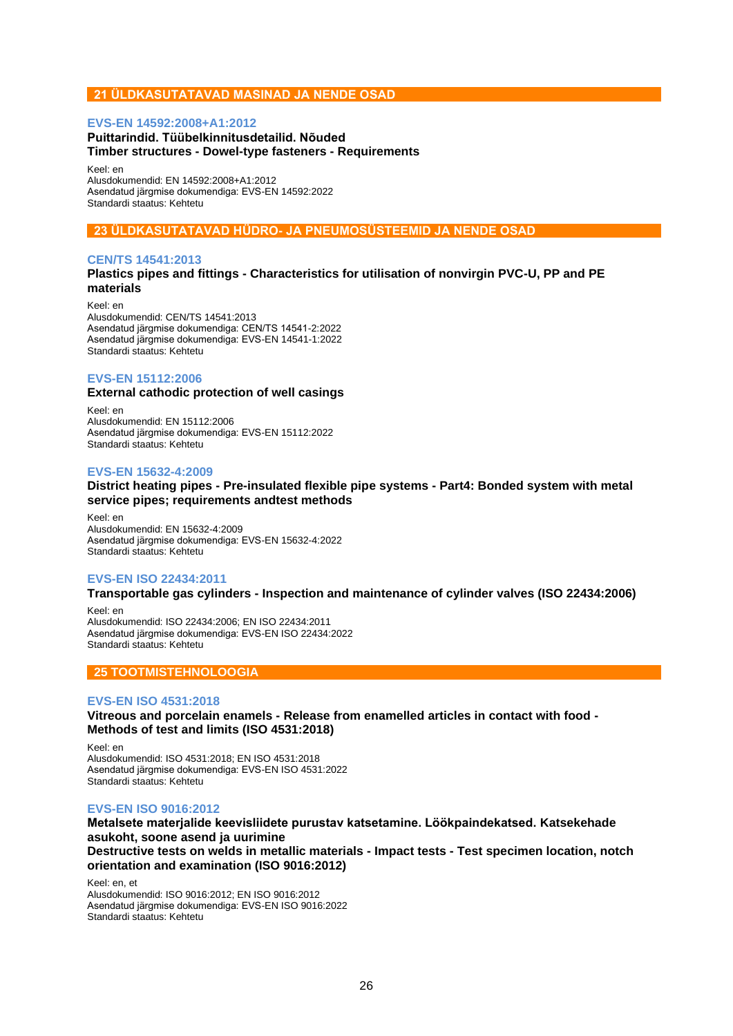## 21 ÜLDKASUTATAVAD MASINAD JA NENDE OSAD

### EVS-EN 14592:2008+A1:2012

**Puittarindid. Tüübelkinnitusdetailid. Nõuded**
**Timber structures - Dowel-type fasteners - Requirements**

Keel: en
Alusdokumendid: EN 14592:2008+A1:2012
Asendatud järgmise dokumendiga: EVS-EN 14592:2022
Standardi staatus: Kehtetu

## 23 ÜLDKASUTATAVAD HÜDRO- JA PNEUMOSÜSTEEMID JA NENDE OSAD

### CEN/TS 14541:2013

**Plastics pipes and fittings - Characteristics for utilisation of nonvirgin PVC-U, PP and PE materials**

Keel: en
Alusdokumendid: CEN/TS 14541:2013
Asendatud järgmise dokumendiga: CEN/TS 14541-2:2022
Asendatud järgmise dokumendiga: EVS-EN 14541-1:2022
Standardi staatus: Kehtetu

### EVS-EN 15112:2006

**External cathodic protection of well casings**

Keel: en
Alusdokumendid: EN 15112:2006
Asendatud järgmise dokumendiga: EVS-EN 15112:2022
Standardi staatus: Kehtetu

### EVS-EN 15632-4:2009

**District heating pipes - Pre-insulated flexible pipe systems - Part4: Bonded system with metal service pipes; requirements andtest methods**

Keel: en
Alusdokumendid: EN 15632-4:2009
Asendatud järgmise dokumendiga: EVS-EN 15632-4:2022
Standardi staatus: Kehtetu

### EVS-EN ISO 22434:2011

**Transportable gas cylinders - Inspection and maintenance of cylinder valves (ISO 22434:2006)**

Keel: en
Alusdokumendid: ISO 22434:2006; EN ISO 22434:2011
Asendatud järgmise dokumendiga: EVS-EN ISO 22434:2022
Standardi staatus: Kehtetu

## 25 TOOTMISTEHNOLOOGIA

### EVS-EN ISO 4531:2018

**Vitreous and porcelain enamels - Release from enamelled articles in contact with food - Methods of test and limits (ISO 4531:2018)**

Keel: en
Alusdokumendid: ISO 4531:2018; EN ISO 4531:2018
Asendatud järgmise dokumendiga: EVS-EN ISO 4531:2022
Standardi staatus: Kehtetu

### EVS-EN ISO 9016:2012

**Metalsete materjalide keevisliidete purustav katsetamine. Löökpaindekatsed. Katsekehade asukoht, soone asend ja uurimine**
**Destructive tests on welds in metallic materials - Impact tests - Test specimen location, notch orientation and examination (ISO 9016:2012)**

Keel: en, et
Alusdokumendid: ISO 9016:2012; EN ISO 9016:2012
Asendatud järgmise dokumendiga: EVS-EN ISO 9016:2022
Standardi staatus: Kehtetu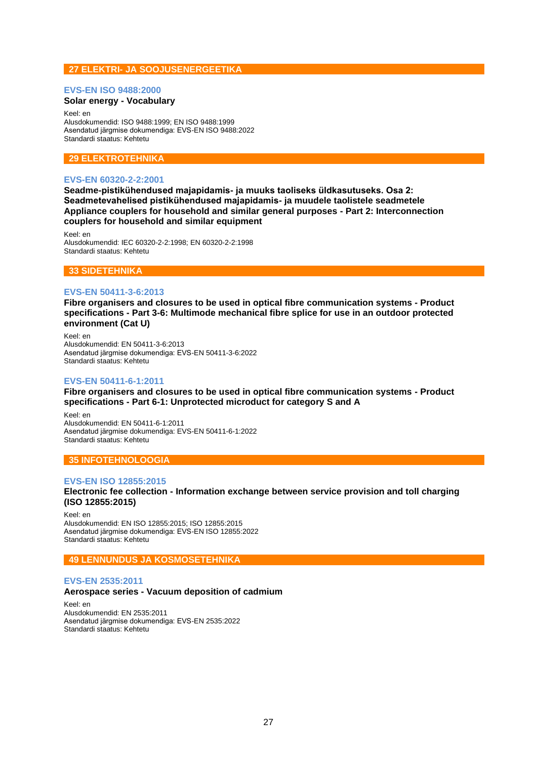## 27 ELEKTRI- JA SOOJUSENERGEETIKA

### EVS-EN ISO 9488:2000

**Solar energy - Vocabulary**

Keel: en
Alusdokumendid: ISO 9488:1999; EN ISO 9488:1999
Asendatud järgmise dokumendiga: EVS-EN ISO 9488:2022
Standardi staatus: Kehtetu

## 29 ELEKTROTEHNIKA

### EVS-EN 60320-2-2:2001

**Seadme-pistikühendused majapidamis- ja muuks tavaliseks üldkasutuseks. Osa 2: Seadmetevahelised pistikühendused majapidamis- ja muudele taolistele seadmetele Appliance couplers for household and similar general purposes - Part 2: Interconnection couplers for household and similar equipment**

Keel: en
Alusdokumendid: IEC 60320-2-2:1998; EN 60320-2-2:1998
Standardi staatus: Kehtetu

## 33 SIDETEHNIKA

### EVS-EN 50411-3-6:2013

**Fibre organisers and closures to be used in optical fibre communication systems - Product specifications - Part 3-6: Multimode mechanical fibre splice for use in an outdoor protected environment (Cat U)**

Keel: en
Alusdokumendid: EN 50411-3-6:2013
Asendatud järgmise dokumendiga: EVS-EN 50411-3-6:2022
Standardi staatus: Kehtetu

### EVS-EN 50411-6-1:2011

**Fibre organisers and closures to be used in optical fibre communication systems - Product specifications - Part 6-1: Unprotected microduct for category S and A**

Keel: en
Alusdokumendid: EN 50411-6-1:2011
Asendatud järgmise dokumendiga: EVS-EN 50411-6-1:2022
Standardi staatus: Kehtetu

## 35 INFOTEHNOLOOGIA

### EVS-EN ISO 12855:2015

**Electronic fee collection - Information exchange between service provision and toll charging (ISO 12855:2015)**

Keel: en
Alusdokumendid: EN ISO 12855:2015; ISO 12855:2015
Asendatud järgmise dokumendiga: EVS-EN ISO 12855:2022
Standardi staatus: Kehtetu

## 49 LENNUNDUS JA KOSMOSETEHNIKA

### EVS-EN 2535:2011

**Aerospace series - Vacuum deposition of cadmium**

Keel: en
Alusdokumendid: EN 2535:2011
Asendatud järgmise dokumendiga: EVS-EN 2535:2022
Standardi staatus: Kehtetu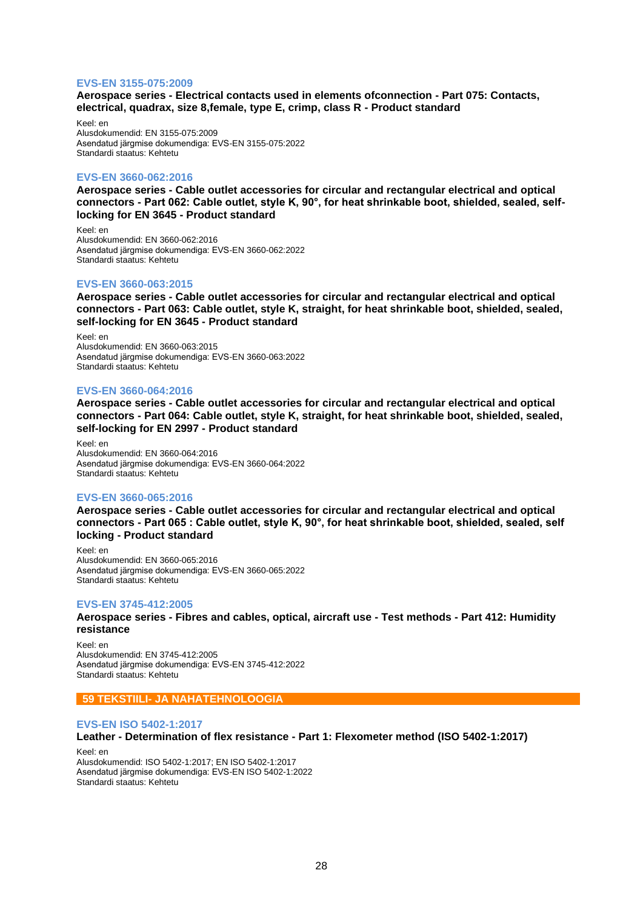### EVS-EN 3155-075:2009

**Aerospace series - Electrical contacts used in elements ofconnection - Part 075: Contacts, electrical, quadrax, size 8,female, type E, crimp, class R - Product standard**

Keel: en
Alusdokumendid: EN 3155-075:2009
Asendatud järgmise dokumendiga: EVS-EN 3155-075:2022
Standardi staatus: Kehtetu

### EVS-EN 3660-062:2016

**Aerospace series - Cable outlet accessories for circular and rectangular electrical and optical connectors - Part 062: Cable outlet, style K, 90°, for heat shrinkable boot, shielded, sealed, self-locking for EN 3645 - Product standard**

Keel: en
Alusdokumendid: EN 3660-062:2016
Asendatud järgmise dokumendiga: EVS-EN 3660-062:2022
Standardi staatus: Kehtetu

### EVS-EN 3660-063:2015

**Aerospace series - Cable outlet accessories for circular and rectangular electrical and optical connectors - Part 063: Cable outlet, style K, straight, for heat shrinkable boot, shielded, sealed, self-locking for EN 3645 - Product standard**

Keel: en
Alusdokumendid: EN 3660-063:2015
Asendatud järgmise dokumendiga: EVS-EN 3660-063:2022
Standardi staatus: Kehtetu

### EVS-EN 3660-064:2016

**Aerospace series - Cable outlet accessories for circular and rectangular electrical and optical connectors - Part 064: Cable outlet, style K, straight, for heat shrinkable boot, shielded, sealed, self-locking for EN 2997 - Product standard**

Keel: en
Alusdokumendid: EN 3660-064:2016
Asendatud järgmise dokumendiga: EVS-EN 3660-064:2022
Standardi staatus: Kehtetu

### EVS-EN 3660-065:2016

**Aerospace series - Cable outlet accessories for circular and rectangular electrical and optical connectors - Part 065 : Cable outlet, style K, 90°, for heat shrinkable boot, shielded, sealed, self locking - Product standard**

Keel: en
Alusdokumendid: EN 3660-065:2016
Asendatud järgmise dokumendiga: EVS-EN 3660-065:2022
Standardi staatus: Kehtetu

### EVS-EN 3745-412:2005

**Aerospace series - Fibres and cables, optical, aircraft use - Test methods - Part 412: Humidity resistance**

Keel: en
Alusdokumendid: EN 3745-412:2005
Asendatud järgmise dokumendiga: EVS-EN 3745-412:2022
Standardi staatus: Kehtetu

## 59 TEKSTIILI- JA NAHATEHNOLOOGIA

### EVS-EN ISO 5402-1:2017

**Leather - Determination of flex resistance - Part 1: Flexometer method (ISO 5402-1:2017)**

Keel: en
Alusdokumendid: ISO 5402-1:2017; EN ISO 5402-1:2017
Asendatud järgmise dokumendiga: EVS-EN ISO 5402-1:2022
Standardi staatus: Kehtetu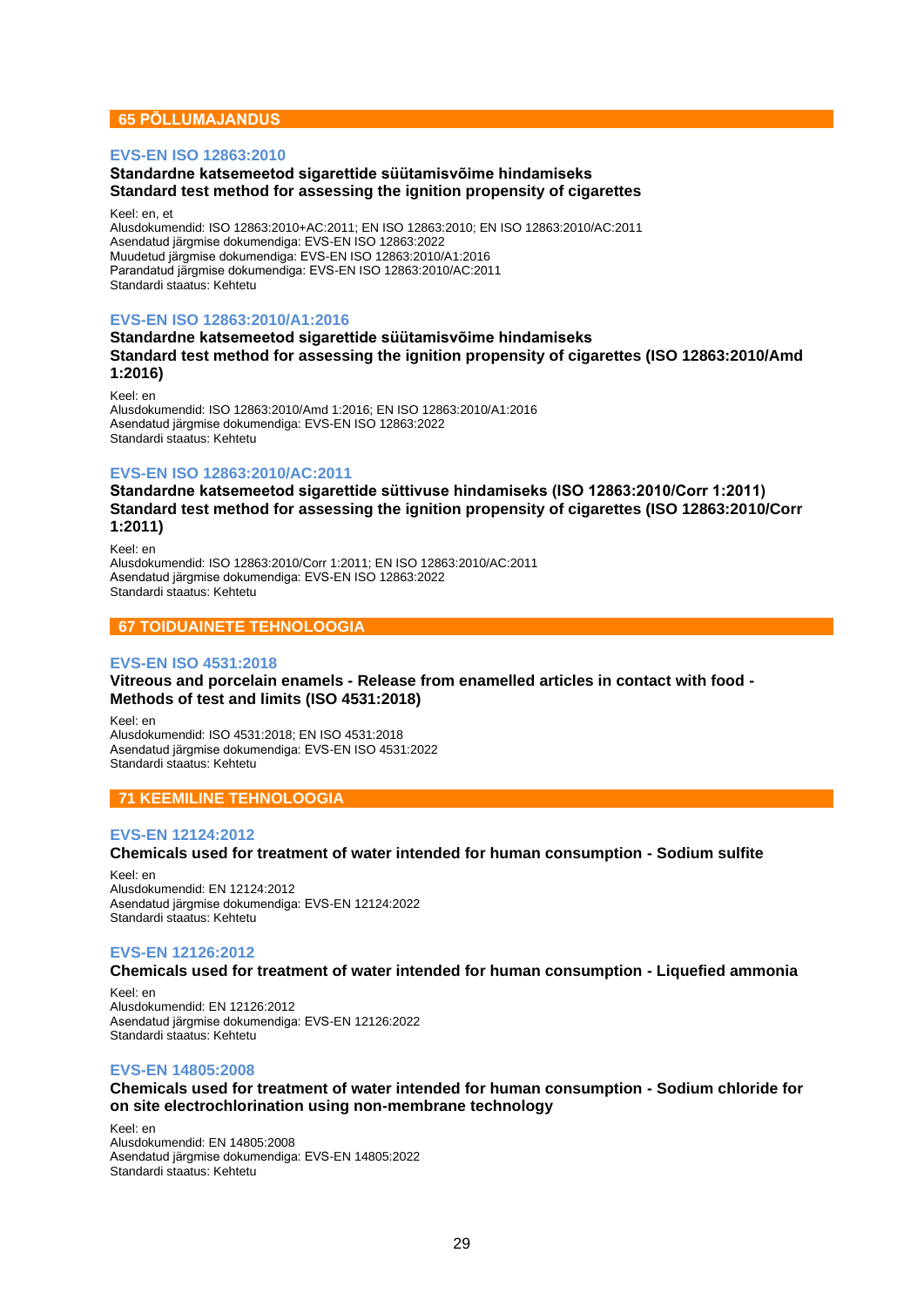## 65 PÕLLUMAJANDUS

### EVS-EN ISO 12863:2010

**Standardne katsemeetod sigarettide süütamisvõime hindamiseks**
**Standard test method for assessing the ignition propensity of cigarettes**

Keel: en, et
Alusdokumendid: ISO 12863:2010+AC:2011; EN ISO 12863:2010; EN ISO 12863:2010/AC:2011
Asendatud järgmise dokumendiga: EVS-EN ISO 12863:2022
Muudetud järgmise dokumendiga: EVS-EN ISO 12863:2010/A1:2016
Parandatud järgmise dokumendiga: EVS-EN ISO 12863:2010/AC:2011
Standardi staatus: Kehtetu

### EVS-EN ISO 12863:2010/A1:2016

**Standardne katsemeetod sigarettide süütamisvõime hindamiseks**
**Standard test method for assessing the ignition propensity of cigarettes (ISO 12863:2010/Amd 1:2016)**

Keel: en
Alusdokumendid: ISO 12863:2010/Amd 1:2016; EN ISO 12863:2010/A1:2016
Asendatud järgmise dokumendiga: EVS-EN ISO 12863:2022
Standardi staatus: Kehtetu

### EVS-EN ISO 12863:2010/AC:2011

**Standardne katsemeetod sigarettide süttivuse hindamiseks (ISO 12863:2010/Corr 1:2011)**
**Standard test method for assessing the ignition propensity of cigarettes (ISO 12863:2010/Corr 1:2011)**

Keel: en
Alusdokumendid: ISO 12863:2010/Corr 1:2011; EN ISO 12863:2010/AC:2011
Asendatud järgmise dokumendiga: EVS-EN ISO 12863:2022
Standardi staatus: Kehtetu

## 67 TOIDUAINETE TEHNOLOOGIA

### EVS-EN ISO 4531:2018

**Vitreous and porcelain enamels - Release from enamelled articles in contact with food - Methods of test and limits (ISO 4531:2018)**

Keel: en
Alusdokumendid: ISO 4531:2018; EN ISO 4531:2018
Asendatud järgmise dokumendiga: EVS-EN ISO 4531:2022
Standardi staatus: Kehtetu

## 71 KEEMILINE TEHNOLOOGIA

### EVS-EN 12124:2012

**Chemicals used for treatment of water intended for human consumption - Sodium sulfite**

Keel: en
Alusdokumendid: EN 12124:2012
Asendatud järgmise dokumendiga: EVS-EN 12124:2022
Standardi staatus: Kehtetu

### EVS-EN 12126:2012

**Chemicals used for treatment of water intended for human consumption - Liquefied ammonia**

Keel: en
Alusdokumendid: EN 12126:2012
Asendatud järgmise dokumendiga: EVS-EN 12126:2022
Standardi staatus: Kehtetu

### EVS-EN 14805:2008

**Chemicals used for treatment of water intended for human consumption - Sodium chloride for on site electrochlorination using non-membrane technology**

Keel: en
Alusdokumendid: EN 14805:2008
Asendatud järgmise dokumendiga: EVS-EN 14805:2022
Standardi staatus: Kehtetu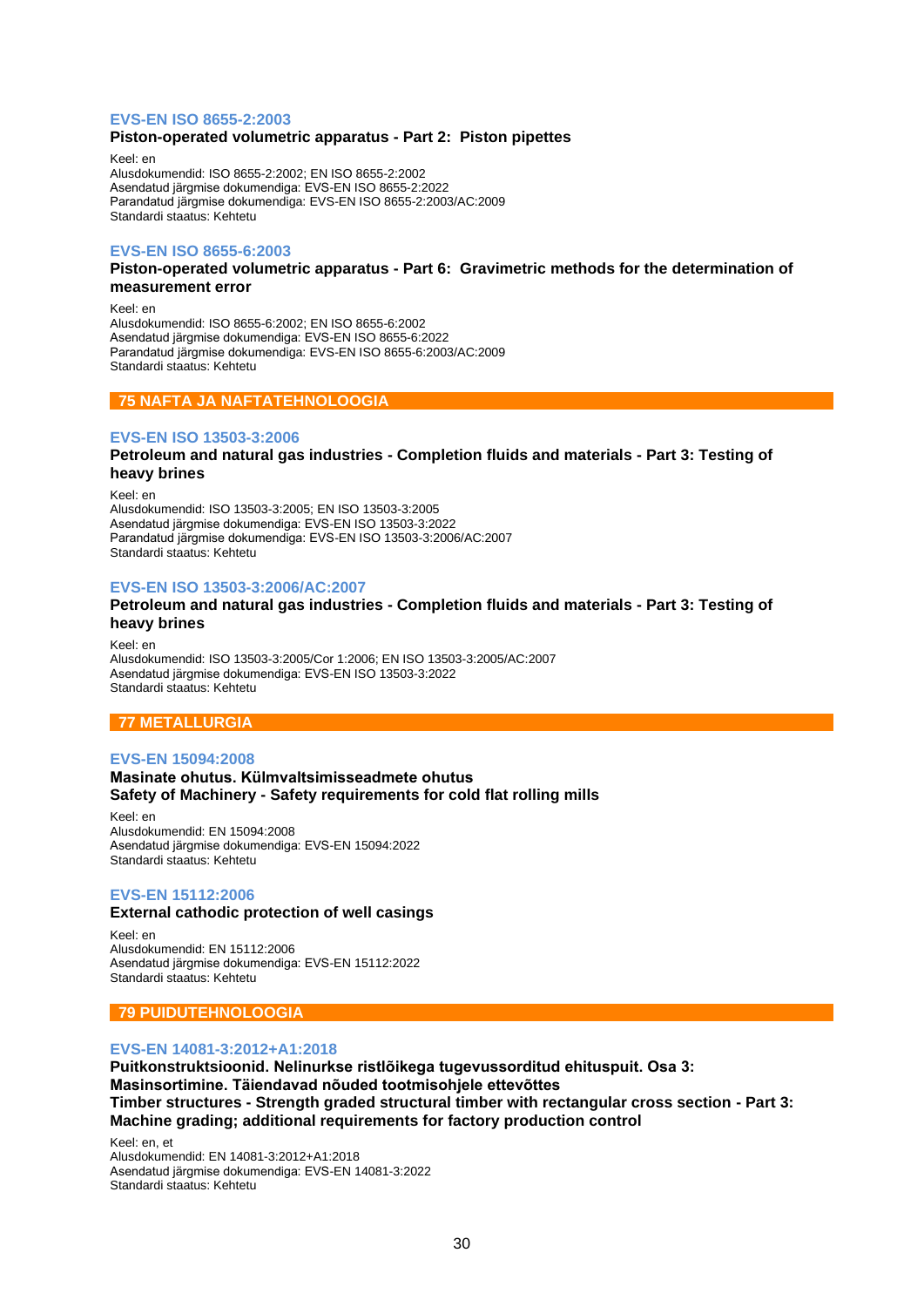### EVS-EN ISO 8655-2:2003

**Piston-operated volumetric apparatus - Part 2: Piston pipettes**

Keel: en
Alusdokumendid: ISO 8655-2:2002; EN ISO 8655-2:2002
Asendatud järgmise dokumendiga: EVS-EN ISO 8655-2:2022
Parandatud järgmise dokumendiga: EVS-EN ISO 8655-2:2003/AC:2009
Standardi staatus: Kehtetu

### EVS-EN ISO 8655-6:2003

**Piston-operated volumetric apparatus - Part 6: Gravimetric methods for the determination of measurement error**

Keel: en
Alusdokumendid: ISO 8655-6:2002; EN ISO 8655-6:2002
Asendatud järgmise dokumendiga: EVS-EN ISO 8655-6:2022
Parandatud järgmise dokumendiga: EVS-EN ISO 8655-6:2003/AC:2009
Standardi staatus: Kehtetu

## 75 NAFTA JA NAFTATEHNOLOOGIA

### EVS-EN ISO 13503-3:2006

**Petroleum and natural gas industries - Completion fluids and materials - Part 3: Testing of heavy brines**

Keel: en
Alusdokumendid: ISO 13503-3:2005; EN ISO 13503-3:2005
Asendatud järgmise dokumendiga: EVS-EN ISO 13503-3:2022
Parandatud järgmise dokumendiga: EVS-EN ISO 13503-3:2006/AC:2007
Standardi staatus: Kehtetu

### EVS-EN ISO 13503-3:2006/AC:2007

**Petroleum and natural gas industries - Completion fluids and materials - Part 3: Testing of heavy brines**

Keel: en
Alusdokumendid: ISO 13503-3:2005/Cor 1:2006; EN ISO 13503-3:2005/AC:2007
Asendatud järgmise dokumendiga: EVS-EN ISO 13503-3:2022
Standardi staatus: Kehtetu

## 77 METALLURGIA

### EVS-EN 15094:2008

**Masinate ohutus. Külmvaltsimisseadmete ohutus**
**Safety of Machinery - Safety requirements for cold flat rolling mills**

Keel: en
Alusdokumendid: EN 15094:2008
Asendatud järgmise dokumendiga: EVS-EN 15094:2022
Standardi staatus: Kehtetu

### EVS-EN 15112:2006

**External cathodic protection of well casings**

Keel: en
Alusdokumendid: EN 15112:2006
Asendatud järgmise dokumendiga: EVS-EN 15112:2022
Standardi staatus: Kehtetu

## 79 PUIDUTEHNOLOOGIA

### EVS-EN 14081-3:2012+A1:2018

**Puitkonstruktsioonid. Nelinurkse ristlõikega tugevussorditud ehituspuit. Osa 3: Masinsortimine. Täiendavad nõuded tootmisohjele ettevõttes**
**Timber structures - Strength graded structural timber with rectangular cross section - Part 3: Machine grading; additional requirements for factory production control**

Keel: en, et
Alusdokumendid: EN 14081-3:2012+A1:2018
Asendatud järgmise dokumendiga: EVS-EN 14081-3:2022
Standardi staatus: Kehtetu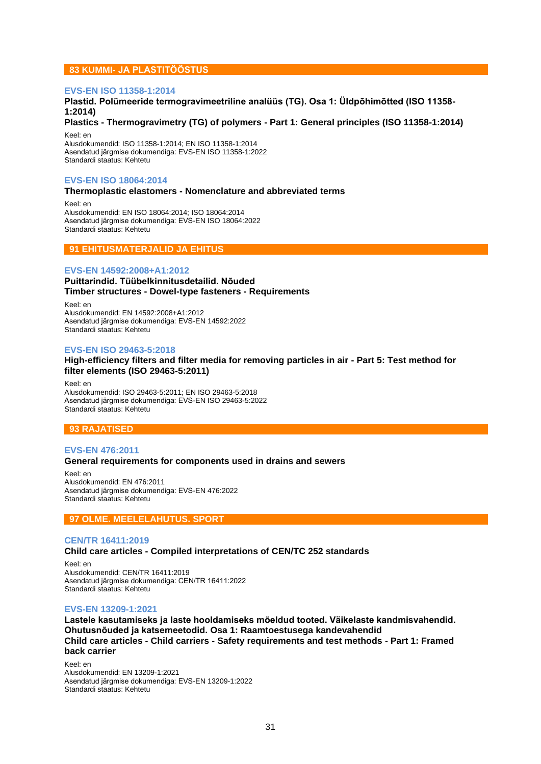## 83 KUMMI- JA PLASTITÖÖSTUS

### EVS-EN ISO 11358-1:2014

**Plastid. Polümeeride termogravimeetriline analüüs (TG). Osa 1: Üldpõhimõtted (ISO 11358-1:2014)**
**Plastics - Thermogravimetry (TG) of polymers - Part 1: General principles (ISO 11358-1:2014)**

Keel: en
Alusdokumendid: ISO 11358-1:2014; EN ISO 11358-1:2014
Asendatud järgmise dokumendiga: EVS-EN ISO 11358-1:2022
Standardi staatus: Kehtetu

### EVS-EN ISO 18064:2014

**Thermoplastic elastomers - Nomenclature and abbreviated terms**

Keel: en
Alusdokumendid: EN ISO 18064:2014; ISO 18064:2014
Asendatud järgmise dokumendiga: EVS-EN ISO 18064:2022
Standardi staatus: Kehtetu

## 91 EHITUSMATERJALID JA EHITUS

### EVS-EN 14592:2008+A1:2012

**Puittarindid. Tüübelkinnitusdetailid. Nõuded**
**Timber structures - Dowel-type fasteners - Requirements**

Keel: en
Alusdokumendid: EN 14592:2008+A1:2012
Asendatud järgmise dokumendiga: EVS-EN 14592:2022
Standardi staatus: Kehtetu

### EVS-EN ISO 29463-5:2018

**High-efficiency filters and filter media for removing particles in air - Part 5: Test method for filter elements (ISO 29463-5:2011)**

Keel: en
Alusdokumendid: ISO 29463-5:2011; EN ISO 29463-5:2018
Asendatud järgmise dokumendiga: EVS-EN ISO 29463-5:2022
Standardi staatus: Kehtetu

## 93 RAJATISED

### EVS-EN 476:2011

**General requirements for components used in drains and sewers**

Keel: en
Alusdokumendid: EN 476:2011
Asendatud järgmise dokumendiga: EVS-EN 476:2022
Standardi staatus: Kehtetu

## 97 OLME. MEELELAHUTUS. SPORT

### CEN/TR 16411:2019

**Child care articles - Compiled interpretations of CEN/TC 252 standards**

Keel: en
Alusdokumendid: CEN/TR 16411:2019
Asendatud järgmise dokumendiga: CEN/TR 16411:2022
Standardi staatus: Kehtetu

### EVS-EN 13209-1:2021

**Lastele kasutamiseks ja laste hooldamiseks mõeldud tooted. Väikelaste kandmisvahendid. Ohutusnõuded ja katsemeetodid. Osa 1: Raamtoestusega kandevahendid**
**Child care articles - Child carriers - Safety requirements and test methods - Part 1: Framed back carrier**

Keel: en
Alusdokumendid: EN 13209-1:2021
Asendatud järgmise dokumendiga: EVS-EN 13209-1:2022
Standardi staatus: Kehtetu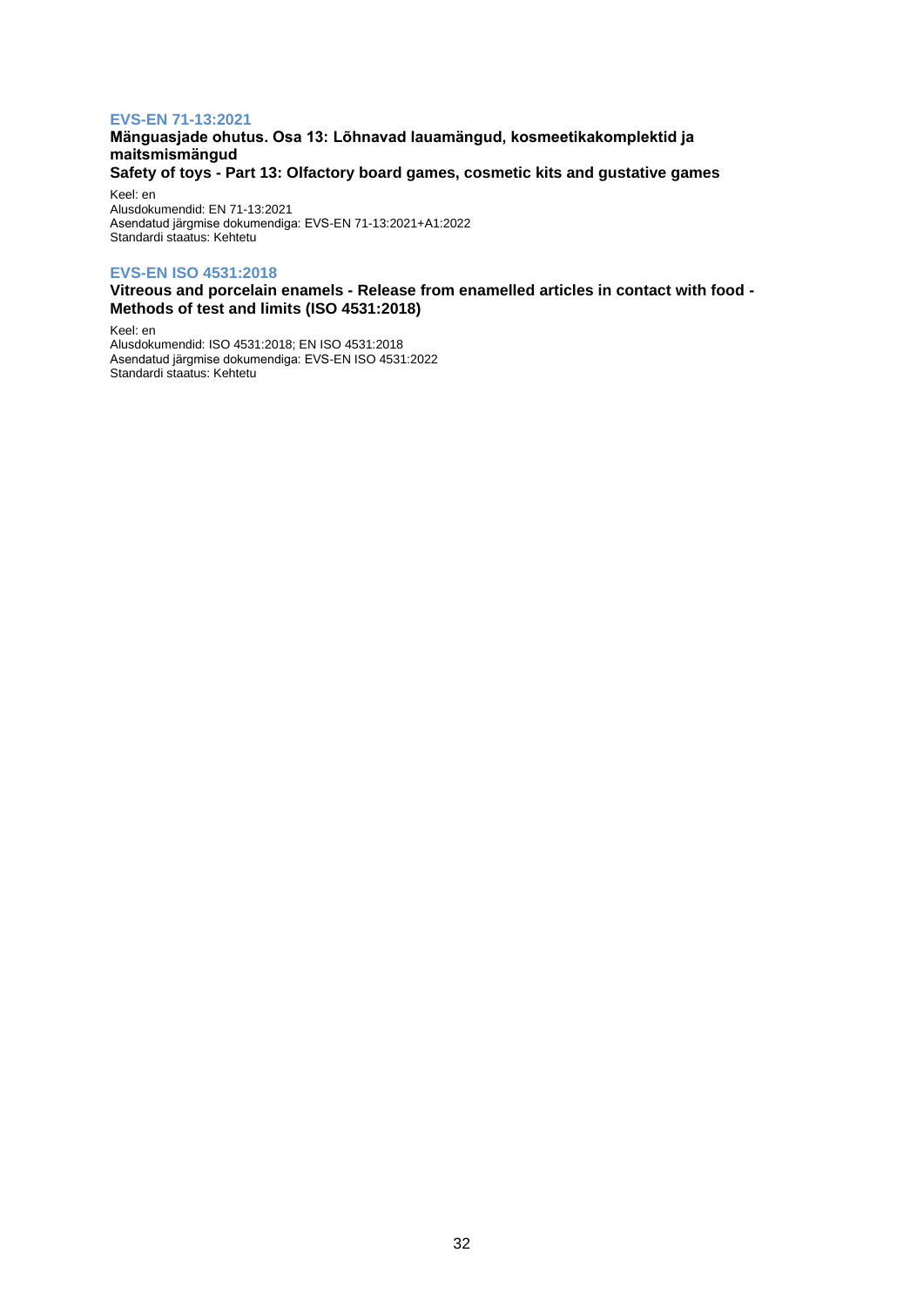### EVS-EN 71-13:2021

**Mänguasjade ohutus. Osa 13: Lõhnavad lauamängud, kosmeetikakomplektid ja maitsmismängud**

**Safety of toys - Part 13: Olfactory board games, cosmetic kits and gustative games**

Keel: en
Alusdokumendid: EN 71-13:2021
Asendatud järgmise dokumendiga: EVS-EN 71-13:2021+A1:2022
Standardi staatus: Kehtetu

### EVS-EN ISO 4531:2018

**Vitreous and porcelain enamels - Release from enamelled articles in contact with food - Methods of test and limits (ISO 4531:2018)**

Keel: en
Alusdokumendid: ISO 4531:2018; EN ISO 4531:2018
Asendatud järgmise dokumendiga: EVS-EN ISO 4531:2022
Standardi staatus: Kehtetu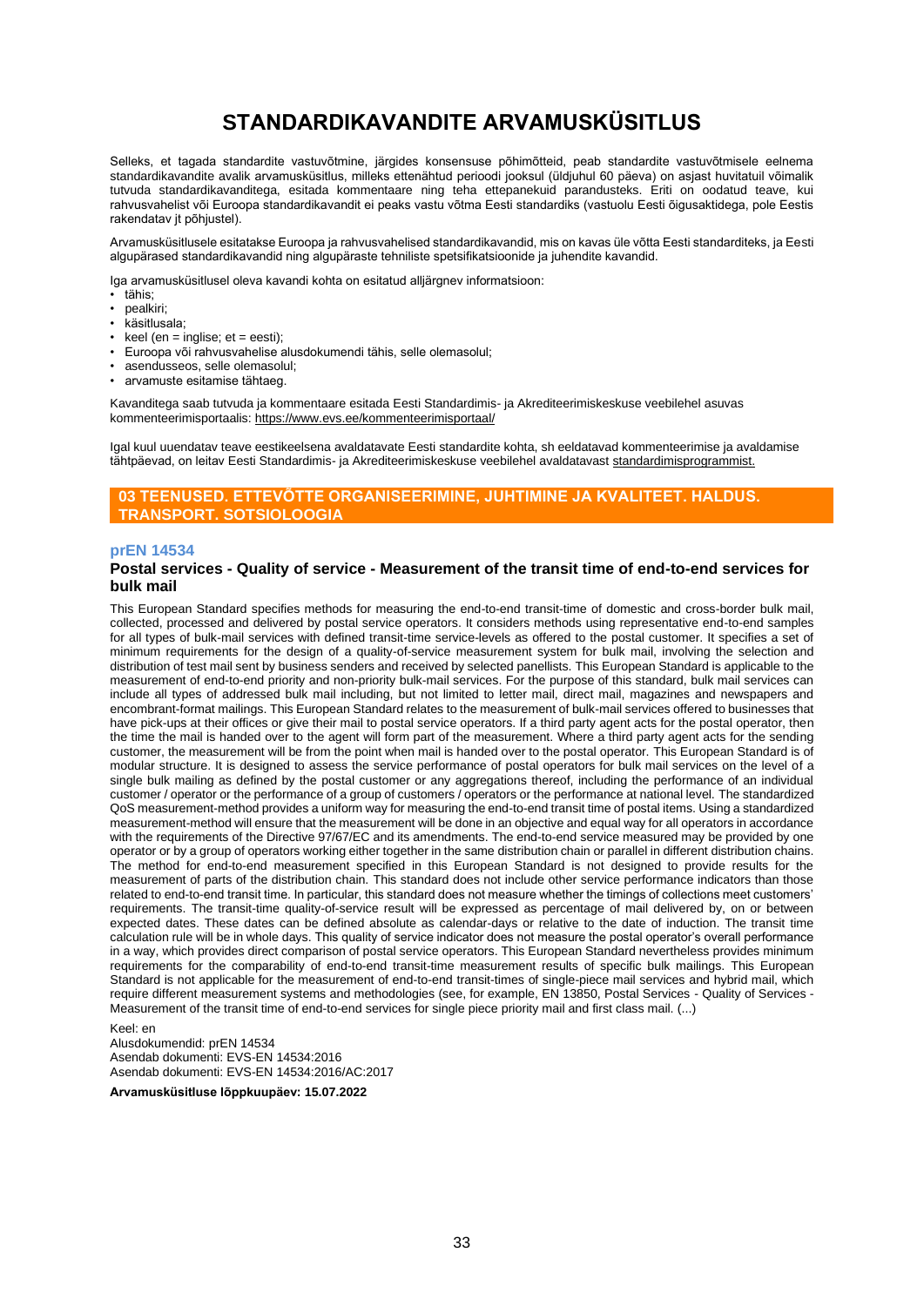# STANDARDIKAVANDITE ARVAMUSKÜSITLUS

Selleks, et tagada standardite vastuvõtmine, järgides konsensuse põhimõtteid, peab standardite vastuvõtmisele eelnema standardikavandite avalik arvamusküsitlus, milleks ettenähtud perioodi jooksul (üldjuhul 60 päeva) on asjast huvitatul võimalik tutvuda standardikavanditega, esitada kommentaare ning teha ettepanekuid parandusteks. Eriti on oodatud teave, kui rahvusvahelist või Euroopa standardikavandit ei peaks vastu võtma Eesti standardiks (vastuolu Eesti õigusaktidega, pole Eestis rakendatav jt põhjustel).

Arvamusküsitlusele esitatakse Euroopa ja rahvusvahelised standardikavandid, mis on kavas üle võtta Eesti standarditeks, ja Eesti algupärased standardikavandid ning algupäraste tehniliste spetsifikatsioonide ja juhendite kavandid.

Iga arvamusküsitlusel oleva kavandi kohta on esitatud alljärgnev informatsioon:

- tähis;
- pealkiri;
- käsitlusala;
- keel (en = inglise; et = eesti);
- Euroopa või rahvusvahelise alusdokumendi tähis, selle olemasolul;
- asendusseos, selle olemasolul;
- arvamuste esitamise tähtaeg.

Kavanditega saab tutvuda ja kommentaare esitada Eesti Standardimis- ja Akrediteerimiskeskuse veebilehel asuvas kommenteerimisportaalis: https://www.evs.ee/kommenteerimisportaal/

Igal kuul uuendatav teave eestikeelsena avaldatavate Eesti standardite kohta, sh eeldatavad kommenteerimise ja avaldamise tähtpäevad, on leitav Eesti Standardimis- ja Akrediteerimiskeskuse veebilehel avaldatavast standardimisprogrammist.

## 03 TEENUSED. ETTEVÕTTE ORGANISEERIMINE, JUHTIMINE JA KVALITEET. HALDUS. TRANSPORT. SOTSIOLOOGIA

### prEN 14534

**Postal services - Quality of service - Measurement of the transit time of end-to-end services for bulk mail**

This European Standard specifies methods for measuring the end-to-end transit-time of domestic and cross-border bulk mail, collected, processed and delivered by postal service operators. It considers methods using representative end-to-end samples for all types of bulk-mail services with defined transit-time service-levels as offered to the postal customer. It specifies a set of minimum requirements for the design of a quality-of-service measurement system for bulk mail, involving the selection and distribution of test mail sent by business senders and received by selected panellists. This European Standard is applicable to the measurement of end-to-end priority and non-priority bulk-mail services. For the purpose of this standard, bulk mail services can include all types of addressed bulk mail including, but not limited to letter mail, direct mail, magazines and newspapers and encombrant-format mailings. This European Standard relates to the measurement of bulk-mail services offered to businesses that have pick-ups at their offices or give their mail to postal service operators. If a third party agent acts for the postal operator, then the time the mail is handed over to the agent will form part of the measurement. Where a third party agent acts for the sending customer, the measurement will be from the point when mail is handed over to the postal operator. This European Standard is of modular structure. It is designed to assess the service performance of postal operators for bulk mail services on the level of a single bulk mailing as defined by the postal customer or any aggregations thereof, including the performance of an individual customer / operator or the performance of a group of customers / operators or the performance at national level. The standardized QoS measurement-method provides a uniform way for measuring the end-to-end transit time of postal items. Using a standardized measurement-method will ensure that the measurement will be done in an objective and equal way for all operators in accordance with the requirements of the Directive 97/67/EC and its amendments. The end-to-end service measured may be provided by one operator or by a group of operators working either together in the same distribution chain or parallel in different distribution chains. The method for end-to-end measurement specified in this European Standard is not designed to provide results for the measurement of parts of the distribution chain. This standard does not include other service performance indicators than those related to end-to-end transit time. In particular, this standard does not measure whether the timings of collections meet customers' requirements. The transit-time quality-of-service result will be expressed as percentage of mail delivered by, on or between expected dates. These dates can be defined absolute as calendar-days or relative to the date of induction. The transit time calculation rule will be in whole days. This quality of service indicator does not measure the postal operator's overall performance in a way, which provides direct comparison of postal service operators. This European Standard nevertheless provides minimum requirements for the comparability of end-to-end transit-time measurement results of specific bulk mailings. This European Standard is not applicable for the measurement of end-to-end transit-times of single-piece mail services and hybrid mail, which require different measurement systems and methodologies (see, for example, EN 13850, Postal Services - Quality of Services - Measurement of the transit time of end-to-end services for single piece priority mail and first class mail. (...)

Keel: en
Alusdokumendid: prEN 14534
Asendab dokumenti: EVS-EN 14534:2016
Asendab dokumenti: EVS-EN 14534:2016/AC:2017

**Arvamusküsitluse lõppkuupäev: 15.07.2022**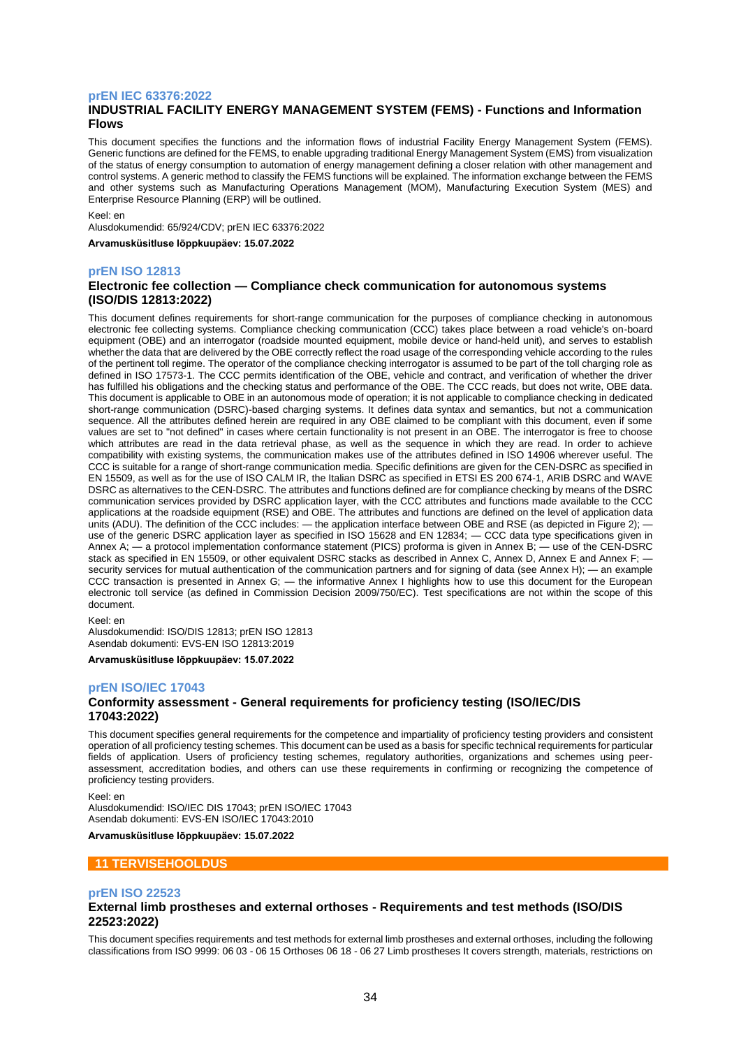### prEN IEC 63376:2022

**INDUSTRIAL FACILITY ENERGY MANAGEMENT SYSTEM (FEMS) - Functions and Information Flows**

This document specifies the functions and the information flows of industrial Facility Energy Management System (FEMS). Generic functions are defined for the FEMS, to enable upgrading traditional Energy Management System (EMS) from visualization of the status of energy consumption to automation of energy management defining a closer relation with other management and control systems. A generic method to classify the FEMS functions will be explained. The information exchange between the FEMS and other systems such as Manufacturing Operations Management (MOM), Manufacturing Execution System (MES) and Enterprise Resource Planning (ERP) will be outlined.

Keel: en

Alusdokumendid: 65/924/CDV; prEN IEC 63376:2022

**Arvamusküsitluse lõppkuupäev: 15.07.2022**

### prEN ISO 12813

**Electronic fee collection — Compliance check communication for autonomous systems (ISO/DIS 12813:2022)**

This document defines requirements for short-range communication for the purposes of compliance checking in autonomous electronic fee collecting systems. Compliance checking communication (CCC) takes place between a road vehicle's on-board equipment (OBE) and an interrogator (roadside mounted equipment, mobile device or hand-held unit), and serves to establish whether the data that are delivered by the OBE correctly reflect the road usage of the corresponding vehicle according to the rules of the pertinent toll regime. The operator of the compliance checking interrogator is assumed to be part of the toll charging role as defined in ISO 17573-1. The CCC permits identification of the OBE, vehicle and contract, and verification of whether the driver has fulfilled his obligations and the checking status and performance of the OBE. The CCC reads, but does not write, OBE data. This document is applicable to OBE in an autonomous mode of operation; it is not applicable to compliance checking in dedicated short-range communication (DSRC)-based charging systems. It defines data syntax and semantics, but not a communication sequence. All the attributes defined herein are required in any OBE claimed to be compliant with this document, even if some values are set to "not defined" in cases where certain functionality is not present in an OBE. The interrogator is free to choose which attributes are read in the data retrieval phase, as well as the sequence in which they are read. In order to achieve compatibility with existing systems, the communication makes use of the attributes defined in ISO 14906 wherever useful. The CCC is suitable for a range of short-range communication media. Specific definitions are given for the CEN-DSRC as specified in EN 15509, as well as for the use of ISO CALM IR, the Italian DSRC as specified in ETSI ES 200 674-1, ARIB DSRC and WAVE DSRC as alternatives to the CEN-DSRC. The attributes and functions defined are for compliance checking by means of the DSRC communication services provided by DSRC application layer, with the CCC attributes and functions made available to the CCC applications at the roadside equipment (RSE) and OBE. The attributes and functions are defined on the level of application data units (ADU). The definition of the CCC includes: — the application interface between OBE and RSE (as depicted in Figure 2); — use of the generic DSRC application layer as specified in ISO 15628 and EN 12834; — CCC data type specifications given in Annex A; — a protocol implementation conformance statement (PICS) proforma is given in Annex B; — use of the CEN-DSRC stack as specified in EN 15509, or other equivalent DSRC stacks as described in Annex C, Annex D, Annex E and Annex F; — security services for mutual authentication of the communication partners and for signing of data (see Annex H); — an example CCC transaction is presented in Annex G; — the informative Annex I highlights how to use this document for the European electronic toll service (as defined in Commission Decision 2009/750/EC). Test specifications are not within the scope of this document.

Keel: en

Alusdokumendid: ISO/DIS 12813; prEN ISO 12813

Asendab dokumenti: EVS-EN ISO 12813:2019

**Arvamusküsitluse lõppkuupäev: 15.07.2022**

### prEN ISO/IEC 17043

**Conformity assessment - General requirements for proficiency testing (ISO/IEC/DIS 17043:2022)**

This document specifies general requirements for the competence and impartiality of proficiency testing providers and consistent operation of all proficiency testing schemes. This document can be used as a basis for specific technical requirements for particular fields of application. Users of proficiency testing schemes, regulatory authorities, organizations and schemes using peer-assessment, accreditation bodies, and others can use these requirements in confirming or recognizing the competence of proficiency testing providers.

Keel: en

Alusdokumendid: ISO/IEC DIS 17043; prEN ISO/IEC 17043

Asendab dokumenti: EVS-EN ISO/IEC 17043:2010

**Arvamusküsitluse lõppkuupäev: 15.07.2022**

## 11 TERVISEHOOLDUS

### prEN ISO 22523

**External limb prostheses and external orthoses - Requirements and test methods (ISO/DIS 22523:2022)**

This document specifies requirements and test methods for external limb prostheses and external orthoses, including the following classifications from ISO 9999: 06 03 - 06 15 Orthoses 06 18 - 06 27 Limb prostheses It covers strength, materials, restrictions on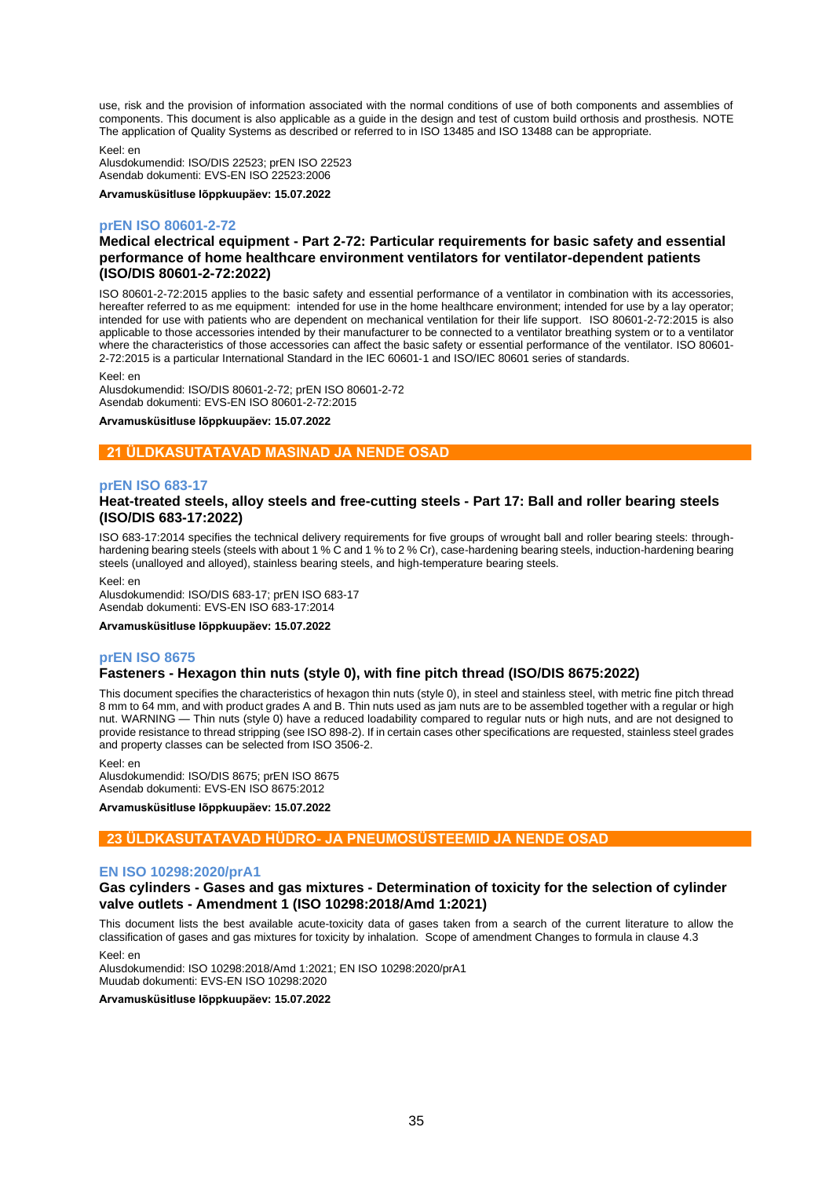use, risk and the provision of information associated with the normal conditions of use of both components and assemblies of components. This document is also applicable as a guide in the design and test of custom build orthosis and prosthesis. NOTE The application of Quality Systems as described or referred to in ISO 13485 and ISO 13488 can be appropriate.

Keel: en
Alusdokumendid: ISO/DIS 22523; prEN ISO 22523
Asendab dokumenti: EVS-EN ISO 22523:2006

**Arvamusküsitluse lõppkuupäev: 15.07.2022**

### prEN ISO 80601-2-72

**Medical electrical equipment - Part 2-72: Particular requirements for basic safety and essential performance of home healthcare environment ventilators for ventilator-dependent patients (ISO/DIS 80601-2-72:2022)**

ISO 80601-2-72:2015 applies to the basic safety and essential performance of a ventilator in combination with its accessories, hereafter referred to as me equipment: intended for use in the home healthcare environment; intended for use by a lay operator; intended for use with patients who are dependent on mechanical ventilation for their life support. ISO 80601-2-72:2015 is also applicable to those accessories intended by their manufacturer to be connected to a ventilator breathing system or to a ventilator where the characteristics of those accessories can affect the basic safety or essential performance of the ventilator. ISO 80601-2-72:2015 is a particular International Standard in the IEC 60601-1 and ISO/IEC 80601 series of standards.

Keel: en
Alusdokumendid: ISO/DIS 80601-2-72; prEN ISO 80601-2-72
Asendab dokumenti: EVS-EN ISO 80601-2-72:2015

**Arvamusküsitluse lõppkuupäev: 15.07.2022**

## 21 ÜLDKASUTATAVAD MASINAD JA NENDE OSAD

### prEN ISO 683-17

**Heat-treated steels, alloy steels and free-cutting steels - Part 17: Ball and roller bearing steels (ISO/DIS 683-17:2022)**

ISO 683-17:2014 specifies the technical delivery requirements for five groups of wrought ball and roller bearing steels: through-hardening bearing steels (steels with about 1 % C and 1 % to 2 % Cr), case-hardening bearing steels, induction-hardening bearing steels (unalloyed and alloyed), stainless bearing steels, and high-temperature bearing steels.

Keel: en
Alusdokumendid: ISO/DIS 683-17; prEN ISO 683-17
Asendab dokumenti: EVS-EN ISO 683-17:2014

**Arvamusküsitluse lõppkuupäev: 15.07.2022**

### prEN ISO 8675

**Fasteners - Hexagon thin nuts (style 0), with fine pitch thread (ISO/DIS 8675:2022)**

This document specifies the characteristics of hexagon thin nuts (style 0), in steel and stainless steel, with metric fine pitch thread 8 mm to 64 mm, and with product grades A and B. Thin nuts used as jam nuts are to be assembled together with a regular or high nut. WARNING — Thin nuts (style 0) have a reduced loadability compared to regular nuts or high nuts, and are not designed to provide resistance to thread stripping (see ISO 898-2). If in certain cases other specifications are requested, stainless steel grades and property classes can be selected from ISO 3506-2.

Keel: en
Alusdokumendid: ISO/DIS 8675; prEN ISO 8675
Asendab dokumenti: EVS-EN ISO 8675:2012

**Arvamusküsitluse lõppkuupäev: 15.07.2022**

## 23 ÜLDKASUTATAVAD HÜDRO- JA PNEUMOSÜSTEEMID JA NENDE OSAD

### EN ISO 10298:2020/prA1

**Gas cylinders - Gases and gas mixtures - Determination of toxicity for the selection of cylinder valve outlets - Amendment 1 (ISO 10298:2018/Amd 1:2021)**

This document lists the best available acute-toxicity data of gases taken from a search of the current literature to allow the classification of gases and gas mixtures for toxicity by inhalation. Scope of amendment Changes to formula in clause 4.3

Keel: en
Alusdokumendid: ISO 10298:2018/Amd 1:2021; EN ISO 10298:2020/prA1
Muudab dokumenti: EVS-EN ISO 10298:2020

**Arvamusküsitluse lõppkuupäev: 15.07.2022**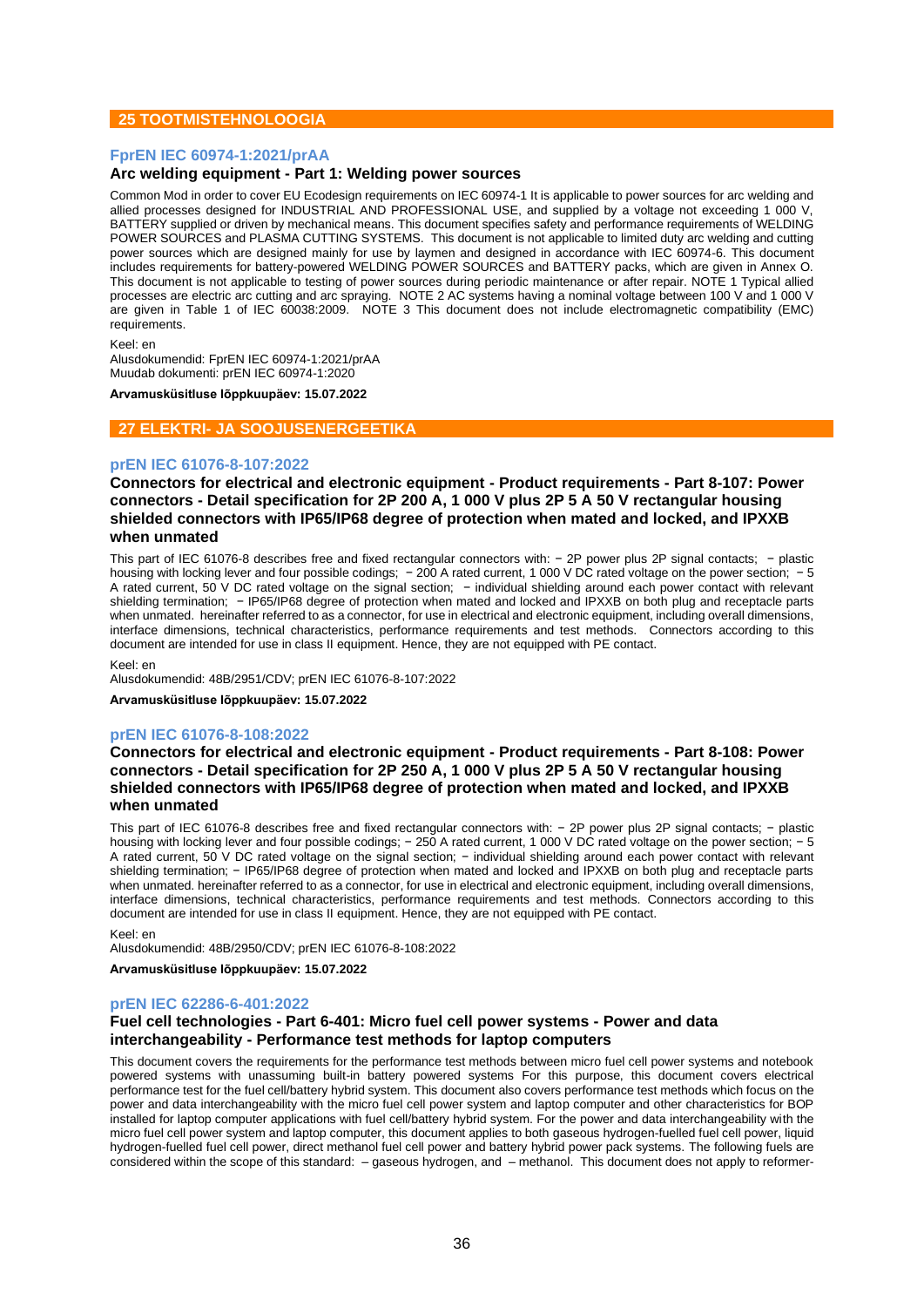## 25 TOOTMISTEHNOLOOGIA

### FprEN IEC 60974-1:2021/prAA

**Arc welding equipment - Part 1: Welding power sources**

Common Mod in order to cover EU Ecodesign requirements on IEC 60974-1 It is applicable to power sources for arc welding and allied processes designed for INDUSTRIAL AND PROFESSIONAL USE, and supplied by a voltage not exceeding 1 000 V, BATTERY supplied or driven by mechanical means. This document specifies safety and performance requirements of WELDING POWER SOURCES and PLASMA CUTTING SYSTEMS. This document is not applicable to limited duty arc welding and cutting power sources which are designed mainly for use by laymen and designed in accordance with IEC 60974-6. This document includes requirements for battery-powered WELDING POWER SOURCES and BATTERY packs, which are given in Annex O. This document is not applicable to testing of power sources during periodic maintenance or after repair. NOTE 1 Typical allied processes are electric arc cutting and arc spraying. NOTE 2 AC systems having a nominal voltage between 100 V and 1 000 V are given in Table 1 of IEC 60038:2009. NOTE 3 This document does not include electromagnetic compatibility (EMC) requirements.

Keel: en
Alusdokumendid: FprEN IEC 60974-1:2021/prAA
Muudab dokumenti: prEN IEC 60974-1:2020

**Arvamusküsitluse lõppkuupäev: 15.07.2022**

## 27 ELEKTRI- JA SOOJUSENERGEETIKA

### prEN IEC 61076-8-107:2022

**Connectors for electrical and electronic equipment - Product requirements - Part 8-107: Power connectors - Detail specification for 2P 200 A, 1 000 V plus 2P 5 A 50 V rectangular housing shielded connectors with IP65/IP68 degree of protection when mated and locked, and IPXXB when unmated**

This part of IEC 61076-8 describes free and fixed rectangular connectors with: − 2P power plus 2P signal contacts; − plastic housing with locking lever and four possible codings; − 200 A rated current, 1 000 V DC rated voltage on the power section; − 5 A rated current, 50 V DC rated voltage on the signal section; − individual shielding around each power contact with relevant shielding termination; − IP65/IP68 degree of protection when mated and locked and IPXXB on both plug and receptacle parts when unmated. hereinafter referred to as a connector, for use in electrical and electronic equipment, including overall dimensions, interface dimensions, technical characteristics, performance requirements and test methods. Connectors according to this document are intended for use in class II equipment. Hence, they are not equipped with PE contact.

Keel: en
Alusdokumendid: 48B/2951/CDV; prEN IEC 61076-8-107:2022

**Arvamusküsitluse lõppkuupäev: 15.07.2022**

### prEN IEC 61076-8-108:2022

**Connectors for electrical and electronic equipment - Product requirements - Part 8-108: Power connectors - Detail specification for 2P 250 A, 1 000 V plus 2P 5 A 50 V rectangular housing shielded connectors with IP65/IP68 degree of protection when mated and locked, and IPXXB when unmated**

This part of IEC 61076-8 describes free and fixed rectangular connectors with: − 2P power plus 2P signal contacts; − plastic housing with locking lever and four possible codings; − 250 A rated current, 1 000 V DC rated voltage on the power section; − 5 A rated current, 50 V DC rated voltage on the signal section; − individual shielding around each power contact with relevant shielding termination; − IP65/IP68 degree of protection when mated and locked and IPXXB on both plug and receptacle parts when unmated. hereinafter referred to as a connector, for use in electrical and electronic equipment, including overall dimensions, interface dimensions, technical characteristics, performance requirements and test methods. Connectors according to this document are intended for use in class II equipment. Hence, they are not equipped with PE contact.

Keel: en
Alusdokumendid: 48B/2950/CDV; prEN IEC 61076-8-108:2022

**Arvamusküsitluse lõppkuupäev: 15.07.2022**

### prEN IEC 62286-6-401:2022

**Fuel cell technologies - Part 6-401: Micro fuel cell power systems - Power and data interchangeability - Performance test methods for laptop computers**

This document covers the requirements for the performance test methods between micro fuel cell power systems and notebook powered systems with unassuming built-in battery powered systems For this purpose, this document covers electrical performance test for the fuel cell/battery hybrid system. This document also covers performance test methods which focus on the power and data interchangeability with the micro fuel cell power system and laptop computer and other characteristics for BOP installed for laptop computer applications with fuel cell/battery hybrid system. For the power and data interchangeability with the micro fuel cell power system and laptop computer, this document applies to both gaseous hydrogen-fuelled fuel cell power, liquid hydrogen-fuelled fuel cell power, direct methanol fuel cell power and battery hybrid power pack systems. The following fuels are considered within the scope of this standard: – gaseous hydrogen, and – methanol. This document does not apply to reformer-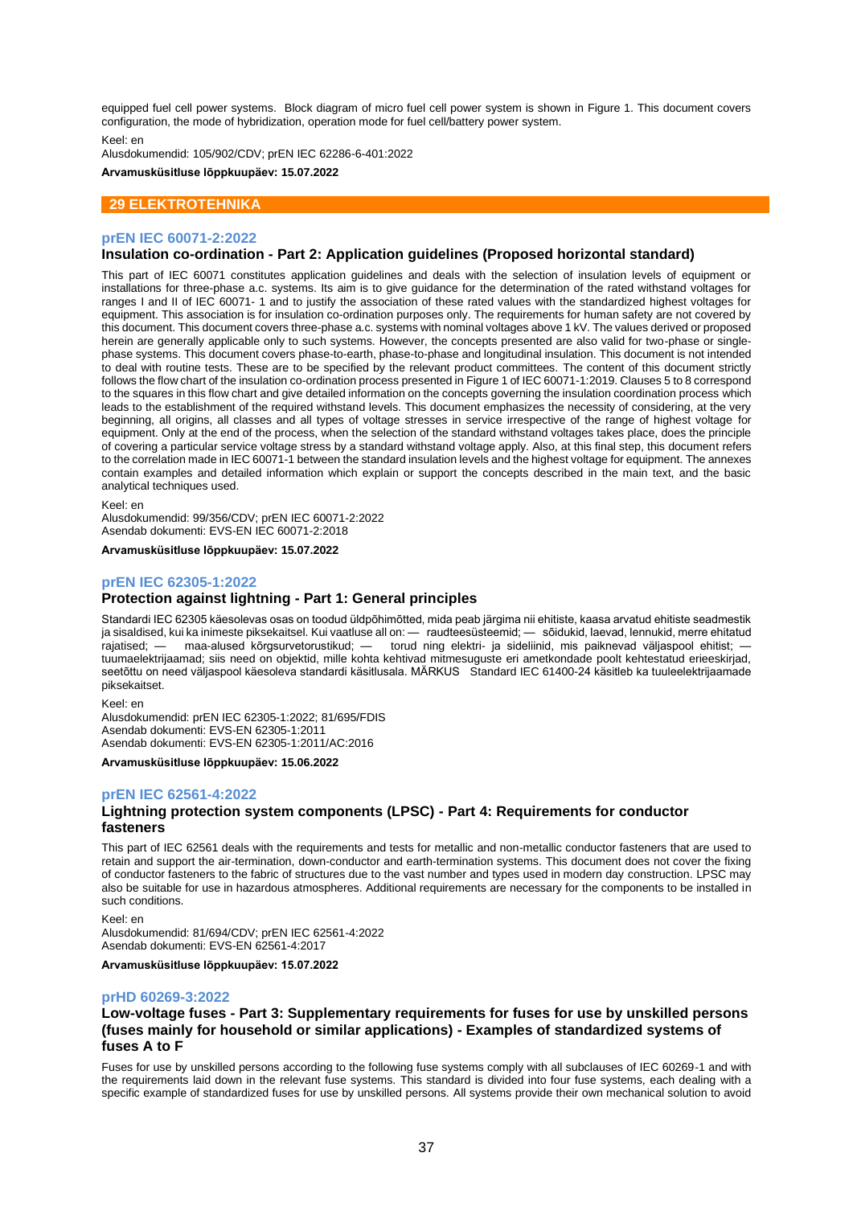equipped fuel cell power systems. Block diagram of micro fuel cell power system is shown in Figure 1. This document covers configuration, the mode of hybridization, operation mode for fuel cell/battery power system.

Keel: en

Alusdokumendid: 105/902/CDV; prEN IEC 62286-6-401:2022

**Arvamusküsitluse lõppkuupäev: 15.07.2022**

## 29 ELEKTROTEHNIKA

### prEN IEC 60071-2:2022

### Insulation co-ordination - Part 2: Application guidelines (Proposed horizontal standard)

This part of IEC 60071 constitutes application guidelines and deals with the selection of insulation levels of equipment or installations for three-phase a.c. systems. Its aim is to give guidance for the determination of the rated withstand voltages for ranges I and II of IEC 60071- 1 and to justify the association of these rated values with the standardized highest voltages for equipment. This association is for insulation co-ordination purposes only. The requirements for human safety are not covered by this document. This document covers three-phase a.c. systems with nominal voltages above 1 kV. The values derived or proposed herein are generally applicable only to such systems. However, the concepts presented are also valid for two-phase or single-phase systems. This document covers phase-to-earth, phase-to-phase and longitudinal insulation. This document is not intended to deal with routine tests. These are to be specified by the relevant product committees. The content of this document strictly follows the flow chart of the insulation co-ordination process presented in Figure 1 of IEC 60071-1:2019. Clauses 5 to 8 correspond to the squares in this flow chart and give detailed information on the concepts governing the insulation coordination process which leads to the establishment of the required withstand levels. This document emphasizes the necessity of considering, at the very beginning, all origins, all classes and all types of voltage stresses in service irrespective of the range of highest voltage for equipment. Only at the end of the process, when the selection of the standard withstand voltages takes place, does the principle of covering a particular service voltage stress by a standard withstand voltage apply. Also, at this final step, this document refers to the correlation made in IEC 60071-1 between the standard insulation levels and the highest voltage for equipment. The annexes contain examples and detailed information which explain or support the concepts described in the main text, and the basic analytical techniques used.

Keel: en

Alusdokumendid: 99/356/CDV; prEN IEC 60071-2:2022

Asendab dokumenti: EVS-EN IEC 60071-2:2018

**Arvamusküsitluse lõppkuupäev: 15.07.2022**

### prEN IEC 62305-1:2022

### Protection against lightning - Part 1: General principles

Standardi IEC 62305 käesolevas osas on toodud üldpõhimõtted, mida peab järgima nii ehitiste, kaasa arvatud ehitiste seadmestik ja sisaldised, kui ka inimeste piksekaitsel. Kui vaatluse all on: — raudteesüsteemid; — sõidukid, laevad, lennukid, merre ehitatud rajatised; — maa-alused kõrgsurvetorustikud; — torud ning elektri- ja sideliinid, mis paiknevad väljaspool ehitist; — tuumaelektrijaamad; siis need on objektid, mille kohta kehtivad mitmesuguste eri ametkondade poolt kehtestatud erieeskirjad, seetõttu on need väljaspool käesoleva standardi käsitlusala. MÄRKUS Standard IEC 61400-24 käsitleb ka tuuleelektrijaamade piksekaitset.

Keel: en

Alusdokumendid: prEN IEC 62305-1:2022; 81/695/FDIS

Asendab dokumenti: EVS-EN 62305-1:2011

Asendab dokumenti: EVS-EN 62305-1:2011/AC:2016

**Arvamusküsitluse lõppkuupäev: 15.06.2022**

### prEN IEC 62561-4:2022

### Lightning protection system components (LPSC) - Part 4: Requirements for conductor fasteners

This part of IEC 62561 deals with the requirements and tests for metallic and non-metallic conductor fasteners that are used to retain and support the air-termination, down-conductor and earth-termination systems. This document does not cover the fixing of conductor fasteners to the fabric of structures due to the vast number and types used in modern day construction. LPSC may also be suitable for use in hazardous atmospheres. Additional requirements are necessary for the components to be installed in such conditions.

Keel: en

Alusdokumendid: 81/694/CDV; prEN IEC 62561-4:2022

Asendab dokumenti: EVS-EN 62561-4:2017

**Arvamusküsitluse lõppkuupäev: 15.07.2022**

### prHD 60269-3:2022

### Low-voltage fuses - Part 3: Supplementary requirements for fuses for use by unskilled persons (fuses mainly for household or similar applications) - Examples of standardized systems of fuses A to F

Fuses for use by unskilled persons according to the following fuse systems comply with all subclauses of IEC 60269-1 and with the requirements laid down in the relevant fuse systems. This standard is divided into four fuse systems, each dealing with a specific example of standardized fuses for use by unskilled persons. All systems provide their own mechanical solution to avoid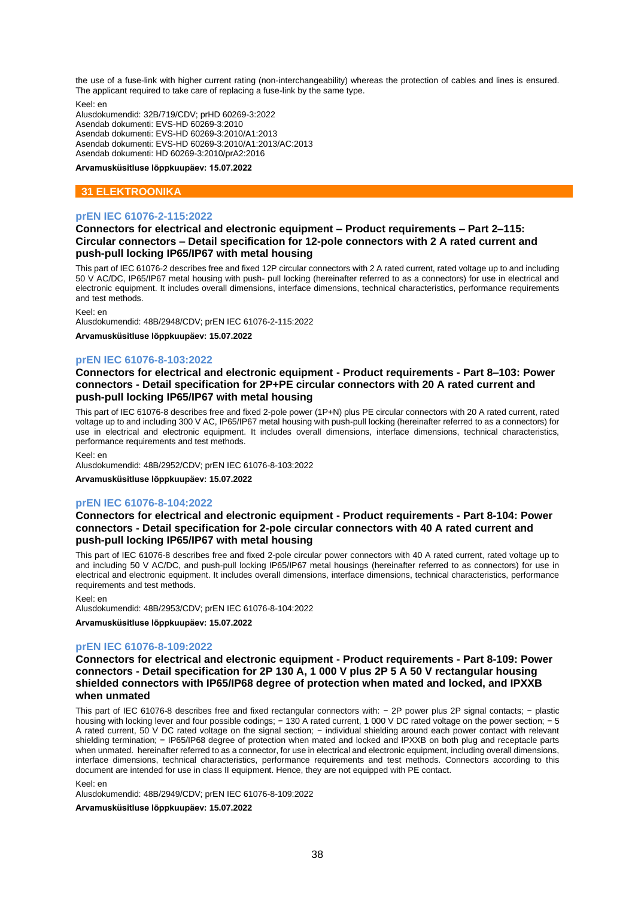the use of a fuse-link with higher current rating (non-interchangeability) whereas the protection of cables and lines is ensured. The applicant required to take care of replacing a fuse-link by the same type.

Keel: en
Alusdokumendid: 32B/719/CDV; prHD 60269-3:2022
Asendab dokumenti: EVS-HD 60269-3:2010
Asendab dokumenti: EVS-HD 60269-3:2010/A1:2013
Asendab dokumenti: EVS-HD 60269-3:2010/A1:2013/AC:2013
Asendab dokumenti: HD 60269-3:2010/prA2:2016

**Arvamusküsitluse lõppkuupäev: 15.07.2022**

## 31 ELEKTROONIKA

### prEN IEC 61076-2-115:2022

**Connectors for electrical and electronic equipment – Product requirements – Part 2–115: Circular connectors – Detail specification for 12-pole connectors with 2 A rated current and push-pull locking IP65/IP67 with metal housing**

This part of IEC 61076-2 describes free and fixed 12P circular connectors with 2 A rated current, rated voltage up to and including 50 V AC/DC, IP65/IP67 metal housing with push- pull locking (hereinafter referred to as a connectors) for use in electrical and electronic equipment. It includes overall dimensions, interface dimensions, technical characteristics, performance requirements and test methods.

Keel: en
Alusdokumendid: 48B/2948/CDV; prEN IEC 61076-2-115:2022

**Arvamusküsitluse lõppkuupäev: 15.07.2022**

### prEN IEC 61076-8-103:2022

**Connectors for electrical and electronic equipment - Product requirements - Part 8–103: Power connectors - Detail specification for 2P+PE circular connectors with 20 A rated current and push-pull locking IP65/IP67 with metal housing**

This part of IEC 61076-8 describes free and fixed 2-pole power (1P+N) plus PE circular connectors with 20 A rated current, rated voltage up to and including 300 V AC, IP65/IP67 metal housing with push-pull locking (hereinafter referred to as a connectors) for use in electrical and electronic equipment. It includes overall dimensions, interface dimensions, technical characteristics, performance requirements and test methods.

Keel: en
Alusdokumendid: 48B/2952/CDV; prEN IEC 61076-8-103:2022

**Arvamusküsitluse lõppkuupäev: 15.07.2022**

### prEN IEC 61076-8-104:2022

**Connectors for electrical and electronic equipment - Product requirements - Part 8-104: Power connectors - Detail specification for 2-pole circular connectors with 40 A rated current and push-pull locking IP65/IP67 with metal housing**

This part of IEC 61076-8 describes free and fixed 2-pole circular power connectors with 40 A rated current, rated voltage up to and including 50 V AC/DC, and push-pull locking IP65/IP67 metal housings (hereinafter referred to as connectors) for use in electrical and electronic equipment. It includes overall dimensions, interface dimensions, technical characteristics, performance requirements and test methods.

Keel: en
Alusdokumendid: 48B/2953/CDV; prEN IEC 61076-8-104:2022

**Arvamusküsitluse lõppkuupäev: 15.07.2022**

### prEN IEC 61076-8-109:2022

**Connectors for electrical and electronic equipment - Product requirements - Part 8-109: Power connectors - Detail specification for 2P 130 A, 1 000 V plus 2P 5 A 50 V rectangular housing shielded connectors with IP65/IP68 degree of protection when mated and locked, and IPXXB when unmated**

This part of IEC 61076-8 describes free and fixed rectangular connectors with: − 2P power plus 2P signal contacts; − plastic housing with locking lever and four possible codings; − 130 A rated current, 1 000 V DC rated voltage on the power section; − 5 A rated current, 50 V DC rated voltage on the signal section; − individual shielding around each power contact with relevant shielding termination; − IP65/IP68 degree of protection when mated and locked and IPXXB on both plug and receptacle parts when unmated. hereinafter referred to as a connector, for use in electrical and electronic equipment, including overall dimensions, interface dimensions, technical characteristics, performance requirements and test methods. Connectors according to this document are intended for use in class II equipment. Hence, they are not equipped with PE contact.

Keel: en
Alusdokumendid: 48B/2949/CDV; prEN IEC 61076-8-109:2022

**Arvamusküsitluse lõppkuupäev: 15.07.2022**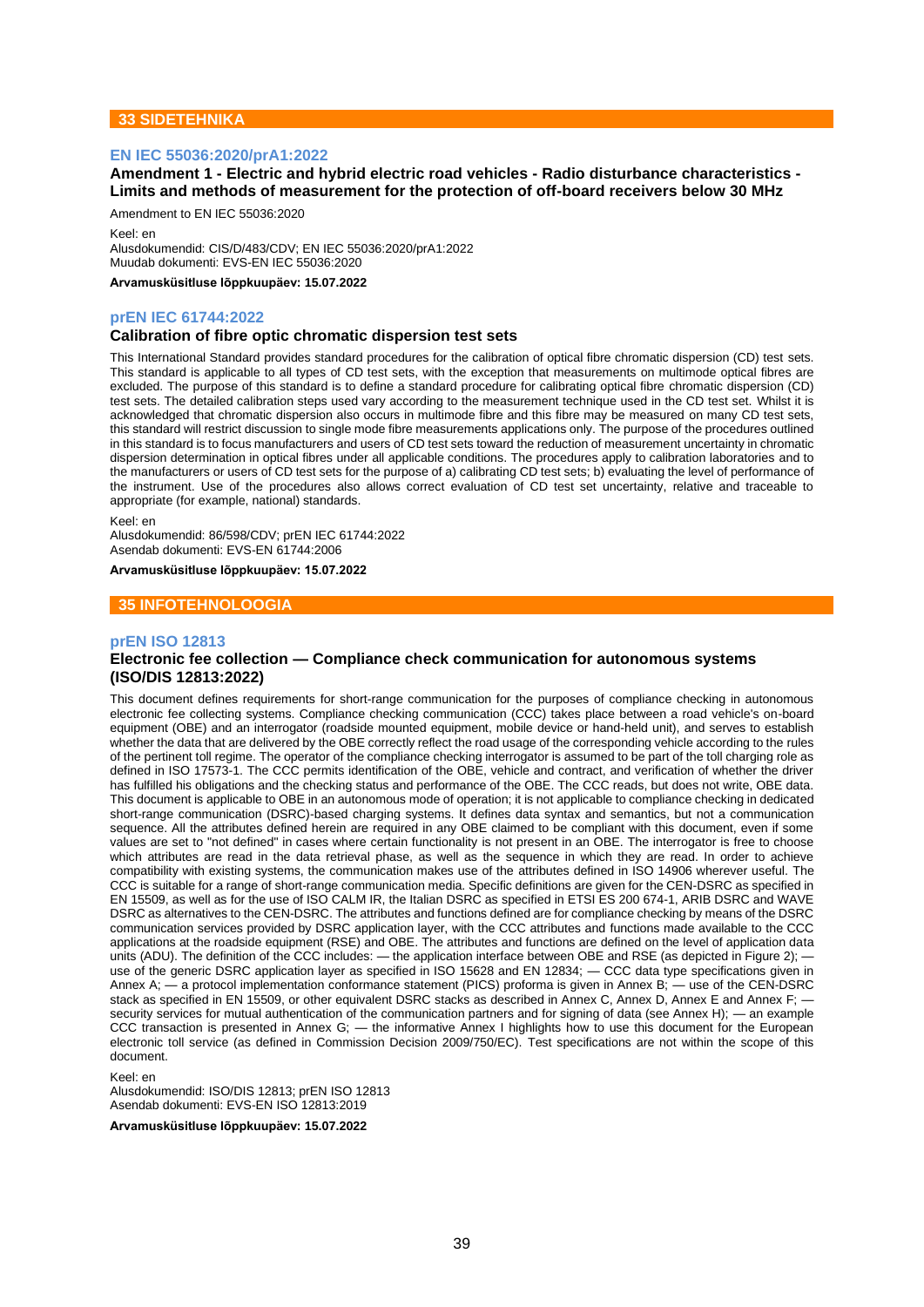## 33 SIDETEHNIKA

### EN IEC 55036:2020/prA1:2022

**Amendment 1 - Electric and hybrid electric road vehicles - Radio disturbance characteristics - Limits and methods of measurement for the protection of off-board receivers below 30 MHz**

Amendment to EN IEC 55036:2020

Keel: en
Alusdokumendid: CIS/D/483/CDV; EN IEC 55036:2020/prA1:2022
Muudab dokumenti: EVS-EN IEC 55036:2020

**Arvamusküsitluse lõppkuupäev: 15.07.2022**

### prEN IEC 61744:2022

**Calibration of fibre optic chromatic dispersion test sets**

This International Standard provides standard procedures for the calibration of optical fibre chromatic dispersion (CD) test sets. This standard is applicable to all types of CD test sets, with the exception that measurements on multimode optical fibres are excluded. The purpose of this standard is to define a standard procedure for calibrating optical fibre chromatic dispersion (CD) test sets. The detailed calibration steps used vary according to the measurement technique used in the CD test set. Whilst it is acknowledged that chromatic dispersion also occurs in multimode fibre and this fibre may be measured on many CD test sets, this standard will restrict discussion to single mode fibre measurements applications only. The purpose of the procedures outlined in this standard is to focus manufacturers and users of CD test sets toward the reduction of measurement uncertainty in chromatic dispersion determination in optical fibres under all applicable conditions. The procedures apply to calibration laboratories and to the manufacturers or users of CD test sets for the purpose of a) calibrating CD test sets; b) evaluating the level of performance of the instrument. Use of the procedures also allows correct evaluation of CD test set uncertainty, relative and traceable to appropriate (for example, national) standards.

Keel: en
Alusdokumendid: 86/598/CDV; prEN IEC 61744:2022
Asendab dokumenti: EVS-EN 61744:2006

**Arvamusküsitluse lõppkuupäev: 15.07.2022**

## 35 INFOTEHNOLOOGIA

### prEN ISO 12813

**Electronic fee collection — Compliance check communication for autonomous systems (ISO/DIS 12813:2022)**

This document defines requirements for short-range communication for the purposes of compliance checking in autonomous electronic fee collecting systems. Compliance checking communication (CCC) takes place between a road vehicle's on-board equipment (OBE) and an interrogator (roadside mounted equipment, mobile device or hand-held unit), and serves to establish whether the data that are delivered by the OBE correctly reflect the road usage of the corresponding vehicle according to the rules of the pertinent toll regime. The operator of the compliance checking interrogator is assumed to be part of the toll charging role as defined in ISO 17573-1. The CCC permits identification of the OBE, vehicle and contract, and verification of whether the driver has fulfilled his obligations and the checking status and performance of the OBE. The CCC reads, but does not write, OBE data. This document is applicable to OBE in an autonomous mode of operation; it is not applicable to compliance checking in dedicated short-range communication (DSRC)-based charging systems. It defines data syntax and semantics, but not a communication sequence. All the attributes defined herein are required in any OBE claimed to be compliant with this document, even if some values are set to "not defined" in cases where certain functionality is not present in an OBE. The interrogator is free to choose which attributes are read in the data retrieval phase, as well as the sequence in which they are read. In order to achieve compatibility with existing systems, the communication makes use of the attributes defined in ISO 14906 wherever useful. The CCC is suitable for a range of short-range communication media. Specific definitions are given for the CEN-DSRC as specified in EN 15509, as well as for the use of ISO CALM IR, the Italian DSRC as specified in ETSI ES 200 674-1, ARIB DSRC and WAVE DSRC as alternatives to the CEN-DSRC. The attributes and functions defined are for compliance checking by means of the DSRC communication services provided by DSRC application layer, with the CCC attributes and functions made available to the CCC applications at the roadside equipment (RSE) and OBE. The attributes and functions are defined on the level of application data units (ADU). The definition of the CCC includes: — the application interface between OBE and RSE (as depicted in Figure 2); — use of the generic DSRC application layer as specified in ISO 15628 and EN 12834; — CCC data type specifications given in Annex A; — a protocol implementation conformance statement (PICS) proforma is given in Annex B; — use of the CEN-DSRC stack as specified in EN 15509, or other equivalent DSRC stacks as described in Annex C, Annex D, Annex E and Annex F; — security services for mutual authentication of the communication partners and for signing of data (see Annex H); — an example CCC transaction is presented in Annex G; — the informative Annex I highlights how to use this document for the European electronic toll service (as defined in Commission Decision 2009/750/EC). Test specifications are not within the scope of this document.

Keel: en
Alusdokumendid: ISO/DIS 12813; prEN ISO 12813
Asendab dokumenti: EVS-EN ISO 12813:2019

**Arvamusküsitluse lõppkuupäev: 15.07.2022**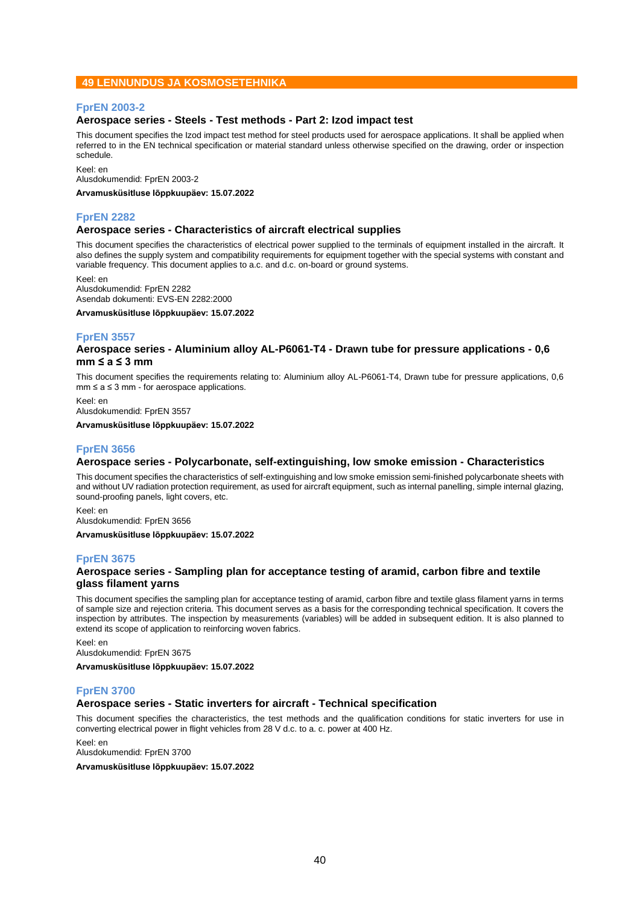## 49 LENNUNDUS JA KOSMOSETEHNIKA

### FprEN 2003-2

**Aerospace series - Steels - Test methods - Part 2: Izod impact test**

This document specifies the Izod impact test method for steel products used for aerospace applications. It shall be applied when referred to in the EN technical specification or material standard unless otherwise specified on the drawing, order or inspection schedule.

Keel: en
Alusdokumendid: FprEN 2003-2

**Arvamusküsitluse lõppkuupäev: 15.07.2022**

### FprEN 2282

**Aerospace series - Characteristics of aircraft electrical supplies**

This document specifies the characteristics of electrical power supplied to the terminals of equipment installed in the aircraft. It also defines the supply system and compatibility requirements for equipment together with the special systems with constant and variable frequency. This document applies to a.c. and d.c. on-board or ground systems.

Keel: en
Alusdokumendid: FprEN 2282
Asendab dokumenti: EVS-EN 2282:2000

**Arvamusküsitluse lõppkuupäev: 15.07.2022**

### FprEN 3557

**Aerospace series - Aluminium alloy AL-P6061-T4 - Drawn tube for pressure applications - 0,6 mm ≤ a ≤ 3 mm**

This document specifies the requirements relating to: Aluminium alloy AL-P6061-T4, Drawn tube for pressure applications, 0,6 mm ≤ a ≤ 3 mm - for aerospace applications.

Keel: en
Alusdokumendid: FprEN 3557

**Arvamusküsitluse lõppkuupäev: 15.07.2022**

### FprEN 3656

**Aerospace series - Polycarbonate, self-extinguishing, low smoke emission - Characteristics**

This document specifies the characteristics of self-extinguishing and low smoke emission semi-finished polycarbonate sheets with and without UV radiation protection requirement, as used for aircraft equipment, such as internal panelling, simple internal glazing, sound-proofing panels, light covers, etc.

Keel: en
Alusdokumendid: FprEN 3656

**Arvamusküsitluse lõppkuupäev: 15.07.2022**

### FprEN 3675

**Aerospace series - Sampling plan for acceptance testing of aramid, carbon fibre and textile glass filament yarns**

This document specifies the sampling plan for acceptance testing of aramid, carbon fibre and textile glass filament yarns in terms of sample size and rejection criteria. This document serves as a basis for the corresponding technical specification. It covers the inspection by attributes. The inspection by measurements (variables) will be added in subsequent edition. It is also planned to extend its scope of application to reinforcing woven fabrics.

Keel: en
Alusdokumendid: FprEN 3675

**Arvamusküsitluse lõppkuupäev: 15.07.2022**

### FprEN 3700

**Aerospace series - Static inverters for aircraft - Technical specification**

This document specifies the characteristics, the test methods and the qualification conditions for static inverters for use in converting electrical power in flight vehicles from 28 V d.c. to a. c. power at 400 Hz.

Keel: en
Alusdokumendid: FprEN 3700

**Arvamusküsitluse lõppkuupäev: 15.07.2022**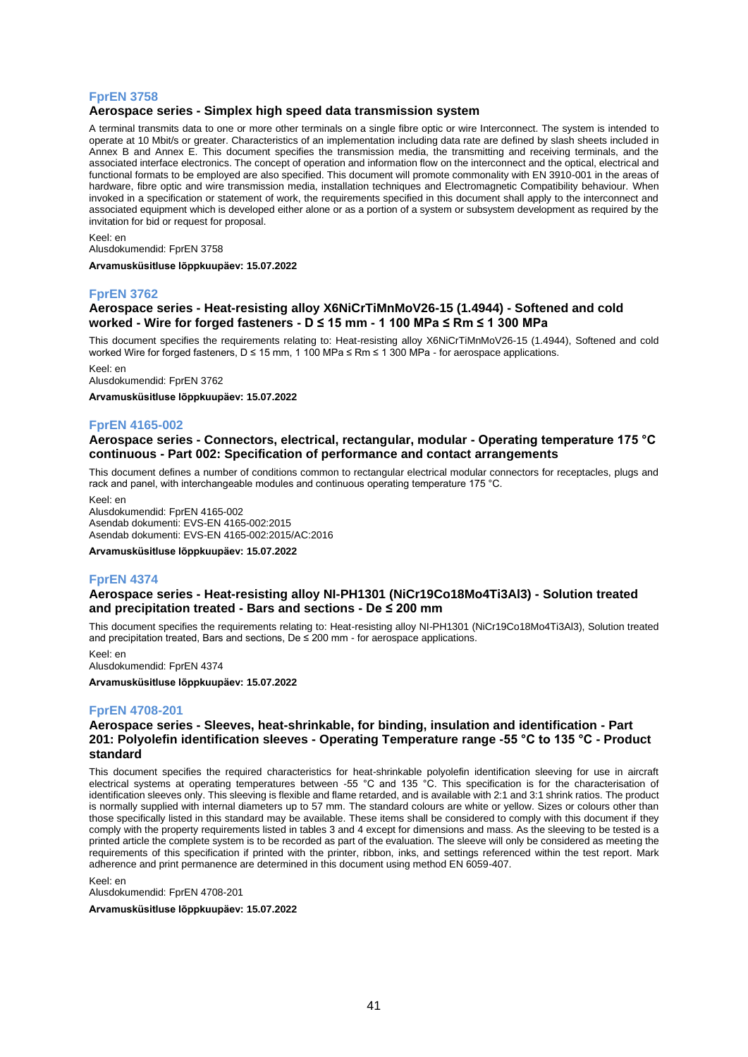### FprEN 3758

**Aerospace series - Simplex high speed data transmission system**

A terminal transmits data to one or more other terminals on a single fibre optic or wire Interconnect. The system is intended to operate at 10 Mbit/s or greater. Characteristics of an implementation including data rate are defined by slash sheets included in Annex B and Annex E. This document specifies the transmission media, the transmitting and receiving terminals, and the associated interface electronics. The concept of operation and information flow on the interconnect and the optical, electrical and functional formats to be employed are also specified. This document will promote commonality with EN 3910-001 in the areas of hardware, fibre optic and wire transmission media, installation techniques and Electromagnetic Compatibility behaviour. When invoked in a specification or statement of work, the requirements specified in this document shall apply to the interconnect and associated equipment which is developed either alone or as a portion of a system or subsystem development as required by the invitation for bid or request for proposal.

Keel: en
Alusdokumendid: FprEN 3758

**Arvamusküsitluse lõppkuupäev: 15.07.2022**

### FprEN 3762

**Aerospace series - Heat-resisting alloy X6NiCrTiMnMoV26-15 (1.4944) - Softened and cold worked - Wire for forged fasteners - D ≤ 15 mm - 1 100 MPa ≤ Rm ≤ 1 300 MPa**

This document specifies the requirements relating to: Heat-resisting alloy X6NiCrTiMnMoV26-15 (1.4944), Softened and cold worked Wire for forged fasteners, D ≤ 15 mm, 1 100 MPa ≤ Rm ≤ 1 300 MPa - for aerospace applications.

Keel: en
Alusdokumendid: FprEN 3762

**Arvamusküsitluse lõppkuupäev: 15.07.2022**

### FprEN 4165-002

**Aerospace series - Connectors, electrical, rectangular, modular - Operating temperature 175 °C continuous - Part 002: Specification of performance and contact arrangements**

This document defines a number of conditions common to rectangular electrical modular connectors for receptacles, plugs and rack and panel, with interchangeable modules and continuous operating temperature 175 °C.

Keel: en
Alusdokumendid: FprEN 4165-002
Asendab dokumenti: EVS-EN 4165-002:2015
Asendab dokumenti: EVS-EN 4165-002:2015/AC:2016

**Arvamusküsitluse lõppkuupäev: 15.07.2022**

### FprEN 4374

**Aerospace series - Heat-resisting alloy NI-PH1301 (NiCr19Co18Mo4Ti3Al3) - Solution treated and precipitation treated - Bars and sections - De ≤ 200 mm**

This document specifies the requirements relating to: Heat-resisting alloy NI-PH1301 (NiCr19Co18Mo4Ti3Al3), Solution treated and precipitation treated, Bars and sections, De ≤ 200 mm - for aerospace applications.

Keel: en
Alusdokumendid: FprEN 4374

**Arvamusküsitluse lõppkuupäev: 15.07.2022**

### FprEN 4708-201

**Aerospace series - Sleeves, heat-shrinkable, for binding, insulation and identification - Part 201: Polyolefin identification sleeves - Operating Temperature range -55 °C to 135 °C - Product standard**

This document specifies the required characteristics for heat-shrinkable polyolefin identification sleeving for use in aircraft electrical systems at operating temperatures between -55 °C and 135 °C. This specification is for the characterisation of identification sleeves only. This sleeving is flexible and flame retarded, and is available with 2:1 and 3:1 shrink ratios. The product is normally supplied with internal diameters up to 57 mm. The standard colours are white or yellow. Sizes or colours other than those specifically listed in this standard may be available. These items shall be considered to comply with this document if they comply with the property requirements listed in tables 3 and 4 except for dimensions and mass. As the sleeving to be tested is a printed article the complete system is to be recorded as part of the evaluation. The sleeve will only be considered as meeting the requirements of this specification if printed with the printer, ribbon, inks, and settings referenced within the test report. Mark adherence and print permanence are determined in this document using method EN 6059-407.

Keel: en
Alusdokumendid: FprEN 4708-201

**Arvamusküsitluse lõppkuupäev: 15.07.2022**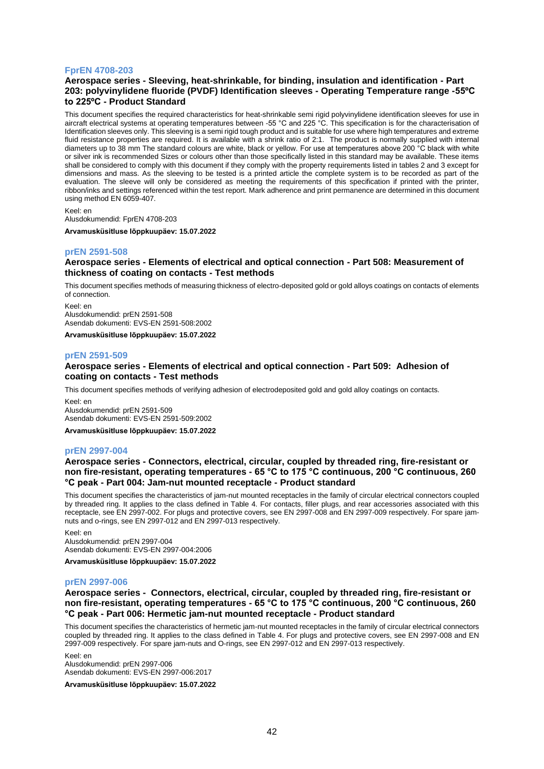### FprEN 4708-203

**Aerospace series - Sleeving, heat-shrinkable, for binding, insulation and identification - Part 203: polyvinylidene fluoride (PVDF) Identification sleeves - Operating Temperature range -55ºC to 225ºC - Product Standard**

This document specifies the required characteristics for heat-shrinkable semi rigid polyvinylidene identification sleeves for use in aircraft electrical systems at operating temperatures between -55 °C and 225 °C. This specification is for the characterisation of Identification sleeves only. This sleeving is a semi rigid tough product and is suitable for use where high temperatures and extreme fluid resistance properties are required. It is available with a shrink ratio of 2:1. The product is normally supplied with internal diameters up to 38 mm The standard colours are white, black or yellow. For use at temperatures above 200 °C black with white or silver ink is recommended Sizes or colours other than those specifically listed in this standard may be available. These items shall be considered to comply with this document if they comply with the property requirements listed in tables 2 and 3 except for dimensions and mass. As the sleeving to be tested is a printed article the complete system is to be recorded as part of the evaluation. The sleeve will only be considered as meeting the requirements of this specification if printed with the printer, ribbon/inks and settings referenced within the test report. Mark adherence and print permanence are determined in this document using method EN 6059-407.

Keel: en
Alusdokumendid: FprEN 4708-203

**Arvamusküsitluse lõppkuupäev: 15.07.2022**

### prEN 2591-508

**Aerospace series - Elements of electrical and optical connection - Part 508: Measurement of thickness of coating on contacts - Test methods**

This document specifies methods of measuring thickness of electro-deposited gold or gold alloys coatings on contacts of elements of connection.

Keel: en
Alusdokumendid: prEN 2591-508
Asendab dokumenti: EVS-EN 2591-508:2002

**Arvamusküsitluse lõppkuupäev: 15.07.2022**

### prEN 2591-509

**Aerospace series - Elements of electrical and optical connection - Part 509: Adhesion of coating on contacts - Test methods**

This document specifies methods of verifying adhesion of electrodeposited gold and gold alloy coatings on contacts.

Keel: en
Alusdokumendid: prEN 2591-509
Asendab dokumenti: EVS-EN 2591-509:2002

**Arvamusküsitluse lõppkuupäev: 15.07.2022**

### prEN 2997-004

**Aerospace series - Connectors, electrical, circular, coupled by threaded ring, fire-resistant or non fire-resistant, operating temperatures - 65 °C to 175 °C continuous, 200 °C continuous, 260 °C peak - Part 004: Jam-nut mounted receptacle - Product standard**

This document specifies the characteristics of jam-nut mounted receptacles in the family of circular electrical connectors coupled by threaded ring. It applies to the class defined in Table 4. For contacts, filler plugs, and rear accessories associated with this receptacle, see EN 2997-002. For plugs and protective covers, see EN 2997-008 and EN 2997-009 respectively. For spare jam-nuts and o-rings, see EN 2997-012 and EN 2997-013 respectively.

Keel: en
Alusdokumendid: prEN 2997-004
Asendab dokumenti: EVS-EN 2997-004:2006

**Arvamusküsitluse lõppkuupäev: 15.07.2022**

### prEN 2997-006

**Aerospace series - Connectors, electrical, circular, coupled by threaded ring, fire-resistant or non fire-resistant, operating temperatures - 65 °C to 175 °C continuous, 200 °C continuous, 260 °C peak - Part 006: Hermetic jam-nut mounted receptacle - Product standard**

This document specifies the characteristics of hermetic jam-nut mounted receptacles in the family of circular electrical connectors coupled by threaded ring. It applies to the class defined in Table 4. For plugs and protective covers, see EN 2997-008 and EN 2997-009 respectively. For spare jam-nuts and O-rings, see EN 2997-012 and EN 2997-013 respectively.

Keel: en
Alusdokumendid: prEN 2997-006
Asendab dokumenti: EVS-EN 2997-006:2017

**Arvamusküsitluse lõppkuupäev: 15.07.2022**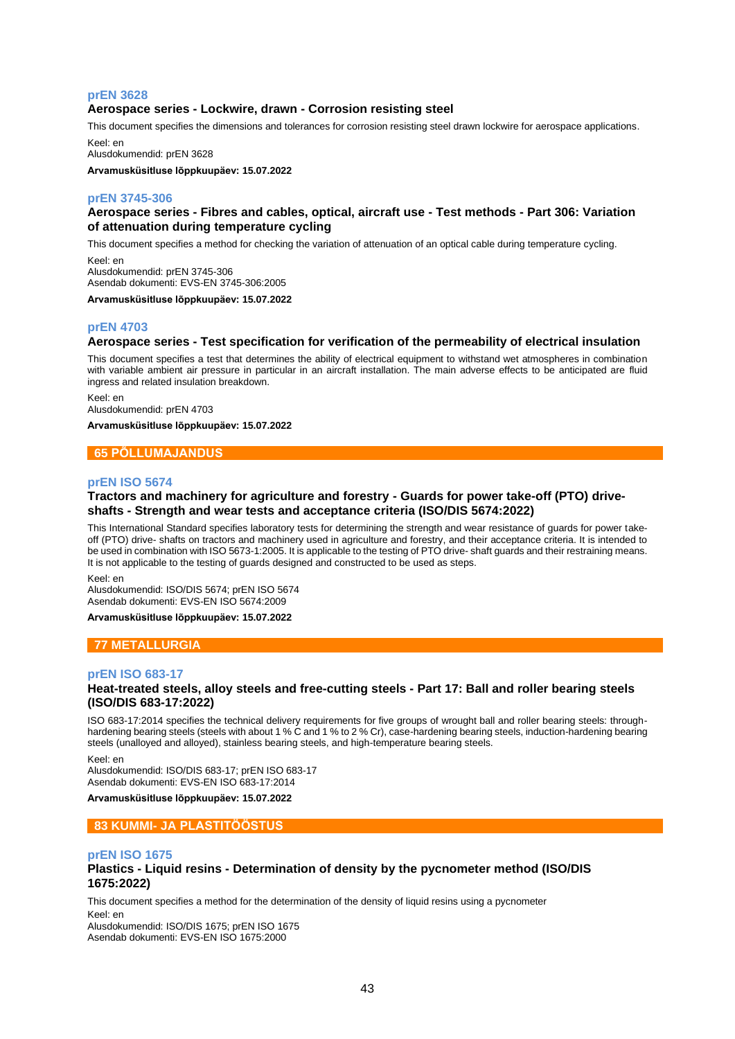### prEN 3628

**Aerospace series - Lockwire, drawn - Corrosion resisting steel**

This document specifies the dimensions and tolerances for corrosion resisting steel drawn lockwire for aerospace applications.

Keel: en
Alusdokumendid: prEN 3628

**Arvamusküsitluse lõppkuupäev: 15.07.2022**

### prEN 3745-306

**Aerospace series - Fibres and cables, optical, aircraft use - Test methods - Part 306: Variation of attenuation during temperature cycling**

This document specifies a method for checking the variation of attenuation of an optical cable during temperature cycling.

Keel: en
Alusdokumendid: prEN 3745-306
Asendab dokumenti: EVS-EN 3745-306:2005

**Arvamusküsitluse lõppkuupäev: 15.07.2022**

### prEN 4703

**Aerospace series - Test specification for verification of the permeability of electrical insulation**

This document specifies a test that determines the ability of electrical equipment to withstand wet atmospheres in combination with variable ambient air pressure in particular in an aircraft installation. The main adverse effects to be anticipated are fluid ingress and related insulation breakdown.

Keel: en
Alusdokumendid: prEN 4703

**Arvamusküsitluse lõppkuupäev: 15.07.2022**

## 65 PÕLLUMAJANDUS

### prEN ISO 5674

**Tractors and machinery for agriculture and forestry - Guards for power take-off (PTO) drive-shafts - Strength and wear tests and acceptance criteria (ISO/DIS 5674:2022)**

This International Standard specifies laboratory tests for determining the strength and wear resistance of guards for power take-off (PTO) drive- shafts on tractors and machinery used in agriculture and forestry, and their acceptance criteria. It is intended to be used in combination with ISO 5673-1:2005. It is applicable to the testing of PTO drive- shaft guards and their restraining means. It is not applicable to the testing of guards designed and constructed to be used as steps.

Keel: en
Alusdokumendid: ISO/DIS 5674; prEN ISO 5674
Asendab dokumenti: EVS-EN ISO 5674:2009

**Arvamusküsitluse lõppkuupäev: 15.07.2022**

## 77 METALLURGIA

### prEN ISO 683-17

**Heat-treated steels, alloy steels and free-cutting steels - Part 17: Ball and roller bearing steels (ISO/DIS 683-17:2022)**

ISO 683-17:2014 specifies the technical delivery requirements for five groups of wrought ball and roller bearing steels: through-hardening bearing steels (steels with about 1 % C and 1 % to 2 % Cr), case-hardening bearing steels, induction-hardening bearing steels (unalloyed and alloyed), stainless bearing steels, and high-temperature bearing steels.

Keel: en
Alusdokumendid: ISO/DIS 683-17; prEN ISO 683-17
Asendab dokumenti: EVS-EN ISO 683-17:2014

**Arvamusküsitluse lõppkuupäev: 15.07.2022**

## 83 KUMMI- JA PLASTITÖÖSTUS

### prEN ISO 1675

**Plastics - Liquid resins - Determination of density by the pycnometer method (ISO/DIS 1675:2022)**

This document specifies a method for the determination of the density of liquid resins using a pycnometer

Keel: en
Alusdokumendid: ISO/DIS 1675; prEN ISO 1675
Asendab dokumenti: EVS-EN ISO 1675:2000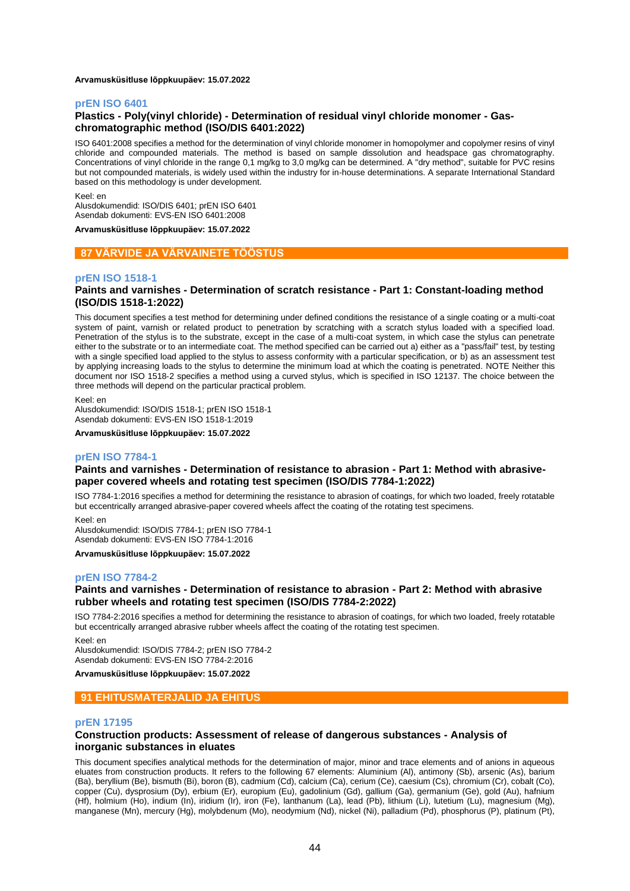**Arvamusküsitluse lõppkuupäev: 15.07.2022**

### prEN ISO 6401

**Plastics - Poly(vinyl chloride) - Determination of residual vinyl chloride monomer - Gas-chromatographic method (ISO/DIS 6401:2022)**

ISO 6401:2008 specifies a method for the determination of vinyl chloride monomer in homopolymer and copolymer resins of vinyl chloride and compounded materials. The method is based on sample dissolution and headspace gas chromatography. Concentrations of vinyl chloride in the range 0,1 mg/kg to 3,0 mg/kg can be determined. A "dry method", suitable for PVC resins but not compounded materials, is widely used within the industry for in-house determinations. A separate International Standard based on this methodology is under development.

Keel: en
Alusdokumendid: ISO/DIS 6401; prEN ISO 6401
Asendab dokumenti: EVS-EN ISO 6401:2008

**Arvamusküsitluse lõppkuupäev: 15.07.2022**

## 87 VÄRVIDE JA VÄRVAINETE TÖÖSTUS

### prEN ISO 1518-1

**Paints and varnishes - Determination of scratch resistance - Part 1: Constant-loading method (ISO/DIS 1518-1:2022)**

This document specifies a test method for determining under defined conditions the resistance of a single coating or a multi-coat system of paint, varnish or related product to penetration by scratching with a scratch stylus loaded with a specified load. Penetration of the stylus is to the substrate, except in the case of a multi-coat system, in which case the stylus can penetrate either to the substrate or to an intermediate coat. The method specified can be carried out a) either as a "pass/fail" test, by testing with a single specified load applied to the stylus to assess conformity with a particular specification, or b) as an assessment test by applying increasing loads to the stylus to determine the minimum load at which the coating is penetrated. NOTE Neither this document nor ISO 1518-2 specifies a method using a curved stylus, which is specified in ISO 12137. The choice between the three methods will depend on the particular practical problem.

Keel: en
Alusdokumendid: ISO/DIS 1518-1; prEN ISO 1518-1
Asendab dokumenti: EVS-EN ISO 1518-1:2019

**Arvamusküsitluse lõppkuupäev: 15.07.2022**

### prEN ISO 7784-1

**Paints and varnishes - Determination of resistance to abrasion - Part 1: Method with abrasive-paper covered wheels and rotating test specimen (ISO/DIS 7784-1:2022)**

ISO 7784-1:2016 specifies a method for determining the resistance to abrasion of coatings, for which two loaded, freely rotatable but eccentrically arranged abrasive-paper covered wheels affect the coating of the rotating test specimens.

Keel: en
Alusdokumendid: ISO/DIS 7784-1; prEN ISO 7784-1
Asendab dokumenti: EVS-EN ISO 7784-1:2016

**Arvamusküsitluse lõppkuupäev: 15.07.2022**

### prEN ISO 7784-2

**Paints and varnishes - Determination of resistance to abrasion - Part 2: Method with abrasive rubber wheels and rotating test specimen (ISO/DIS 7784-2:2022)**

ISO 7784-2:2016 specifies a method for determining the resistance to abrasion of coatings, for which two loaded, freely rotatable but eccentrically arranged abrasive rubber wheels affect the coating of the rotating test specimen.

Keel: en
Alusdokumendid: ISO/DIS 7784-2; prEN ISO 7784-2
Asendab dokumenti: EVS-EN ISO 7784-2:2016

**Arvamusküsitluse lõppkuupäev: 15.07.2022**

## 91 EHITUSMATERJALID JA EHITUS

### prEN 17195

**Construction products: Assessment of release of dangerous substances - Analysis of inorganic substances in eluates**

This document specifies analytical methods for the determination of major, minor and trace elements and of anions in aqueous eluates from construction products. It refers to the following 67 elements: Aluminium (Al), antimony (Sb), arsenic (As), barium (Ba), beryllium (Be), bismuth (Bi), boron (B), cadmium (Cd), calcium (Ca), cerium (Ce), caesium (Cs), chromium (Cr), cobalt (Co), copper (Cu), dysprosium (Dy), erbium (Er), europium (Eu), gadolinium (Gd), gallium (Ga), germanium (Ge), gold (Au), hafnium (Hf), holmium (Ho), indium (In), iridium (Ir), iron (Fe), lanthanum (La), lead (Pb), lithium (Li), lutetium (Lu), magnesium (Mg), manganese (Mn), mercury (Hg), molybdenum (Mo), neodymium (Nd), nickel (Ni), palladium (Pd), phosphorus (P), platinum (Pt),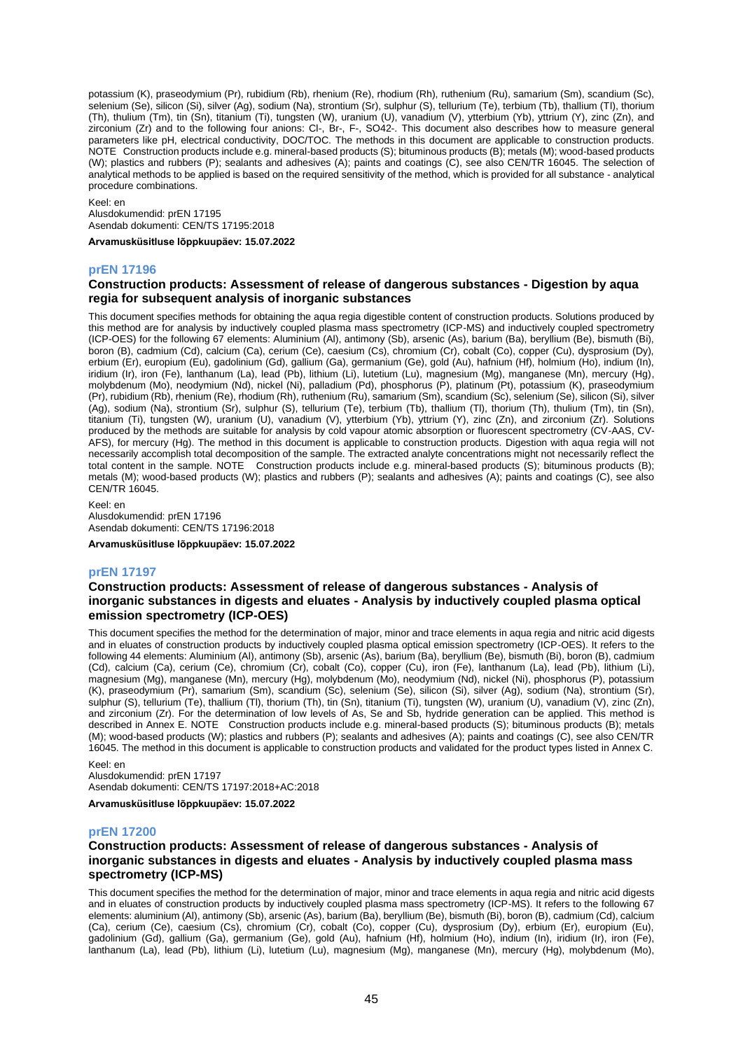potassium (K), praseodymium (Pr), rubidium (Rb), rhenium (Re), rhodium (Rh), ruthenium (Ru), samarium (Sm), scandium (Sc), selenium (Se), silicon (Si), silver (Ag), sodium (Na), strontium (Sr), sulphur (S), tellurium (Te), terbium (Tb), thallium (Tl), thorium (Th), thulium (Tm), tin (Sn), titanium (Ti), tungsten (W), uranium (U), vanadium (V), ytterbium (Yb), yttrium (Y), zinc (Zn), and zirconium (Zr) and to the following four anions: Cl-, Br-, F-, SO42-. This document also describes how to measure general parameters like pH, electrical conductivity, DOC/TOC. The methods in this document are applicable to construction products. NOTE Construction products include e.g. mineral-based products (S); bituminous products (B); metals (M); wood-based products (W); plastics and rubbers (P); sealants and adhesives (A); paints and coatings (C), see also CEN/TR 16045. The selection of analytical methods to be applied is based on the required sensitivity of the method, which is provided for all substance - analytical procedure combinations.

Keel: en
Alusdokumendid: prEN 17195
Asendab dokumenti: CEN/TS 17195:2018

**Arvamusküsitluse lõppkuupäev: 15.07.2022**

### prEN 17196

### Construction products: Assessment of release of dangerous substances - Digestion by aqua regia for subsequent analysis of inorganic substances

This document specifies methods for obtaining the aqua regia digestible content of construction products. Solutions produced by this method are for analysis by inductively coupled plasma mass spectrometry (ICP-MS) and inductively coupled spectrometry (ICP-OES) for the following 67 elements: Aluminium (Al), antimony (Sb), arsenic (As), barium (Ba), beryllium (Be), bismuth (Bi), boron (B), cadmium (Cd), calcium (Ca), cerium (Ce), caesium (Cs), chromium (Cr), cobalt (Co), copper (Cu), dysprosium (Dy), erbium (Er), europium (Eu), gadolinium (Gd), gallium (Ga), germanium (Ge), gold (Au), hafnium (Hf), holmium (Ho), indium (In), iridium (Ir), iron (Fe), lanthanum (La), lead (Pb), lithium (Li), lutetium (Lu), magnesium (Mg), manganese (Mn), mercury (Hg), molybdenum (Mo), neodymium (Nd), nickel (Ni), palladium (Pd), phosphorus (P), platinum (Pt), potassium (K), praseodymium (Pr), rubidium (Rb), rhenium (Re), rhodium (Rh), ruthenium (Ru), samarium (Sm), scandium (Sc), selenium (Se), silicon (Si), silver (Ag), sodium (Na), strontium (Sr), sulphur (S), tellurium (Te), terbium (Tb), thallium (Tl), thorium (Th), thulium (Tm), tin (Sn), titanium (Ti), tungsten (W), uranium (U), vanadium (V), ytterbium (Yb), yttrium (Y), zinc (Zn), and zirconium (Zr). Solutions produced by the methods are suitable for analysis by cold vapour atomic absorption or fluorescent spectrometry (CV-AAS, CV-AFS), for mercury (Hg). The method in this document is applicable to construction products. Digestion with aqua regia will not necessarily accomplish total decomposition of the sample. The extracted analyte concentrations might not necessarily reflect the total content in the sample. NOTE Construction products include e.g. mineral-based products (S); bituminous products (B); metals (M); wood-based products (W); plastics and rubbers (P); sealants and adhesives (A); paints and coatings (C), see also CEN/TR 16045.

Keel: en
Alusdokumendid: prEN 17196
Asendab dokumenti: CEN/TS 17196:2018

**Arvamusküsitluse lõppkuupäev: 15.07.2022**

### prEN 17197

### Construction products: Assessment of release of dangerous substances - Analysis of inorganic substances in digests and eluates - Analysis by inductively coupled plasma optical emission spectrometry (ICP-OES)

This document specifies the method for the determination of major, minor and trace elements in aqua regia and nitric acid digests and in eluates of construction products by inductively coupled plasma optical emission spectrometry (ICP-OES). It refers to the following 44 elements: Aluminium (Al), antimony (Sb), arsenic (As), barium (Ba), beryllium (Be), bismuth (Bi), boron (B), cadmium (Cd), calcium (Ca), cerium (Ce), chromium (Cr), cobalt (Co), copper (Cu), iron (Fe), lanthanum (La), lead (Pb), lithium (Li), magnesium (Mg), manganese (Mn), mercury (Hg), molybdenum (Mo), neodymium (Nd), nickel (Ni), phosphorus (P), potassium (K), praseodymium (Pr), samarium (Sm), scandium (Sc), selenium (Se), silicon (Si), silver (Ag), sodium (Na), strontium (Sr), sulphur (S), tellurium (Te), thallium (Tl), thorium (Th), tin (Sn), titanium (Ti), tungsten (W), uranium (U), vanadium (V), zinc (Zn), and zirconium (Zr). For the determination of low levels of As, Se and Sb, hydride generation can be applied. This method is described in Annex E. NOTE Construction products include e.g. mineral-based products (S); bituminous products (B); metals (M); wood-based products (W); plastics and rubbers (P); sealants and adhesives (A); paints and coatings (C), see also CEN/TR 16045. The method in this document is applicable to construction products and validated for the product types listed in Annex C.

Keel: en
Alusdokumendid: prEN 17197
Asendab dokumenti: CEN/TS 17197:2018+AC:2018

**Arvamusküsitluse lõppkuupäev: 15.07.2022**

### prEN 17200

### Construction products: Assessment of release of dangerous substances - Analysis of inorganic substances in digests and eluates - Analysis by inductively coupled plasma mass spectrometry (ICP-MS)

This document specifies the method for the determination of major, minor and trace elements in aqua regia and nitric acid digests and in eluates of construction products by inductively coupled plasma mass spectrometry (ICP-MS). It refers to the following 67 elements: aluminium (Al), antimony (Sb), arsenic (As), barium (Ba), beryllium (Be), bismuth (Bi), boron (B), cadmium (Cd), calcium (Ca), cerium (Ce), caesium (Cs), chromium (Cr), cobalt (Co), copper (Cu), dysprosium (Dy), erbium (Er), europium (Eu), gadolinium (Gd), gallium (Ga), germanium (Ge), gold (Au), hafnium (Hf), holmium (Ho), indium (In), iridium (Ir), iron (Fe), lanthanum (La), lead (Pb), lithium (Li), lutetium (Lu), magnesium (Mg), manganese (Mn), mercury (Hg), molybdenum (Mo),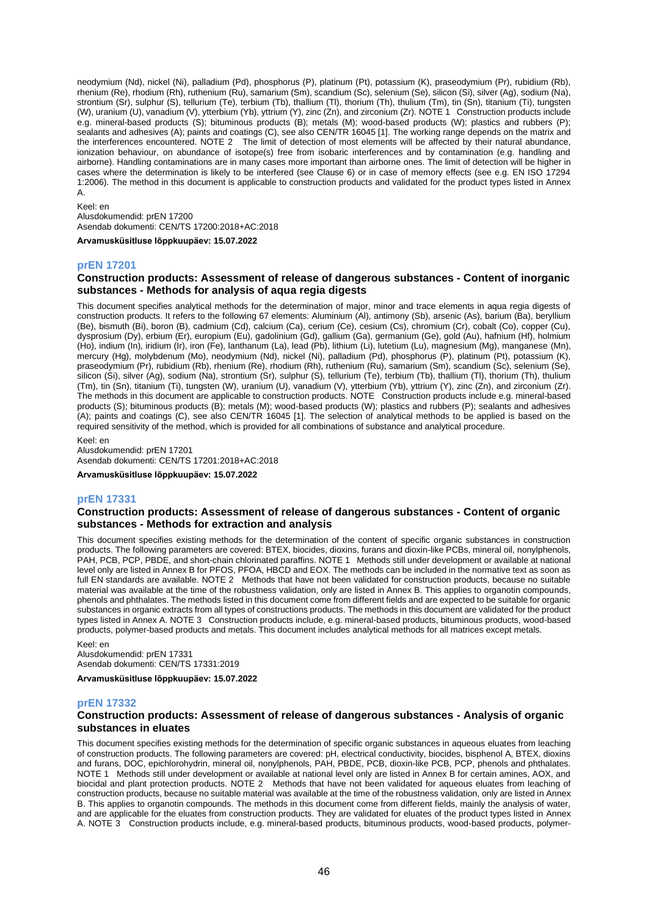neodymium (Nd), nickel (Ni), palladium (Pd), phosphorus (P), platinum (Pt), potassium (K), praseodymium (Pr), rubidium (Rb), rhenium (Re), rhodium (Rh), ruthenium (Ru), samarium (Sm), scandium (Sc), selenium (Se), silicon (Si), silver (Ag), sodium (Na), strontium (Sr), sulphur (S), tellurium (Te), terbium (Tb), thallium (Tl), thorium (Th), thulium (Tm), tin (Sn), titanium (Ti), tungsten (W), uranium (U), vanadium (V), ytterbium (Yb), yttrium (Y), zinc (Zn), and zirconium (Zr). NOTE 1 Construction products include e.g. mineral-based products (S); bituminous products (B); metals (M); wood-based products (W); plastics and rubbers (P); sealants and adhesives (A); paints and coatings (C), see also CEN/TR 16045 [1]. The working range depends on the matrix and the interferences encountered. NOTE 2 The limit of detection of most elements will be affected by their natural abundance, ionization behaviour, on abundance of isotope(s) free from isobaric interferences and by contamination (e.g. handling and airborne). Handling contaminations are in many cases more important than airborne ones. The limit of detection will be higher in cases where the determination is likely to be interfered (see Clause 6) or in case of memory effects (see e.g. EN ISO 17294 1:2006). The method in this document is applicable to construction products and validated for the product types listed in Annex A.

Keel: en
Alusdokumendid: prEN 17200
Asendab dokumenti: CEN/TS 17200:2018+AC:2018

**Arvamusküsitluse lõppkuupäev: 15.07.2022**

### prEN 17201

### Construction products: Assessment of release of dangerous substances - Content of inorganic substances - Methods for analysis of aqua regia digests

This document specifies analytical methods for the determination of major, minor and trace elements in aqua regia digests of construction products. It refers to the following 67 elements: Aluminium (Al), antimony (Sb), arsenic (As), barium (Ba), beryllium (Be), bismuth (Bi), boron (B), cadmium (Cd), calcium (Ca), cerium (Ce), cesium (Cs), chromium (Cr), cobalt (Co), copper (Cu), dysprosium (Dy), erbium (Er), europium (Eu), gadolinium (Gd), gallium (Ga), germanium (Ge), gold (Au), hafnium (Hf), holmium (Ho), indium (In), iridium (Ir), iron (Fe), lanthanum (La), lead (Pb), lithium (Li), lutetium (Lu), magnesium (Mg), manganese (Mn), mercury (Hg), molybdenum (Mo), neodymium (Nd), nickel (Ni), palladium (Pd), phosphorus (P), platinum (Pt), potassium (K), praseodymium (Pr), rubidium (Rb), rhenium (Re), rhodium (Rh), ruthenium (Ru), samarium (Sm), scandium (Sc), selenium (Se), silicon (Si), silver (Ag), sodium (Na), strontium (Sr), sulphur (S), tellurium (Te), terbium (Tb), thallium (Tl), thorium (Th), thulium (Tm), tin (Sn), titanium (Ti), tungsten (W), uranium (U), vanadium (V), ytterbium (Yb), yttrium (Y), zinc (Zn), and zirconium (Zr). The methods in this document are applicable to construction products. NOTE Construction products include e.g. mineral-based products (S); bituminous products (B); metals (M); wood-based products (W); plastics and rubbers (P); sealants and adhesives (A); paints and coatings (C), see also CEN/TR 16045 [1]. The selection of analytical methods to be applied is based on the required sensitivity of the method, which is provided for all combinations of substance and analytical procedure.

Keel: en
Alusdokumendid: prEN 17201
Asendab dokumenti: CEN/TS 17201:2018+AC:2018

**Arvamusküsitluse lõppkuupäev: 15.07.2022**

### prEN 17331

### Construction products: Assessment of release of dangerous substances - Content of organic substances - Methods for extraction and analysis

This document specifies existing methods for the determination of the content of specific organic substances in construction products. The following parameters are covered: BTEX, biocides, dioxins, furans and dioxin-like PCBs, mineral oil, nonylphenols, PAH, PCB, PCP, PBDE, and short-chain chlorinated paraffins. NOTE 1 Methods still under development or available at national level only are listed in Annex B for PFOS, PFOA, HBCD and EOX. The methods can be included in the normative text as soon as full EN standards are available. NOTE 2 Methods that have not been validated for construction products, because no suitable material was available at the time of the robustness validation, only are listed in Annex B. This applies to organotin compounds, phenols and phthalates. The methods listed in this document come from different fields and are expected to be suitable for organic substances in organic extracts from all types of constructions products. The methods in this document are validated for the product types listed in Annex A. NOTE 3 Construction products include, e.g. mineral-based products, bituminous products, wood-based products, polymer-based products and metals. This document includes analytical methods for all matrices except metals.

Keel: en
Alusdokumendid: prEN 17331
Asendab dokumenti: CEN/TS 17331:2019

**Arvamusküsitluse lõppkuupäev: 15.07.2022**

### prEN 17332

### Construction products: Assessment of release of dangerous substances - Analysis of organic substances in eluates

This document specifies existing methods for the determination of specific organic substances in aqueous eluates from leaching of construction products. The following parameters are covered: pH, electrical conductivity, biocides, bisphenol A, BTEX, dioxins and furans, DOC, epichlorohydrin, mineral oil, nonylphenols, PAH, PBDE, PCB, dioxin-like PCB, PCP, phenols and phthalates. NOTE 1 Methods still under development or available at national level only are listed in Annex B for certain amines, AOX, and biocidal and plant protection products. NOTE 2 Methods that have not been validated for aqueous eluates from leaching of construction products, because no suitable material was available at the time of the robustness validation, only are listed in Annex B. This applies to organotin compounds. The methods in this document come from different fields, mainly the analysis of water, and are applicable for the eluates from construction products. They are validated for eluates of the product types listed in Annex A. NOTE 3 Construction products include, e.g. mineral-based products, bituminous products, wood-based products, polymer-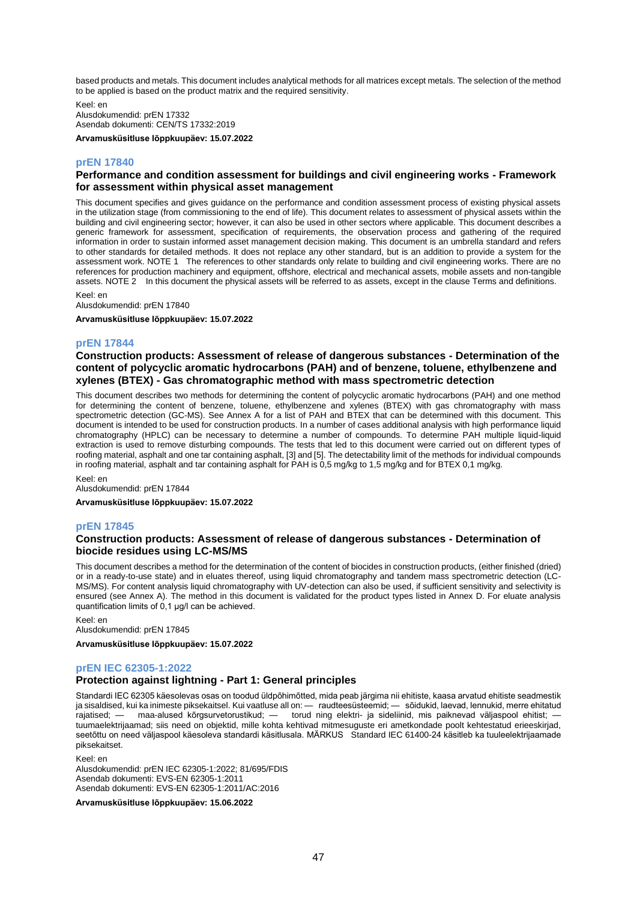based products and metals. This document includes analytical methods for all matrices except metals. The selection of the method to be applied is based on the product matrix and the required sensitivity.

Keel: en
Alusdokumendid: prEN 17332
Asendab dokumenti: CEN/TS 17332:2019

**Arvamusküsitluse lõppkuupäev: 15.07.2022**

## prEN 17840

### Performance and condition assessment for buildings and civil engineering works - Framework for assessment within physical asset management

This document specifies and gives guidance on the performance and condition assessment process of existing physical assets in the utilization stage (from commissioning to the end of life). This document relates to assessment of physical assets within the building and civil engineering sector; however, it can also be used in other sectors where applicable. This document describes a generic framework for assessment, specification of requirements, the observation process and gathering of the required information in order to sustain informed asset management decision making. This document is an umbrella standard and refers to other standards for detailed methods. It does not replace any other standard, but is an addition to provide a system for the assessment work. NOTE 1 The references to other standards only relate to building and civil engineering works. There are no references for production machinery and equipment, offshore, electrical and mechanical assets, mobile assets and non-tangible assets. NOTE 2 In this document the physical assets will be referred to as assets, except in the clause Terms and definitions.

Keel: en
Alusdokumendid: prEN 17840

**Arvamusküsitluse lõppkuupäev: 15.07.2022**

## prEN 17844

### Construction products: Assessment of release of dangerous substances - Determination of the content of polycyclic aromatic hydrocarbons (PAH) and of benzene, toluene, ethylbenzene and xylenes (BTEX) - Gas chromatographic method with mass spectrometric detection

This document describes two methods for determining the content of polycyclic aromatic hydrocarbons (PAH) and one method for determining the content of benzene, toluene, ethylbenzene and xylenes (BTEX) with gas chromatography with mass spectrometric detection (GC-MS). See Annex A for a list of PAH and BTEX that can be determined with this document. This document is intended to be used for construction products. In a number of cases additional analysis with high performance liquid chromatography (HPLC) can be necessary to determine a number of compounds. To determine PAH multiple liquid-liquid extraction is used to remove disturbing compounds. The tests that led to this document were carried out on different types of roofing material, asphalt and one tar containing asphalt, [3] and [5]. The detectability limit of the methods for individual compounds in roofing material, asphalt and tar containing asphalt for PAH is 0,5 mg/kg to 1,5 mg/kg and for BTEX 0,1 mg/kg.

Keel: en
Alusdokumendid: prEN 17844

**Arvamusküsitluse lõppkuupäev: 15.07.2022**

## prEN 17845

### Construction products: Assessment of release of dangerous substances - Determination of biocide residues using LC-MS/MS

This document describes a method for the determination of the content of biocides in construction products, (either finished (dried) or in a ready-to-use state) and in eluates thereof, using liquid chromatography and tandem mass spectrometric detection (LC-MS/MS). For content analysis liquid chromatography with UV-detection can also be used, if sufficient sensitivity and selectivity is ensured (see Annex A). The method in this document is validated for the product types listed in Annex D. For eluate analysis quantification limits of 0,1 µg/l can be achieved.

Keel: en
Alusdokumendid: prEN 17845

**Arvamusküsitluse lõppkuupäev: 15.07.2022**

## prEN IEC 62305-1:2022

### Protection against lightning - Part 1: General principles

Standardi IEC 62305 käesolevas osas on toodud üldpõhimõtted, mida peab järgima nii ehitiste, kaasa arvatud ehitiste seadmestik ja sisaldised, kui ka inimeste piksekaitsel. Kui vaatluse all on: — raudteesüsteemid; — sõidukid, laevad, lennukid, merre ehitatud rajatised; — maa-alused kõrgsurvetorustikud; — torud ning elektri- ja sideliinid, mis paiknevad väljaspool ehitist; — tuumaelektrijaamad; siis need on objektid, mille kohta kehtivad mitmesuguste eri ametkondade poolt kehtestatud erieeskirjad, seetõttu on need väljaspool käesoleva standardi käsitlusala. MÄRKUS Standard IEC 61400-24 käsitleb ka tuuleelektrijaamade piksekaitset.

Keel: en
Alusdokumendid: prEN IEC 62305-1:2022; 81/695/FDIS
Asendab dokumenti: EVS-EN 62305-1:2011
Asendab dokumenti: EVS-EN 62305-1:2011/AC:2016

**Arvamusküsitluse lõppkuupäev: 15.06.2022**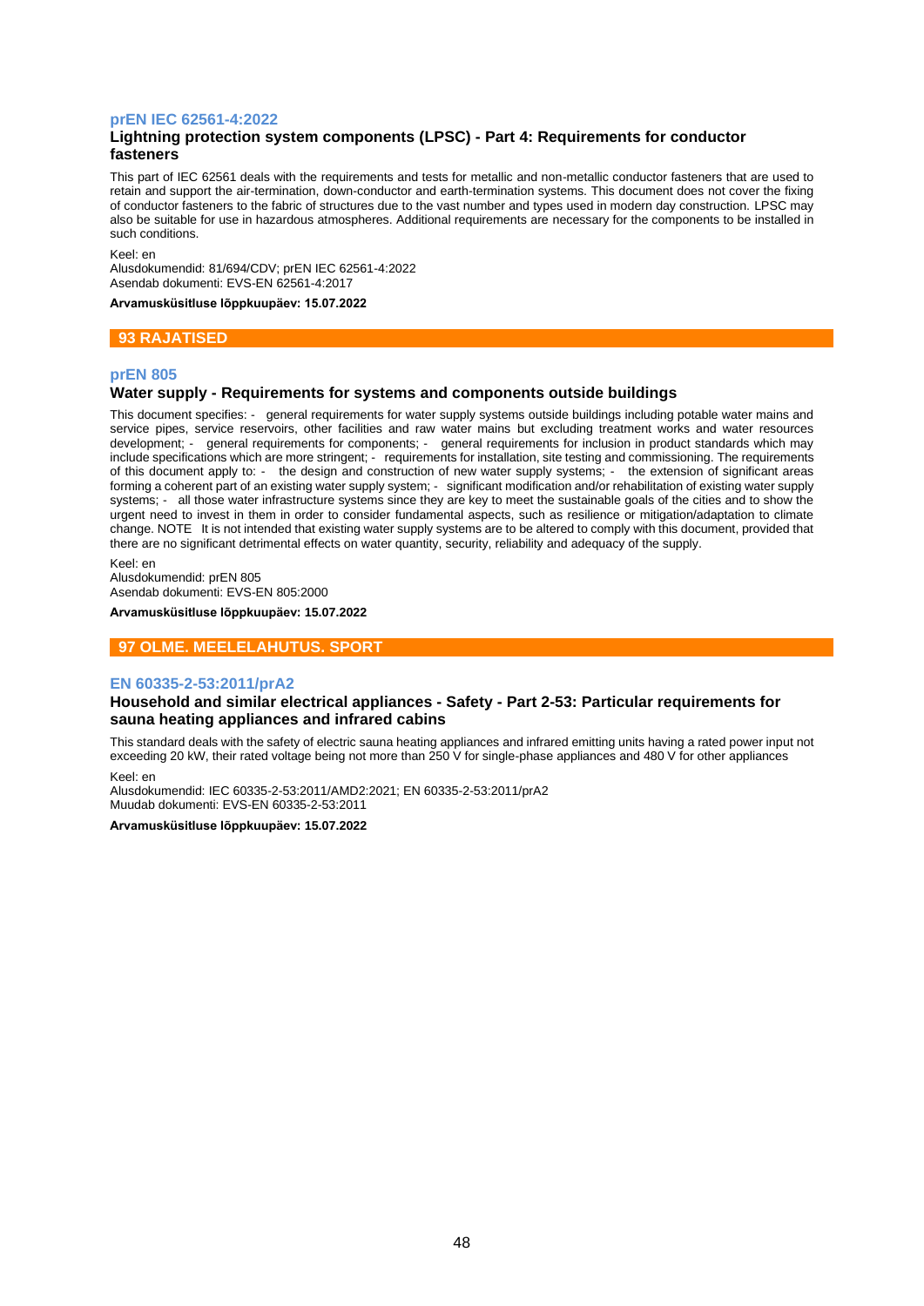### prEN IEC 62561-4:2022

**Lightning protection system components (LPSC) - Part 4: Requirements for conductor fasteners**

This part of IEC 62561 deals with the requirements and tests for metallic and non-metallic conductor fasteners that are used to retain and support the air-termination, down-conductor and earth-termination systems. This document does not cover the fixing of conductor fasteners to the fabric of structures due to the vast number and types used in modern day construction. LPSC may also be suitable for use in hazardous atmospheres. Additional requirements are necessary for the components to be installed in such conditions.

Keel: en
Alusdokumendid: 81/694/CDV; prEN IEC 62561-4:2022
Asendab dokumenti: EVS-EN 62561-4:2017

**Arvamusküsitluse lõppkuupäev: 15.07.2022**

## 93 RAJATISED

### prEN 805

**Water supply - Requirements for systems and components outside buildings**

This document specifies: - general requirements for water supply systems outside buildings including potable water mains and service pipes, service reservoirs, other facilities and raw water mains but excluding treatment works and water resources development; - general requirements for components; - general requirements for inclusion in product standards which may include specifications which are more stringent; - requirements for installation, site testing and commissioning. The requirements of this document apply to: - the design and construction of new water supply systems; - the extension of significant areas forming a coherent part of an existing water supply system; - significant modification and/or rehabilitation of existing water supply systems; - all those water infrastructure systems since they are key to meet the sustainable goals of the cities and to show the urgent need to invest in them in order to consider fundamental aspects, such as resilience or mitigation/adaptation to climate change. NOTE It is not intended that existing water supply systems are to be altered to comply with this document, provided that there are no significant detrimental effects on water quantity, security, reliability and adequacy of the supply.

Keel: en
Alusdokumendid: prEN 805
Asendab dokumenti: EVS-EN 805:2000

**Arvamusküsitluse lõppkuupäev: 15.07.2022**

## 97 OLME. MEELELAHUTUS. SPORT

### EN 60335-2-53:2011/prA2

**Household and similar electrical appliances - Safety - Part 2-53: Particular requirements for sauna heating appliances and infrared cabins**

This standard deals with the safety of electric sauna heating appliances and infrared emitting units having a rated power input not exceeding 20 kW, their rated voltage being not more than 250 V for single-phase appliances and 480 V for other appliances

Keel: en
Alusdokumendid: IEC 60335-2-53:2011/AMD2:2021; EN 60335-2-53:2011/prA2
Muudab dokumenti: EVS-EN 60335-2-53:2011

**Arvamusküsitluse lõppkuupäev: 15.07.2022**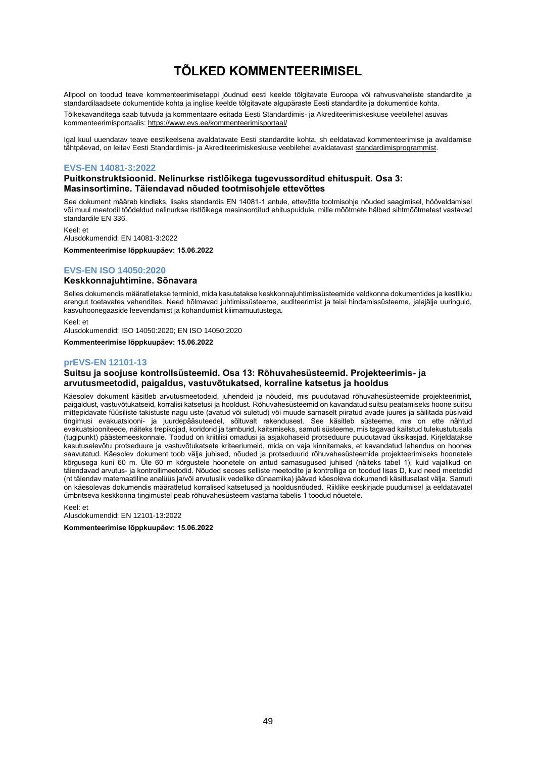# TÕLKED KOMMENTEERIMISEL

Allpool on toodud teave kommenteerimisetappi jõudnud eesti keelde tõlgitavate Euroopa või rahvusvaheliste standardite ja standardilaadsete dokumentide kohta ja inglise keelde tõlgitavate algupäraste Eesti standardite ja dokumentide kohta.

Tõlkekavanditega saab tutvuda ja kommentaare esitada Eesti Standardimis- ja Akrediteerimiskeskuse veebilehel asuvas kommenteerimisportaalis: https://www.evs.ee/kommenteerimisportaal/

Igal kuul uuendatav teave eestikeelsena avaldatavate Eesti standardite kohta, sh eeldatavad kommenteerimise ja avaldamise tähtpäevad, on leitav Eesti Standardimis- ja Akrediteerimiskeskuse veebilehel avaldatavast standardimisprogrammist.

## EVS-EN 14081-3:2022

### Puitkonstruktsioonid. Nelinurkse ristlõikega tugevussorditud ehituspuit. Osa 3: Masinsortimine. Täiendavad nõuded tootmisohjele ettevõttes

See dokument määrab kindlaks, lisaks standardis EN 14081-1 antule, ettevõtte tootmisohje nõuded saagimisel, hööveldamisel või muul meetodil töödeldud nelinurkse ristlõikega masinsorditud ehituspuidule, mille mõõtmete hälbed sihtmõõtmetest vastavad standardile EN 336.

Keel: et
Alusdokumendid: EN 14081-3:2022

**Kommenteerimise lõppkuupäev: 15.06.2022**

## EVS-EN ISO 14050:2020

### Keskkonnajuhtimine. Sõnavara

Selles dokumendis määratletakse terminid, mida kasutatakse keskkonnajuhtimissüsteemide valdkonna dokumentides ja kestlikku arengut toetavates vahendites. Need hõlmavad juhtimissüsteeme, auditeerimist ja teisi hindamissüsteeme, jalajälje uuringuid, kasvuhoonegaaside leevendamist ja kohandumist kliimamuutustega.

Keel: et
Alusdokumendid: ISO 14050:2020; EN ISO 14050:2020

**Kommenteerimise lõppkuupäev: 15.06.2022**

## prEVS-EN 12101-13

### Suitsu ja soojuse kontrollsüsteemid. Osa 13: Rõhuvahesüsteemid. Projekteerimis- ja arvutusmeetodid, paigaldus, vastuvõtukatsed, korraline katsetus ja hooldus

Käesolev dokument käsitleb arvutusmeetodeid, juhendeid ja nõudeid, mis puudutavad rõhuvahesüsteemide projekteerimist, paigaldust, vastuvõtukatseid, korralisi katsetusi ja hooldust. Rõhuvahesüsteemid on kavandatud suitsu peatamiseks hoone suitsu mittepidavate füüsiliste takistuste nagu uste (avatud või suletud) või muude sarnaselt piiratud avade juures ja säilitada püsivaid tingimusi evakuatsiooni- ja juurdepääsuteedel, sõltuvalt rakendusest. See käsitleb süsteeme, mis on ette nähtud evakuatsiooniteede, näiteks trepikojad, koridorid ja tamburid, kaitsmiseks, samuti süsteeme, mis tagavad kaitstud tulekustutusala (tugipunkt) päästemeeskonnale. Toodud on kriitilisi omadusi ja asjakohaseid protseduure puudutavad üksikasjad. Kirjeldatakse kasutuselevõtu protseduure ja vastuvõtukatsete kriteeriumeid, mida on vaja kinnitamaks, et kavandatud lahendus on hoones saavutatud. Käesolev dokument toob välja juhised, nõuded ja protseduurid rõhuvahesüsteemide projekteerimiseks hoonetele kõrgusega kuni 60 m. Üle 60 m kõrgustele hoonetele on antud samasugused juhised (näiteks tabel 1), kuid vajalikud on täiendavad arvutus- ja kontrollimeetodid. Nõuded seoses selliste meetodite ja kontrolliga on toodud lisas D, kuid need meetodid (nt täiendav matemaatiline analüüs ja/või arvutuslik vedelike dünaamika) jäävad käesoleva dokumendi käsitlusalast välja. Samuti on käesolevas dokumendis määratletud korralised katsetused ja hooldusnõuded. Riiklike eeskirjade puudumisel ja eeldatavatel ümbritseva keskkonna tingimustel peab rõhuvahesüsteem vastama tabelis 1 toodud nõuetele.

Keel: et
Alusdokumendid: EN 12101-13:2022

**Kommenteerimise lõppkuupäev: 15.06.2022**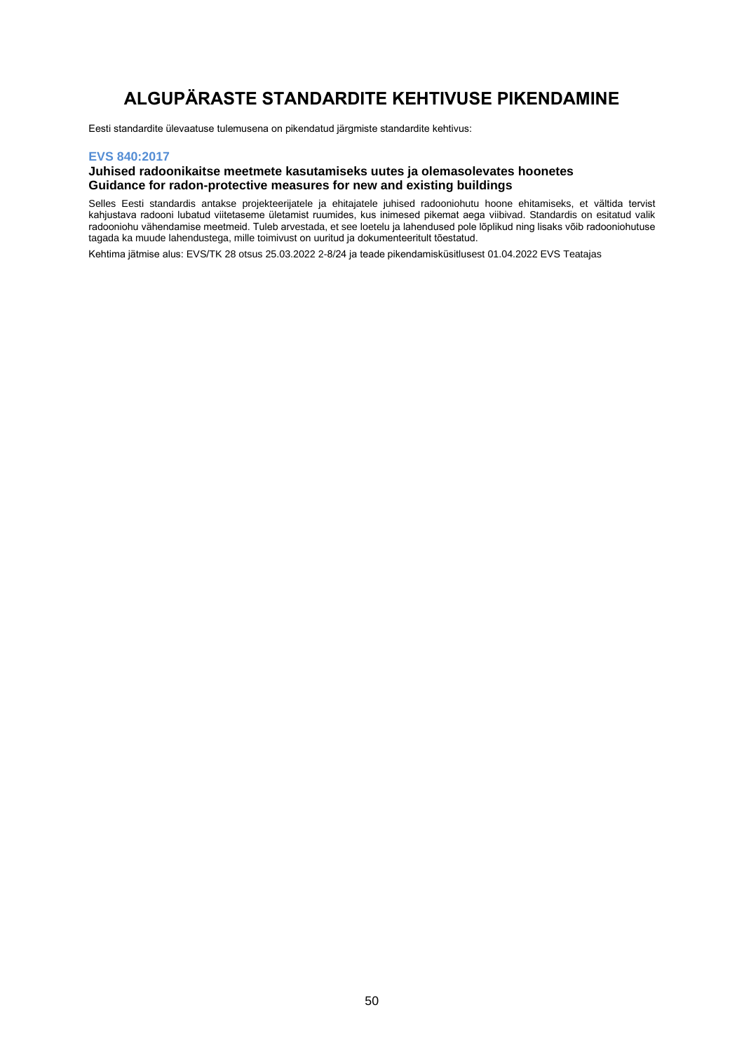# ALGUPÄRASTE STANDARDITE KEHTIVUSE PIKENDAMINE

Eesti standardite ülevaatuse tulemusena on pikendatud järgmiste standardite kehtivus:

### EVS 840:2017

**Juhised radoonikaitse meetmete kasutamiseks uutes ja olemasolevates hoonetes**
**Guidance for radon-protective measures for new and existing buildings**

Selles Eesti standardis antakse projekteerijatele ja ehitajatele juhised radooniohutu hoone ehitamiseks, et vältida tervist kahjustava radooni lubatud viitetaseme ületamist ruumides, kus inimesed pikemat aega viibivad. Standardis on esitatud valik radooniohu vähendamise meetmeid. Tuleb arvestada, et see loetelu ja lahendused pole lõplikud ning lisaks võib radooniohutuse tagada ka muude lahendustega, mille toimivust on uuritud ja dokumenteeritult tõestatud.

Kehtima jätmise alus: EVS/TK 28 otsus 25.03.2022 2-8/24 ja teade pikendamisküsitlusest 01.04.2022 EVS Teatajas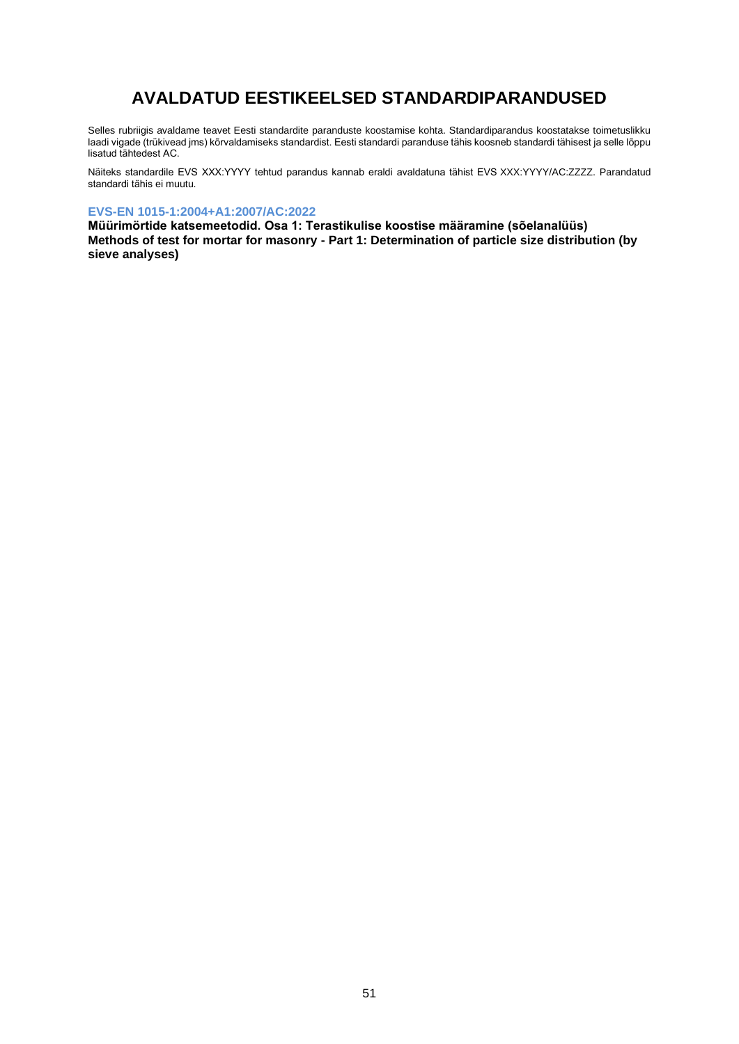# AVALDATUD EESTIKEELSED STANDARDIPARANDUSED

Selles rubriigis avaldame teavet Eesti standardite paranduste koostamise kohta. Standardiparandus koostatakse toimetuslikku laadi vigade (trükivead jms) kõrvaldamiseks standardist. Eesti standardi paranduse tähis koosneb standardi tähisest ja selle lõppu lisatud tähtedest AC.

Näiteks standardile EVS XXX:YYYY tehtud parandus kannab eraldi avaldatuna tähist EVS XXX:YYYY/AC:ZZZZ. Parandatud standardi tähis ei muutu.

### EVS-EN 1015-1:2004+A1:2007/AC:2022

**Müürimörtide katsemeetodid. Osa 1: Terastikulise koostise määramine (sõelanalüüs)**
**Methods of test for mortar for masonry - Part 1: Determination of particle size distribution (by sieve analyses)**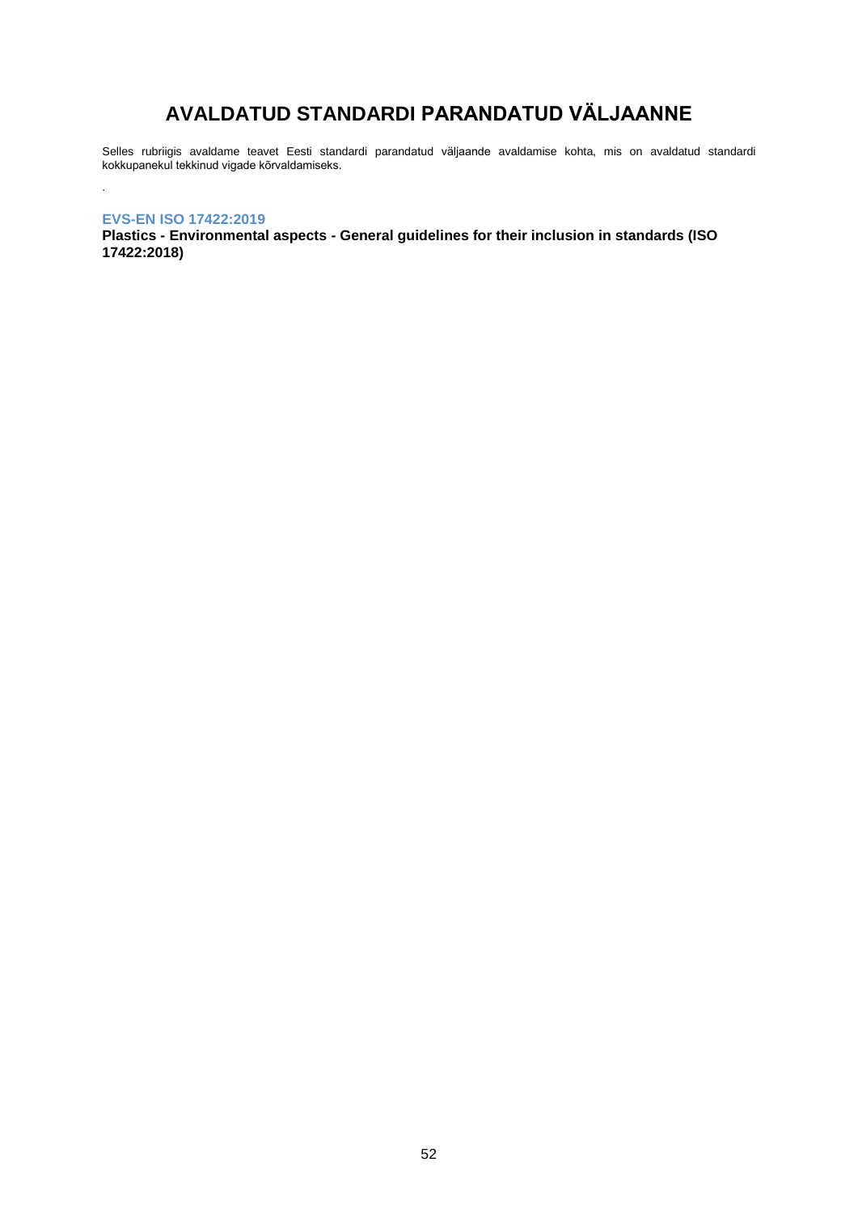# AVALDATUD STANDARDI PARANDATUD VÄLJAANNE

Selles rubriigis avaldame teavet Eesti standardi parandatud väljaande avaldamise kohta, mis on avaldatud standardi kokkupanekul tekkinud vigade kõrvaldamiseks.

.

**EVS-EN ISO 17422:2019**

**Plastics - Environmental aspects - General guidelines for their inclusion in standards (ISO 17422:2018)**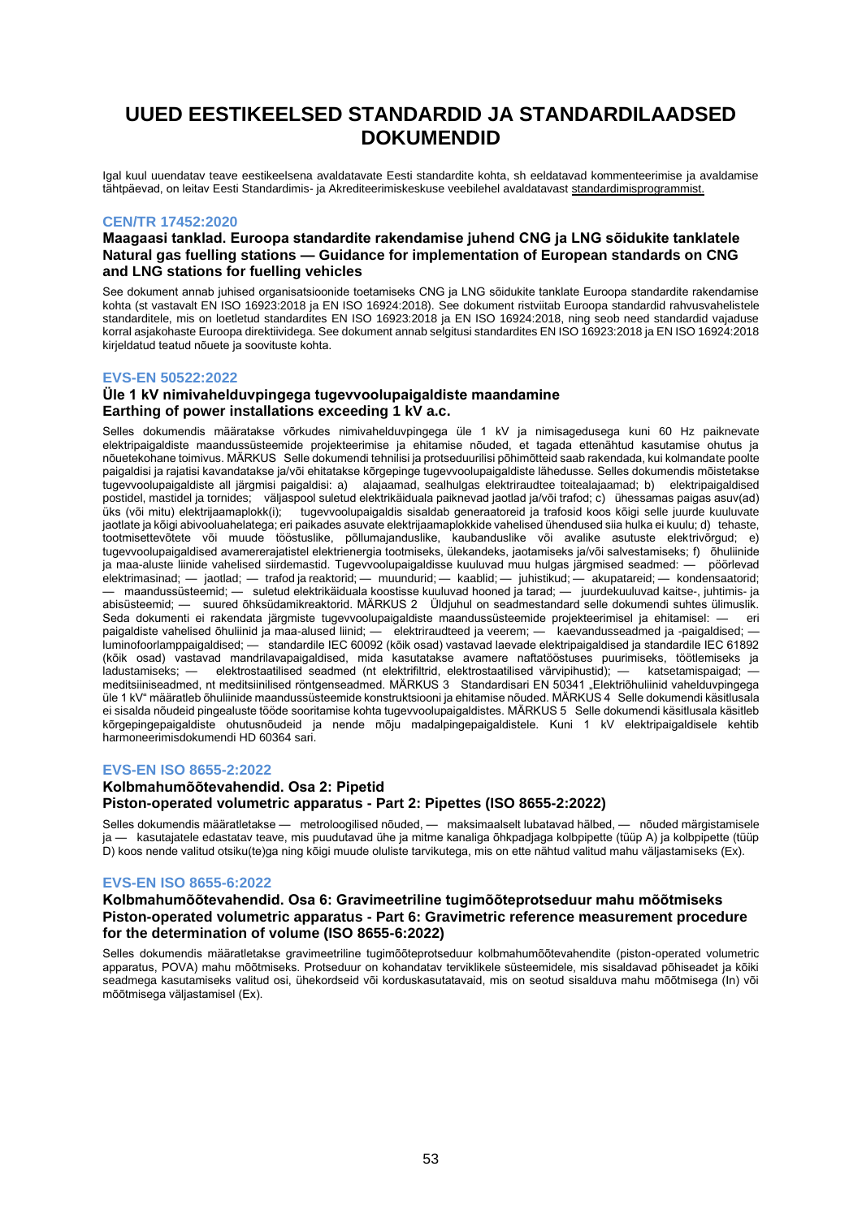# UUED EESTIKEELSED STANDARDID JA STANDARDILAADSED DOKUMENDID

Igal kuul uuendatav teave eestikeelsena avaldatavate Eesti standardite kohta, sh eeldatavad kommenteerimise ja avaldamise tähtpäevad, on leitav Eesti Standardimis- ja Akrediteerimiskeskuse veebilehel avaldatavast standardimisprogrammist.

### CEN/TR 17452:2020

**Maagaasi tanklad. Euroopa standardite rakendamise juhend CNG ja LNG sõidukite tanklatele**
**Natural gas fuelling stations — Guidance for implementation of European standards on CNG and LNG stations for fuelling vehicles**

See dokument annab juhised organisatsioonide toetamiseks CNG ja LNG sõidukite tanklate Euroopa standardite rakendamise kohta (st vastavalt EN ISO 16923:2018 ja EN ISO 16924:2018). See dokument ristviitab Euroopa standardid rahvusvahelistele standarditele, mis on loetletud standardites EN ISO 16923:2018 ja EN ISO 16924:2018, ning seob need standardid vajaduse korral asjakohaste Euroopa direktiividega. See dokument annab selgitusi standardites EN ISO 16923:2018 ja EN ISO 16924:2018 kirjeldatud teatud nõuete ja soovituste kohta.

### EVS-EN 50522:2022

**Üle 1 kV nimivahelduvpingega tugevvoolupaigaldiste maandamine**
**Earthing of power installations exceeding 1 kV a.c.**

Selles dokumendis määratakse võrkudes nimivahelduvpingega üle 1 kV ja nimisagedusega kuni 60 Hz paiknevate elektripaigaldiste maandussüsteemide projekteerimise ja ehitamise nõuded, et tagada ettenähtud kasutamise ohutus ja nõuetekohane toimivus. MÄRKUS Selle dokumendi tehnilisi ja protseduurilisi põhimõtteid saab rakendada, kui kolmandate poolte paigaldisi ja rajatisi kavandatakse ja/või ehitatakse kõrgepinge tugevvoolupaigaldiste lähedusse. Selles dokumendis mõistetakse tugevvoolupaigaldiste all järgmisi paigaldisi: a) alajaamad, sealhulgas elektriraudtee toitealajaamad; b) elektripaigaldised postidel, mastidel ja tornides; väljaspool suletud elektrikäiduala paiknevad jaotlad ja/või trafod; c) ühessamas paigas asuv(ad) üks (või mitu) elektrijaamaplokk(i); tugevvoolupaigaldis sisaldab generaatoreid ja trafosid koos kõigi selle juurde kuuluvate jaotlate ja kõigi abivooluahelatega; eri paikades asuvate elektrijaamaplokkide vahelised ühendused siia hulka ei kuulu; d) tehaste, tootmisettevõtete või muude tööstuslike, põllumajanduslike, kaubanduslike või avalike asutuste elektrivõrgud; e) tugevvoolupaigaldised avamererajatistel elektrienergia tootmiseks, ülekandeks, jaotamiseks ja/või salvestamiseks; f) õhuliinide ja maa-aluste liinide vahelised siirdemastid. Tugevvoolupaigaldisse kuuluvad muu hulgas järgmised seadmed: — pöörlevad elektrimasinad; — jaotlad; — trafod ja reaktorid; — muundurid; — kaablid; — juhistikud; — akupatareid; — kondensaatorid; — maandussüsteemid; — suletud elektrikäiduala koostisse kuuluvad hooned ja tarad; — juurdekuuluvad kaitse-, juhtimis- ja abisüsteemid; — suured õhksüdamikreaktorid. MÄRKUS 2 Üldjuhul on seadmestandard selle dokumendi suhtes ülimuslik. Seda dokumenti ei rakendata järgmiste tugevvoolupaigaldiste maandussüsteemide projekteerimisel ja ehitamisel: — eri paigaldiste vahelised õhuliinid ja maa-alused liinid; — elektriraudteed ja veerem; — kaevandusseadmed ja -paigaldised; — luminofoorlamppaigaldised; — standardile IEC 60092 (kõik osad) vastavad laevade elektripaigaldised ja standardile IEC 61892 (kõik osad) vastavad mandrilavapaigaldised, mida kasutatakse avamere naftatööstuses puurimiseks, töötlemiseks ja ladustamiseks; — elektrostaatilised seadmed (nt elektrifiltrid, elektrostaatilised värvipihustid); — katsetamispaigad; — meditsiiniseadmed, nt meditsiinilised röntgenseadmed. MÄRKUS 3 Standardisari EN 50341 „Elektriõhuliinid vahelduvpingega üle 1 kV" määratleb õhuliinide maandussüsteemide konstruktsiooni ja ehitamise nõuded. MÄRKUS 4 Selle dokumendi käsitlusala ei sisalda nõudeid pingealuste tööde sooritamise kohta tugevvoolupaigaldistes. MÄRKUS 5 Selle dokumendi käsitlusala käsitleb kõrgepingepaigaldiste ohutusnõudeid ja nende mõju madalpingepaigaldistele. Kuni 1 kV elektripaigaldisele kehtib harmoneerimisdokumendi HD 60364 sari.

### EVS-EN ISO 8655-2:2022

**Kolbmahumõõtevahendid. Osa 2: Pipetid**
**Piston-operated volumetric apparatus - Part 2: Pipettes (ISO 8655-2:2022)**

Selles dokumendis määratletakse — metroloogilised nõuded, — maksimaalselt lubatavad hälbed, — nõuded märgistamisele ja — kasutajatele edastatav teave, mis puudutavad ühe ja mitme kanaliga õhkpadjaga kolbpipette (tüüp A) ja kolbpipette (tüüp D) koos nende valitud otsiku(te)ga ning kõigi muude oluliste tarvikutega, mis on ette nähtud valitud mahu väljastamiseks (Ex).

### EVS-EN ISO 8655-6:2022

**Kolbmahumõõtevahendid. Osa 6: Gravimeetriline tugimõõteprotseduur mahu mõõtmiseks**
**Piston-operated volumetric apparatus - Part 6: Gravimetric reference measurement procedure for the determination of volume (ISO 8655-6:2022)**

Selles dokumendis määratletakse gravimeetriline tugimõõteprotseduur kolbmahumõõtevahendite (piston-operated volumetric apparatus, POVA) mahu mõõtmiseks. Protseduur on kohandatav terviklikele süsteemidele, mis sisaldavad põhiseadet ja kõiki seadmega kasutamiseks valitud osi, ühekordseid või korduskasutatavaid, mis on seotud sisalduva mahu mõõtmisega (In) või mõõtmisega väljastamisel (Ex).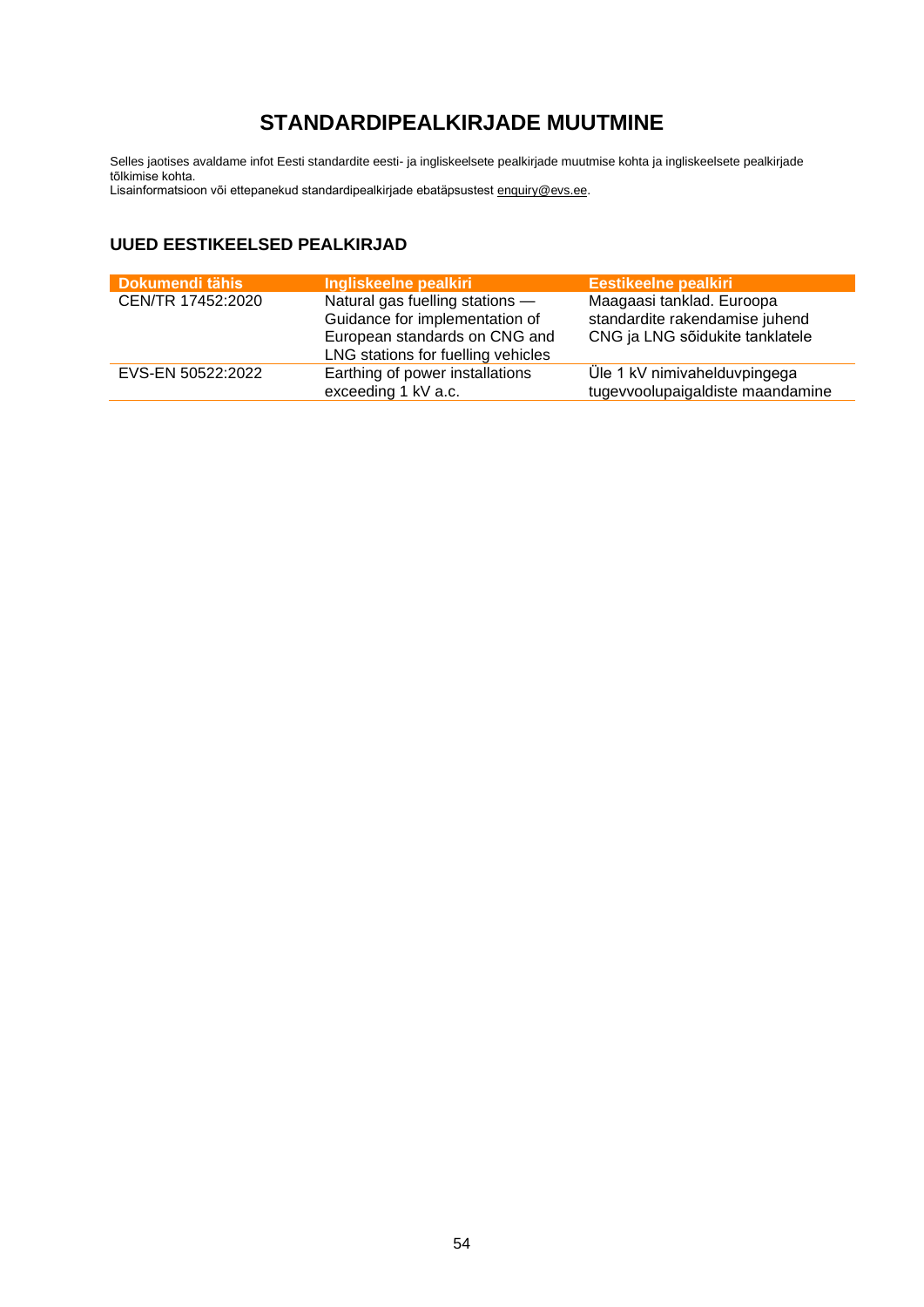# STANDARDIPEALKIRJADE MUUTMINE

Selles jaotises avaldame infot Eesti standardite eesti- ja ingliskeelsete pealkirjade muutmise kohta ja ingliskeelsete pealkirjade tõlkimise kohta.
Lisainformatsioon või ettepanekud standardipealkirjade ebatäpsustest enquiry@evs.ee.

## UUED EESTIKEELSED PEALKIRJAD

| Dokumendi tähis | Ingliskeelne pealkiri | Eestikeelne pealkiri |
|---|---|---|
| CEN/TR 17452:2020 | Natural gas fuelling stations — Guidance for implementation of European standards on CNG and LNG stations for fuelling vehicles | Maagaasi tanklad. Euroopa standardite rakendamise juhend CNG ja LNG sõidukite tanklatele |
| EVS-EN 50522:2022 | Earthing of power installations exceeding 1 kV a.c. | Üle 1 kV nimivahelduvpingega tugevvoolupaigaldiste maandamine |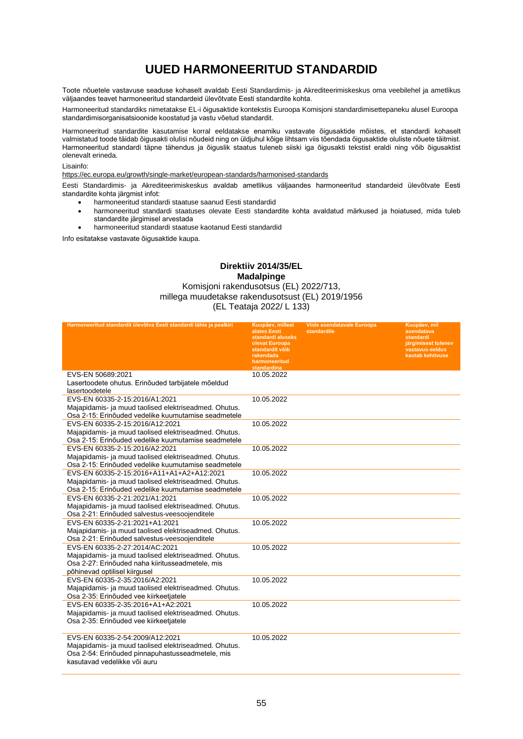# UUED HARMONEERITUD STANDARDID

Toote nõuetele vastavuse seaduse kohaselt avaldab Eesti Standardimis- ja Akrediteerimiskeskus oma veebilehel ja ametlikus väljaandes teavet harmoneeritud standardeid ülevõtvate Eesti standardite kohta.

Harmoneeritud standardiks nimetatakse EL-i õigusaktide kontekstis Euroopa Komisjoni standardimisettepaneku alusel Euroopa standardimisorganisatsioonide koostatud ja vastu võetud standardit.

Harmoneeritud standardite kasutamise korral eeldatakse enamiku vastavate õigusaktide mõistes, et standardi kohaselt valmistatud toode täidab õigusakti olulisi nõudeid ning on üldjuhul kõige lihtsam viis tõendada õigusaktide oluliste nõuete täitmist. Harmoneeritud standardi täpne tähendus ja õiguslik staatus tuleneb siiski iga õigusakti tekstist eraldi ning võib õigusaktist olenevalt erineda.

Lisainfo:

https://ec.europa.eu/growth/single-market/european-standards/harmonised-standards

Eesti Standardimis- ja Akrediteerimiskeskus avaldab ametlikus väljaandes harmoneeritud standardeid ülevõtvate Eesti standardite kohta järgmist infot:

- harmoneeritud standardi staatuse saanud Eesti standardid
- harmoneeritud standardi staatuses olevate Eesti standardite kohta avaldatud märkused ja hoiatused, mida tuleb standardite järgimisel arvestada
- harmoneeritud standardi staatuse kaotanud Eesti standardid

Info esitatakse vastavate õigusaktide kaupa.

**Direktiiv 2014/35/EL**
**Madalpinge**
Komisjoni rakendusotsus (EL) 2022/713,
millega muudetakse rakendusotsust (EL) 2019/1956
(EL Teataja 2022/ L 133)

| Harmoneeritud standardit ülevõtva Eesti standardi tähis ja pealkiri | Kuupäev, millest alates Eesti standardi aluseks olevat Euroopa standardit võib rakendada harmoneeritud standardina | Viide asendatavale Euroopa standardile | Kuupäev, mil asendatava standardi järgimisest tulenev vastavus-eeldus kaotab kehtivuse |
|---|---|---|---|
| EVS-EN 50689:2021<br>Lasertoodete ohutus. Erinõuded tarbijatele mõeldud lasertoodetele | 10.05.2022 | | |
| EVS-EN 60335-2-15:2016/A1:2021<br>Majapidamis- ja muud taolised elektriseadmed. Ohutus. Osa 2-15: Erinõuded vedelike kuumutamise seadmetele | 10.05.2022 | | |
| EVS-EN 60335-2-15:2016/A12:2021<br>Majapidamis- ja muud taolised elektriseadmed. Ohutus. Osa 2-15: Erinõuded vedelike kuumutamise seadmetele | 10.05.2022 | | |
| EVS-EN 60335-2-15:2016/A2:2021<br>Majapidamis- ja muud taolised elektriseadmed. Ohutus. Osa 2-15: Erinõuded vedelike kuumutamise seadmetele | 10.05.2022 | | |
| EVS-EN 60335-2-15:2016+A11+A1+A2+A12:2021<br>Majapidamis- ja muud taolised elektriseadmed. Ohutus. Osa 2-15: Erinõuded vedelike kuumutamise seadmetele | 10.05.2022 | | |
| EVS-EN 60335-2-21:2021/A1:2021<br>Majapidamis- ja muud taolised elektriseadmed. Ohutus. Osa 2-21: Erinõuded salvestus-veesoojenditele | 10.05.2022 | | |
| EVS-EN 60335-2-21:2021+A1:2021<br>Majapidamis- ja muud taolised elektriseadmed. Ohutus. Osa 2-21: Erinõuded salvestus-veesoojenditele | 10.05.2022 | | |
| EVS-EN 60335-2-27:2014/AC:2021<br>Majapidamis- ja muud taolised elektriseadmed. Ohutus. Osa 2-27: Erinõuded naha kiiritusseadmetele, mis põhinevad optilisel kiirgusel | 10.05.2022 | | |
| EVS-EN 60335-2-35:2016/A2:2021<br>Majapidamis- ja muud taolised elektriseadmed. Ohutus. Osa 2-35: Erinõuded vee kiirkeetjatele | 10.05.2022 | | |
| EVS-EN 60335-2-35:2016+A1+A2:2021<br>Majapidamis- ja muud taolised elektriseadmed. Ohutus. Osa 2-35: Erinõuded vee kiirkeetjatele | 10.05.2022 | | |
| EVS-EN 60335-2-54:2009/A12:2021<br>Majapidamis- ja muud taolised elektriseadmed. Ohutus. Osa 2-54: Erinõuded pinnapuhastusseadmetele, mis kasutavad vedelikke või auru | 10.05.2022 | | |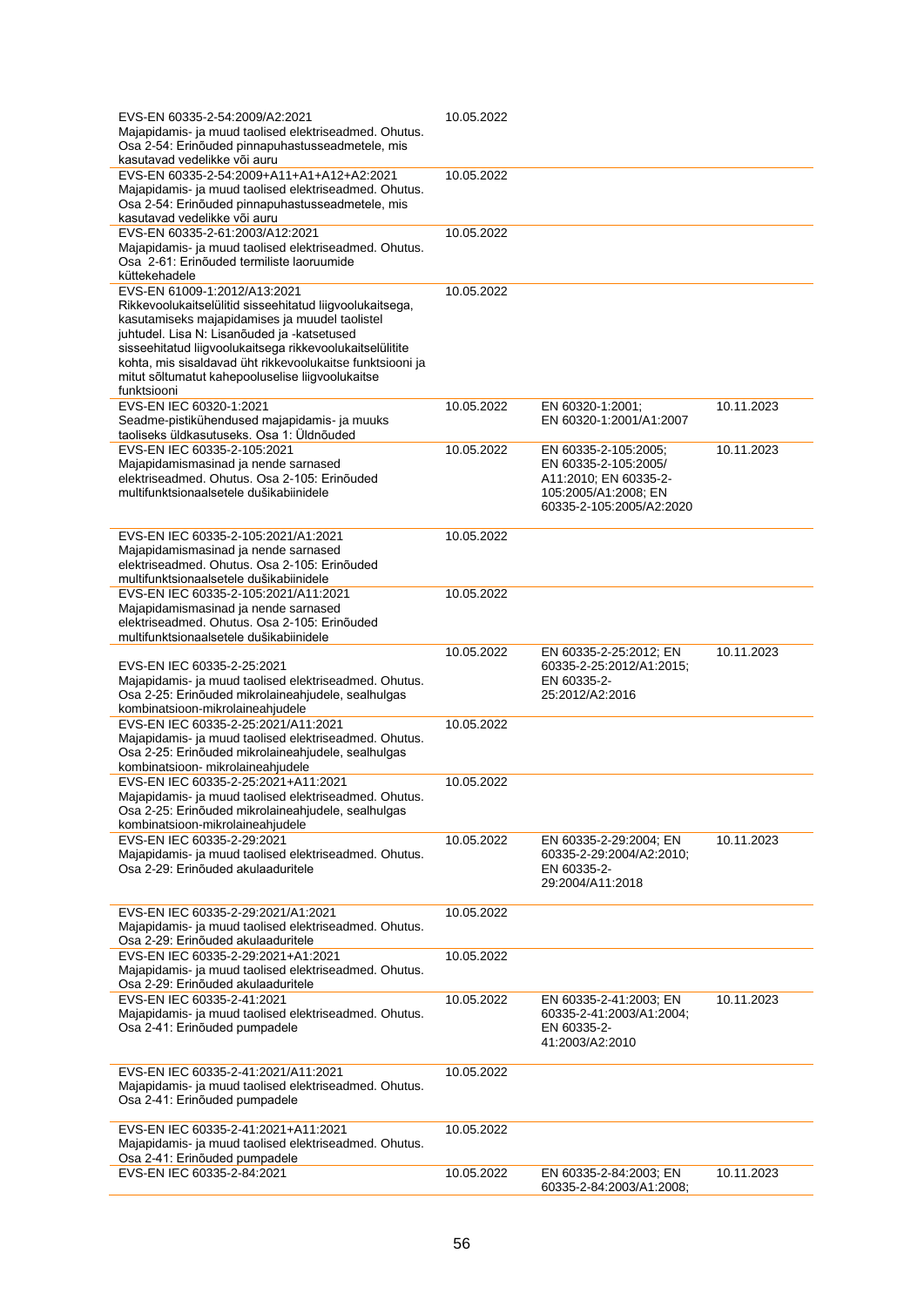| | | | |
|---|---|---|---|
| EVS-EN 60335-2-54:2009/A2:2021 Majapidamis- ja muud taolised elektriseadmed. Ohutus. Osa 2-54: Erinõuded pinnapuhastusseadmetele, mis kasutavad vedelikke või auru | 10.05.2022 | | |
| EVS-EN 60335-2-54:2009+A11+A1+A12+A2:2021 Majapidamis- ja muud taolised elektriseadmed. Ohutus. Osa 2-54: Erinõuded pinnapuhastusseadmetele, mis kasutavad vedelikke või auru | 10.05.2022 | | |
| EVS-EN 60335-2-61:2003/A12:2021 Majapidamis- ja muud taolised elektriseadmed. Ohutus. Osa 2-61: Erinõuded termiliste laoruumide küttekehadele | 10.05.2022 | | |
| EVS-EN 61009-1:2012/A13:2021 Rikkevoolukaitselülitid sisseehitatud liigvoolukaitsega, kasutamiseks majapidamises ja muudel taolistel juhtudel. Lisa N: Lisanõuded ja -katsetused sisseehitatud liigvoolukaitsega rikkevoolukaitselülitite kohta, mis sisaldavad üht rikkevoolukaitse funktsiooni ja mitut sõltumatut kahepooluselise liigvoolukaitse funktsiooni | 10.05.2022 | | |
| EVS-EN IEC 60320-1:2021 Seadme-pistikühendused majapidamis- ja muuks taoliseks üldkasutuseks. Osa 1: Üldnõuded | 10.05.2022 | EN 60320-1:2001; EN 60320-1:2001/A1:2007 | 10.11.2023 |
| EVS-EN IEC 60335-2-105:2021 Majapidamismasinad ja nende sarnased elektriseadmed. Ohutus. Osa 2-105: Erinõuded multifunktsionaalsetele dušikabiinidele | 10.05.2022 | EN 60335-2-105:2005; EN 60335-2-105:2005/ A11:2010; EN 60335-2-105:2005/A1:2008; EN 60335-2-105:2005/A2:2020 | 10.11.2023 |
| EVS-EN IEC 60335-2-105:2021/A1:2021 Majapidamismasinad ja nende sarnased elektriseadmed. Ohutus. Osa 2-105: Erinõuded multifunktsionaalsetele dušikabiinidele | 10.05.2022 | | |
| EVS-EN IEC 60335-2-105:2021/A11:2021 Majapidamismasinad ja nende sarnased elektriseadmed. Ohutus. Osa 2-105: Erinõuded multifunktsionaalsetele dušikabiinidele | 10.05.2022 | | |
| EVS-EN IEC 60335-2-25:2021 Majapidamis- ja muud taolised elektriseadmed. Ohutus. Osa 2-25: Erinõuded mikrolaineahjudele, sealhulgas kombinatsioon-mikrolaineahjudele | 10.05.2022 | EN 60335-2-25:2012; EN 60335-2-25:2012/A1:2015; EN 60335-2-25:2012/A2:2016 | 10.11.2023 |
| EVS-EN IEC 60335-2-25:2021/A11:2021 Majapidamis- ja muud taolised elektriseadmed. Ohutus. Osa 2-25: Erinõuded mikrolaineahjudele, sealhulgas kombinatsioon- mikrolaineahjudele | 10.05.2022 | | |
| EVS-EN IEC 60335-2-25:2021+A11:2021 Majapidamis- ja muud taolised elektriseadmed. Ohutus. Osa 2-25: Erinõuded mikrolaineahjudele, sealhulgas kombinatsioon-mikrolaineahjudele | 10.05.2022 | | |
| EVS-EN IEC 60335-2-29:2021 Majapidamis- ja muud taolised elektriseadmed. Ohutus. Osa 2-29: Erinõuded akulaaduritele | 10.05.2022 | EN 60335-2-29:2004; EN 60335-2-29:2004/A2:2010; EN 60335-2-29:2004/A11:2018 | 10.11.2023 |
| EVS-EN IEC 60335-2-29:2021/A1:2021 Majapidamis- ja muud taolised elektriseadmed. Ohutus. Osa 2-29: Erinõuded akulaaduritele | 10.05.2022 | | |
| EVS-EN IEC 60335-2-29:2021+A1:2021 Majapidamis- ja muud taolised elektriseadmed. Ohutus. Osa 2-29: Erinõuded akulaaduritele | 10.05.2022 | | |
| EVS-EN IEC 60335-2-41:2021 Majapidamis- ja muud taolised elektriseadmed. Ohutus. Osa 2-41: Erinõuded pumpadele | 10.05.2022 | EN 60335-2-41:2003; EN 60335-2-41:2003/A1:2004; EN 60335-2-41:2003/A2:2010 | 10.11.2023 |
| EVS-EN IEC 60335-2-41:2021/A11:2021 Majapidamis- ja muud taolised elektriseadmed. Ohutus. Osa 2-41: Erinõuded pumpadele | 10.05.2022 | | |
| EVS-EN IEC 60335-2-41:2021+A11:2021 Majapidamis- ja muud taolised elektriseadmed. Ohutus. Osa 2-41: Erinõuded pumpadele | 10.05.2022 | | |
| EVS-EN IEC 60335-2-84:2021 | 10.05.2022 | EN 60335-2-84:2003; EN 60335-2-84:2003/A1:2008; | 10.11.2023 |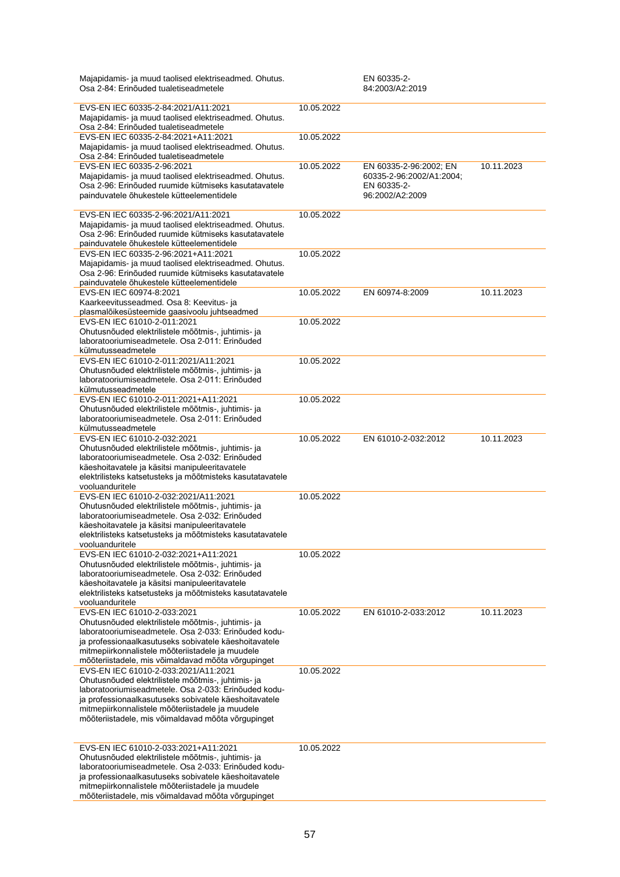| | | | |
|---|---|---|---|
| Majapidamis- ja muud taolised elektriseadmed. Ohutus. Osa 2-84: Erinõuded tualetiseadmetele | | EN 60335-2-84:2003/A2:2019 | |
| EVS-EN IEC 60335-2-84:2021/A11:2021 Majapidamis- ja muud taolised elektriseadmed. Ohutus. Osa 2-84: Erinõuded tualetiseadmetele | 10.05.2022 | | |
| EVS-EN IEC 60335-2-84:2021+A11:2021 Majapidamis- ja muud taolised elektriseadmed. Ohutus. Osa 2-84: Erinõuded tualetiseadmetele | 10.05.2022 | | |
| EVS-EN IEC 60335-2-96:2021 Majapidamis- ja muud taolised elektriseadmed. Ohutus. Osa 2-96: Erinõuded ruumide kütmiseks kasutatavatele painduvatele õhukestele kütteelementidele | 10.05.2022 | EN 60335-2-96:2002; EN 60335-2-96:2002/A1:2004; EN 60335-2-96:2002/A2:2009 | 10.11.2023 |
| EVS-EN IEC 60335-2-96:2021/A11:2021 Majapidamis- ja muud taolised elektriseadmed. Ohutus. Osa 2-96: Erinõuded ruumide kütmiseks kasutatavatele painduvatele õhukestele kütteelementidele | 10.05.2022 | | |
| EVS-EN IEC 60335-2-96:2021+A11:2021 Majapidamis- ja muud taolised elektriseadmed. Ohutus. Osa 2-96: Erinõuded ruumide kütmiseks kasutatavatele painduvatele õhukestele kütteelementidele | 10.05.2022 | | |
| EVS-EN IEC 60974-8:2021 Kaarkeevitusseadmed. Osa 8: Keevitus- ja plasmalõikesüsteemide gaasivoolu juhtseadmed | 10.05.2022 | EN 60974-8:2009 | 10.11.2023 |
| EVS-EN IEC 61010-2-011:2021 Ohutusnõuded elektrilistele mõõtmis-, juhtimis- ja laboratooriumiseadmetele. Osa 2-011: Erinõuded külmutusseadmetele | 10.05.2022 | | |
| EVS-EN IEC 61010-2-011:2021/A11:2021 Ohutusnõuded elektrilistele mõõtmis-, juhtimis- ja laboratooriumiseadmetele. Osa 2-011: Erinõuded külmutusseadmetele | 10.05.2022 | | |
| EVS-EN IEC 61010-2-011:2021+A11:2021 Ohutusnõuded elektrilistele mõõtmis-, juhtimis- ja laboratooriumiseadmetele. Osa 2-011: Erinõuded külmutusseadmetele | 10.05.2022 | | |
| EVS-EN IEC 61010-2-032:2021 Ohutusnõuded elektrilistele mõõtmis-, juhtimis- ja laboratooriumiseadmetele. Osa 2-032: Erinõuded käeshoitavatele ja käsitsi manipuleeritavatele elektrilisteks katsetusteks ja mõõtmisteks kasutatavatele vooluanduritele | 10.05.2022 | EN 61010-2-032:2012 | 10.11.2023 |
| EVS-EN IEC 61010-2-032:2021/A11:2021 Ohutusnõuded elektrilistele mõõtmis-, juhtimis- ja laboratooriumiseadmetele. Osa 2-032: Erinõuded käeshoitavatele ja käsitsi manipuleeritavatele elektrilisteks katsetusteks ja mõõtmisteks kasutatavatele vooluanduritele | 10.05.2022 | | |
| EVS-EN IEC 61010-2-032:2021+A11:2021 Ohutusnõuded elektrilistele mõõtmis-, juhtimis- ja laboratooriumiseadmetele. Osa 2-032: Erinõuded käeshoitavatele ja käsitsi manipuleeritavatele elektrilisteks katsetusteks ja mõõtmisteks kasutatavatele vooluanduritele | 10.05.2022 | | |
| EVS-EN IEC 61010-2-033:2021 Ohutusnõuded elektrilistele mõõtmis-, juhtimis- ja laboratooriumiseadmetele. Osa 2-033: Erinõuded kodu- ja professionaalkasutuseks sobivatele käeshoitavatele mitmepiirkonnalistele mõõteriistadele ja muudele mõõteriistadele, mis võimaldavad mõõta võrgupinget | 10.05.2022 | EN 61010-2-033:2012 | 10.11.2023 |
| EVS-EN IEC 61010-2-033:2021/A11:2021 Ohutusnõuded elektrilistele mõõtmis-, juhtimis- ja laboratooriumiseadmetele. Osa 2-033: Erinõuded kodu- ja professionaalkasutuseks sobivatele käeshoitavatele mitmepiirkonnalistele mõõteriistadele ja muudele mõõteriistadele, mis võimaldavad mõõta võrgupinget | 10.05.2022 | | |
| EVS-EN IEC 61010-2-033:2021+A11:2021 Ohutusnõuded elektrilistele mõõtmis-, juhtimis- ja laboratooriumiseadmetele. Osa 2-033: Erinõuded kodu- ja professionaalkasutuseks sobivatele käeshoitavatele mitmepiirkonnalistele mõõteriistadele ja muudele mõõteriistadele, mis võimaldavad mõõta võrgupinget | 10.05.2022 | | |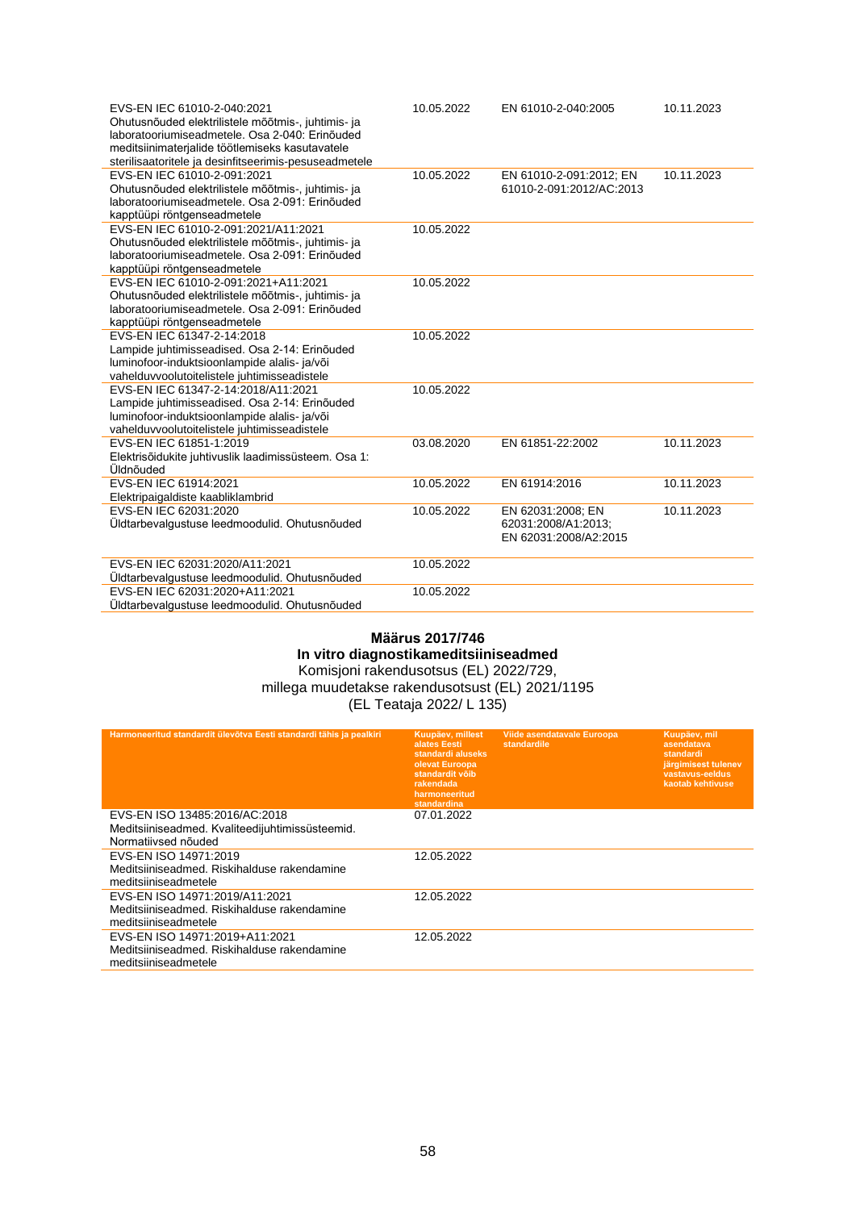| | | | |
|---|---|---|---|
| EVS-EN IEC 61010-2-040:2021 Ohutusnõuded elektrilistele mõõtmis-, juhtimis- ja laboratooriumiseadmetele. Osa 2-040: Erinõuded meditsiinimaterjalide töötlemiseks kasutatavatele sterilisaatoritele ja desinfitseerimis-pesuseadmetele | 10.05.2022 | EN 61010-2-040:2005 | 10.11.2023 |
| EVS-EN IEC 61010-2-091:2021 Ohutusnõuded elektrilistele mõõtmis-, juhtimis- ja laboratooriumiseadmetele. Osa 2-091: Erinõuded kapptüüpi röntgenseadmetele | 10.05.2022 | EN 61010-2-091:2012; EN 61010-2-091:2012/AC:2013 | 10.11.2023 |
| EVS-EN IEC 61010-2-091:2021/A11:2021 Ohutusnõuded elektrilistele mõõtmis-, juhtimis- ja laboratooriumiseadmetele. Osa 2-091: Erinõuded kapptüüpi röntgenseadmetele | 10.05.2022 | | |
| EVS-EN IEC 61010-2-091:2021+A11:2021 Ohutusnõuded elektrilistele mõõtmis-, juhtimis- ja laboratooriumiseadmetele. Osa 2-091: Erinõuded kapptüüpi röntgenseadmetele | 10.05.2022 | | |
| EVS-EN IEC 61347-2-14:2018 Lampide juhtimisseadised. Osa 2-14: Erinõuded luminofoor-induktsioonlampide alalis- ja/või vahelduvvoolutoitelistele juhtimisseadistele | 10.05.2022 | | |
| EVS-EN IEC 61347-2-14:2018/A11:2021 Lampide juhtimisseadised. Osa 2-14: Erinõuded luminofoor-induktsioonlampide alalis- ja/või vahelduvvoolutoitelistele juhtimisseadistele | 10.05.2022 | | |
| EVS-EN IEC 61851-1:2019 Elektrisõidukite juhtivuslik laadimissüsteem. Osa 1: Üldnõuded | 03.08.2020 | EN 61851-22:2002 | 10.11.2023 |
| EVS-EN IEC 61914:2021 Elektripaigaldiste kaabliklambrid | 10.05.2022 | EN 61914:2016 | 10.11.2023 |
| EVS-EN IEC 62031:2020 Üldtarbevalgustuse leedmoodulid. Ohutusnõuded | 10.05.2022 | EN 62031:2008; EN 62031:2008/A1:2013; EN 62031:2008/A2:2015 | 10.11.2023 |
| EVS-EN IEC 62031:2020/A11:2021 Üldtarbevalgustuse leedmoodulid. Ohutusnõuded | 10.05.2022 | | |
| EVS-EN IEC 62031:2020+A11:2021 Üldtarbevalgustuse leedmoodulid. Ohutusnõuded | 10.05.2022 | | |

**Määrus 2017/746**
**In vitro diagnostikameditsiiniseadmed**
Komisjoni rakendusotsus (EL) 2022/729,
millega muudetakse rakendusotsust (EL) 2021/1195
(EL Teataja 2022/ L 135)

| Harmoneeritud standardit ülevõtva Eesti standardi tähis ja pealkiri | Kuupäev, millest alates Eesti standardi aluseks olevat Euroopa standardit võib rakendada harmoneeritud standardina | Viide asendatavale Euroopa standardile | Kuupäev, mil asendatava standardi järgimisest tulenev vastavus-eeldus kaotab kehtivuse |
|---|---|---|---|
| EVS-EN ISO 13485:2016/AC:2018 Meditsiiniseadmed. Kvaliteedijuhtimissüsteemid. Normatiivsed nõuded | 07.01.2022 | | |
| EVS-EN ISO 14971:2019 Meditsiiniseadmed. Riskihalduse rakendamine meditsiiniseadmetele | 12.05.2022 | | |
| EVS-EN ISO 14971:2019/A11:2021 Meditsiiniseadmed. Riskihalduse rakendamine meditsiiniseadmetele | 12.05.2022 | | |
| EVS-EN ISO 14971:2019+A11:2021 Meditsiiniseadmed. Riskihalduse rakendamine meditsiiniseadmetele | 12.05.2022 | | |